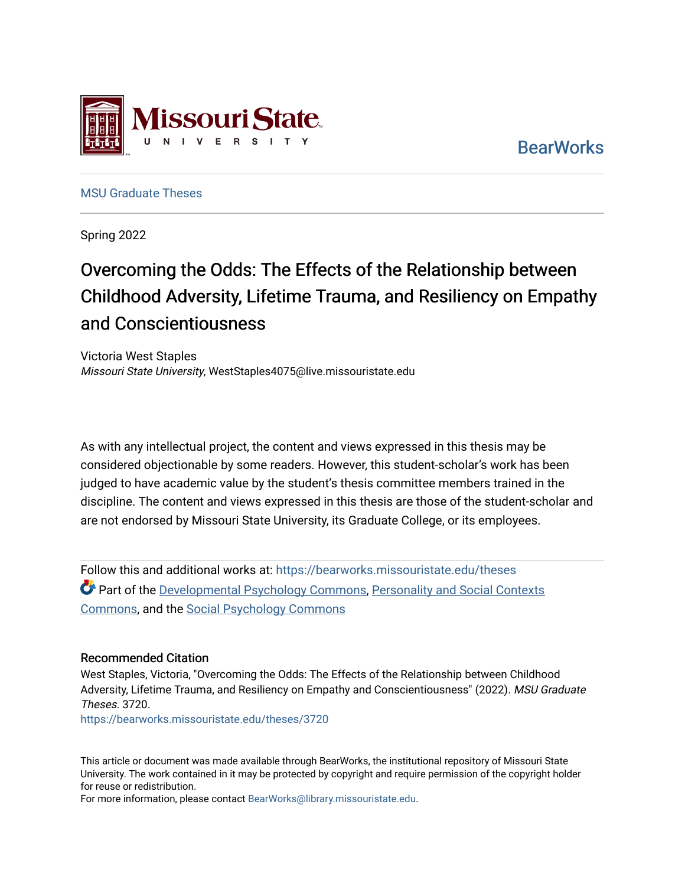Missouri State University

BearWorks

MSU Graduate Theses

Spring 2022

# Overcoming the Odds: The Effects of the Relationship between Childhood Adversity, Lifetime Trauma, and Resiliency on Empathy and Conscientiousness

Victoria West Staples
*Missouri State University*, WestStaples4075@live.missouristate.edu

As with any intellectual project, the content and views expressed in this thesis may be considered objectionable by some readers. However, this student-scholar's work has been judged to have academic value by the student's thesis committee members trained in the discipline. The content and views expressed in this thesis are those of the student-scholar and are not endorsed by Missouri State University, its Graduate College, or its employees.

Follow this and additional works at: https://bearworks.missouristate.edu/theses

Part of the Developmental Psychology Commons, Personality and Social Contexts Commons, and the Social Psychology Commons

### Recommended Citation

West Staples, Victoria, "Overcoming the Odds: The Effects of the Relationship between Childhood Adversity, Lifetime Trauma, and Resiliency on Empathy and Conscientiousness" (2022). *MSU Graduate Theses*. 3720.
https://bearworks.missouristate.edu/theses/3720

This article or document was made available through BearWorks, the institutional repository of Missouri State University. The work contained in it may be protected by copyright and require permission of the copyright holder for reuse or redistribution.
For more information, please contact BearWorks@library.missouristate.edu.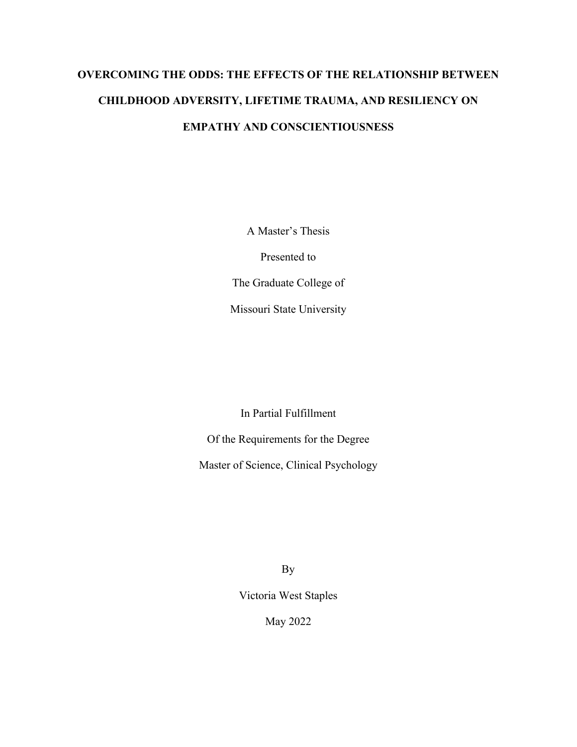# OVERCOMING THE ODDS: THE EFFECTS OF THE RELATIONSHIP BETWEEN CHILDHOOD ADVERSITY, LIFETIME TRAUMA, AND RESILIENCY ON EMPATHY AND CONSCIENTIOUSNESS

A Master's Thesis

Presented to

The Graduate College of

Missouri State University

In Partial Fulfillment

Of the Requirements for the Degree

Master of Science, Clinical Psychology

By

Victoria West Staples

May 2022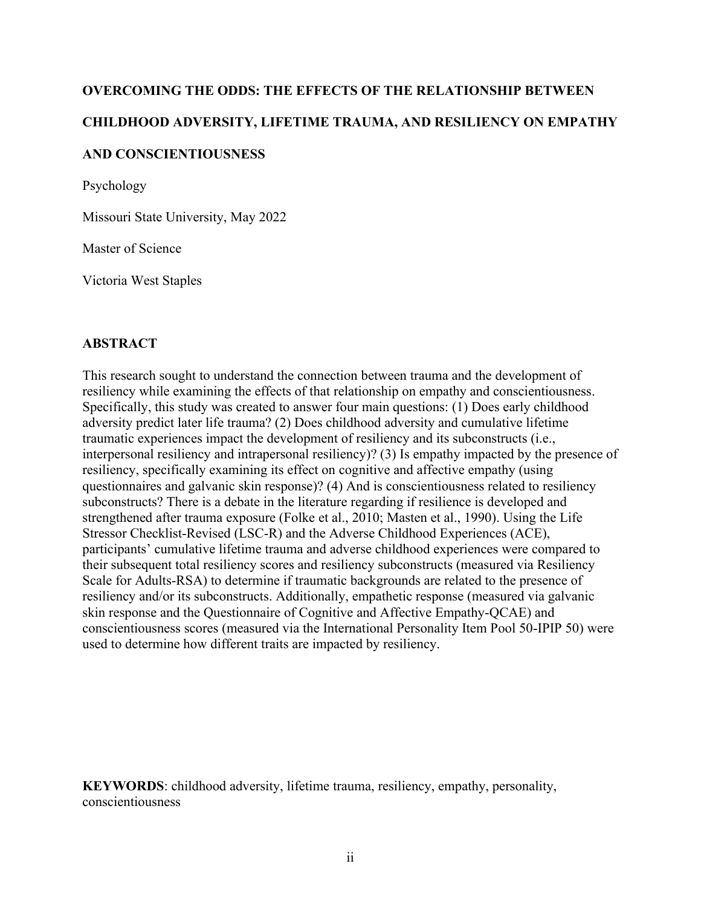**OVERCOMING THE ODDS: THE EFFECTS OF THE RELATIONSHIP BETWEEN CHILDHOOD ADVERSITY, LIFETIME TRAUMA, AND RESILIENCY ON EMPATHY AND CONSCIENTIOUSNESS**

Psychology

Missouri State University, May 2022

Master of Science

Victoria West Staples

## ABSTRACT

This research sought to understand the connection between trauma and the development of resiliency while examining the effects of that relationship on empathy and conscientiousness. Specifically, this study was created to answer four main questions: (1) Does early childhood adversity predict later life trauma? (2) Does childhood adversity and cumulative lifetime traumatic experiences impact the development of resiliency and its subconstructs (i.e., interpersonal resiliency and intrapersonal resiliency)? (3) Is empathy impacted by the presence of resiliency, specifically examining its effect on cognitive and affective empathy (using questionnaires and galvanic skin response)? (4) And is conscientiousness related to resiliency subconstructs? There is a debate in the literature regarding if resilience is developed and strengthened after trauma exposure (Folke et al., 2010; Masten et al., 1990). Using the Life Stressor Checklist-Revised (LSC-R) and the Adverse Childhood Experiences (ACE), participants' cumulative lifetime trauma and adverse childhood experiences were compared to their subsequent total resiliency scores and resiliency subconstructs (measured via Resiliency Scale for Adults-RSA) to determine if traumatic backgrounds are related to the presence of resiliency and/or its subconstructs. Additionally, empathetic response (measured via galvanic skin response and the Questionnaire of Cognitive and Affective Empathy-QCAE) and conscientiousness scores (measured via the International Personality Item Pool 50-IPIP 50) were used to determine how different traits are impacted by resiliency.

**KEYWORDS**: childhood adversity, lifetime trauma, resiliency, empathy, personality, conscientiousness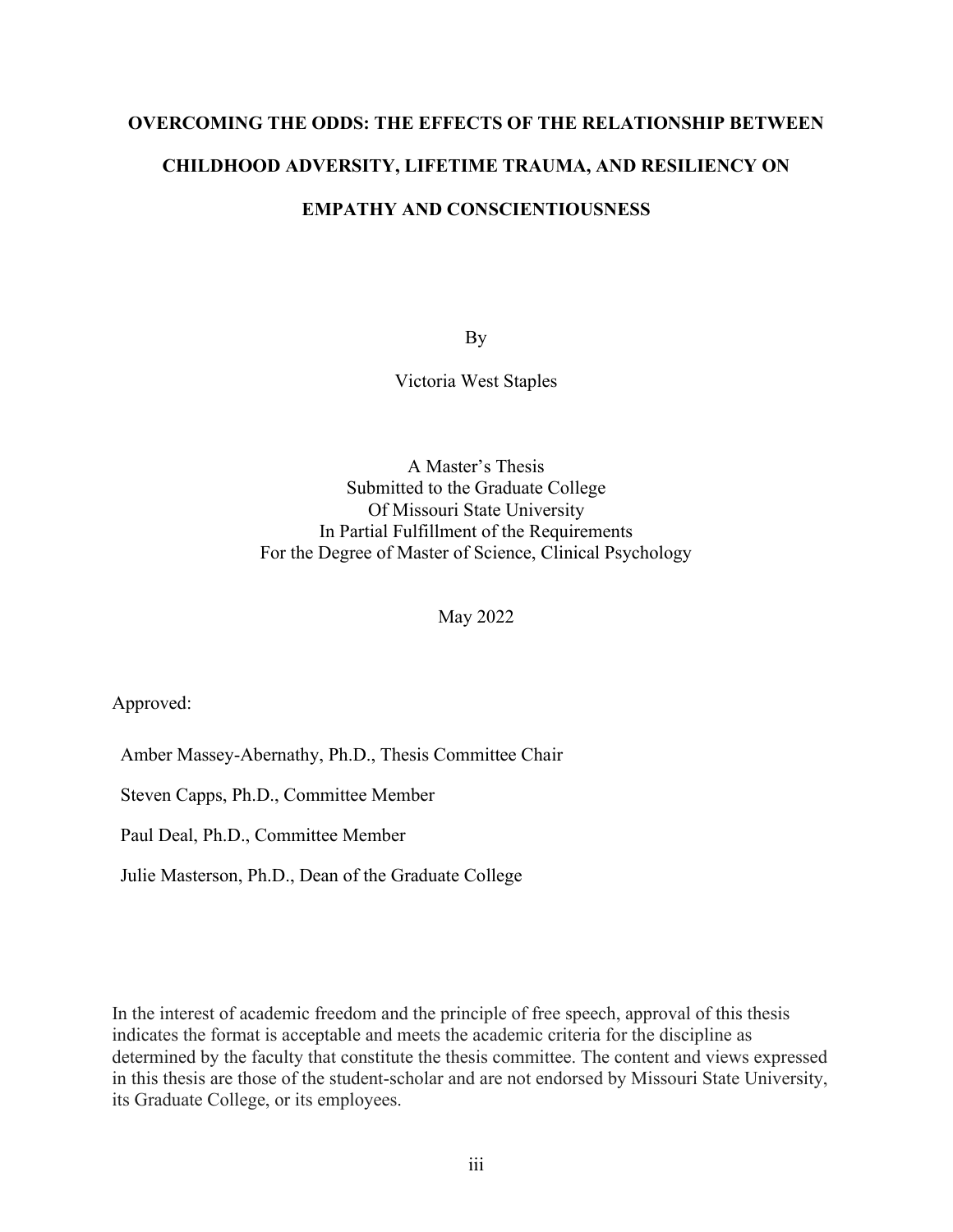**OVERCOMING THE ODDS: THE EFFECTS OF THE RELATIONSHIP BETWEEN CHILDHOOD ADVERSITY, LIFETIME TRAUMA, AND RESILIENCY ON EMPATHY AND CONSCIENTIOUSNESS**

By

Victoria West Staples

A Master's Thesis
Submitted to the Graduate College
Of Missouri State University
In Partial Fulfillment of the Requirements
For the Degree of Master of Science, Clinical Psychology

May 2022

Approved:

Amber Massey-Abernathy, Ph.D., Thesis Committee Chair

Steven Capps, Ph.D., Committee Member

Paul Deal, Ph.D., Committee Member

Julie Masterson, Ph.D., Dean of the Graduate College

In the interest of academic freedom and the principle of free speech, approval of this thesis indicates the format is acceptable and meets the academic criteria for the discipline as determined by the faculty that constitute the thesis committee. The content and views expressed in this thesis are those of the student-scholar and are not endorsed by Missouri State University, its Graduate College, or its employees.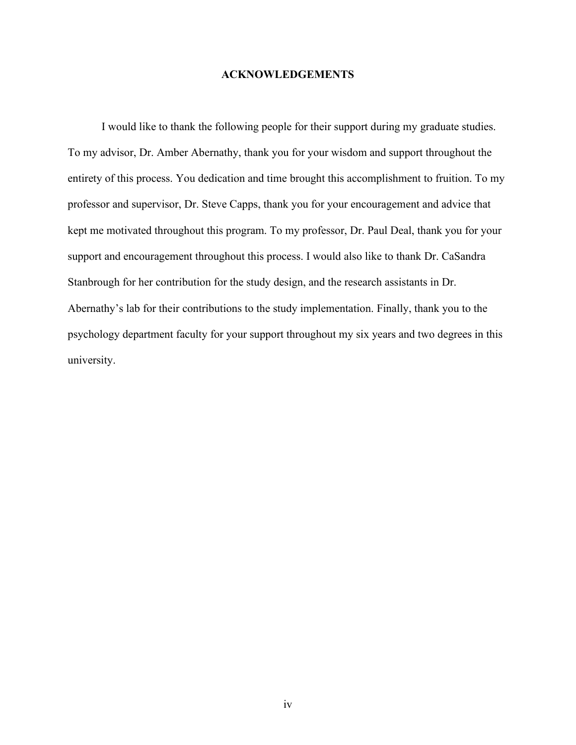# ACKNOWLEDGEMENTS

I would like to thank the following people for their support during my graduate studies. To my advisor, Dr. Amber Abernathy, thank you for your wisdom and support throughout the entirety of this process. You dedication and time brought this accomplishment to fruition. To my professor and supervisor, Dr. Steve Capps, thank you for your encouragement and advice that kept me motivated throughout this program. To my professor, Dr. Paul Deal, thank you for your support and encouragement throughout this process. I would also like to thank Dr. CaSandra Stanbrough for her contribution for the study design, and the research assistants in Dr. Abernathy's lab for their contributions to the study implementation. Finally, thank you to the psychology department faculty for your support throughout my six years and two degrees in this university.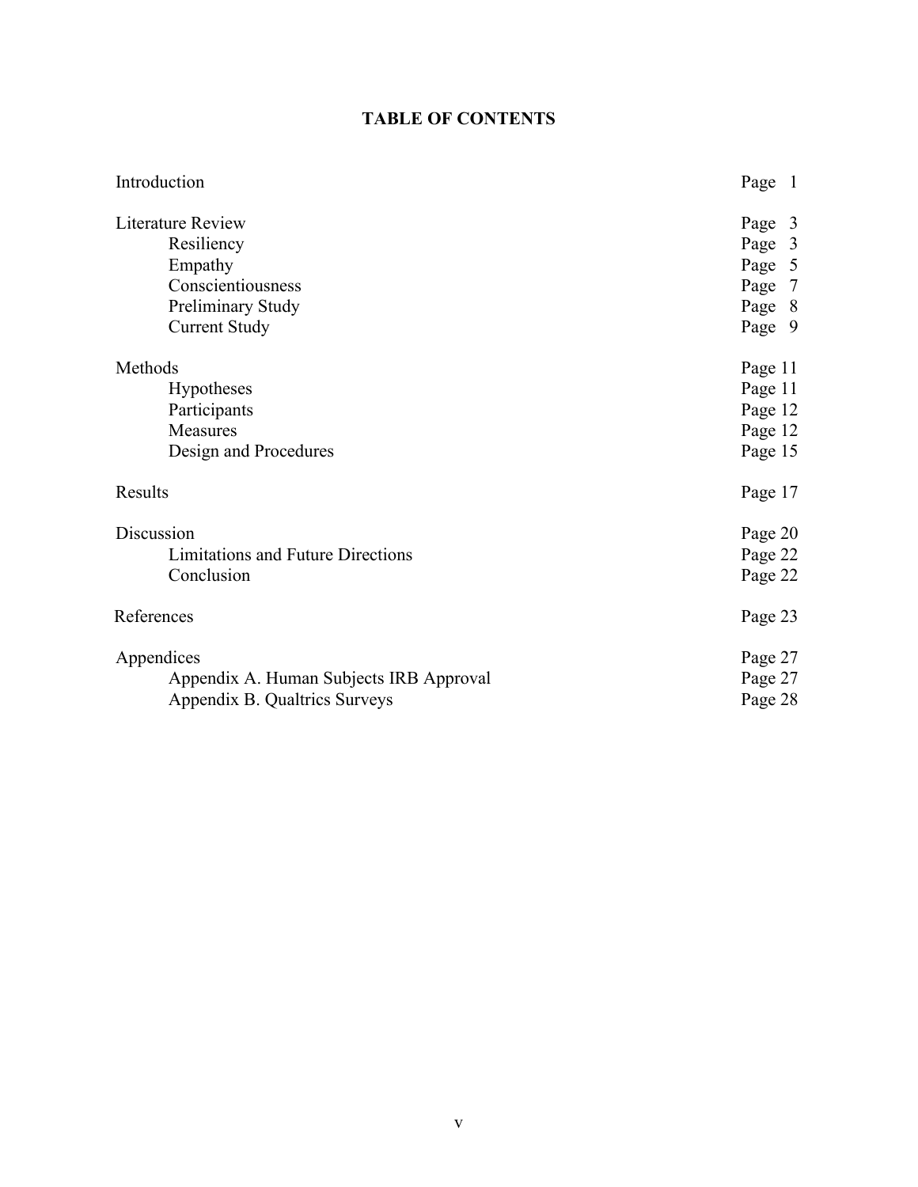# TABLE OF CONTENTS

| | |
|---|---|
| Introduction | Page 1 |
| Literature Review | Page 3 |
| Resiliency | Page 3 |
| Empathy | Page 5 |
| Conscientiousness | Page 7 |
| Preliminary Study | Page 8 |
| Current Study | Page 9 |
| Methods | Page 11 |
| Hypotheses | Page 11 |
| Participants | Page 12 |
| Measures | Page 12 |
| Design and Procedures | Page 15 |
| Results | Page 17 |
| Discussion | Page 20 |
| Limitations and Future Directions | Page 22 |
| Conclusion | Page 22 |
| References | Page 23 |
| Appendices | Page 27 |
| Appendix A. Human Subjects IRB Approval | Page 27 |
| Appendix B. Qualtrics Surveys | Page 28 |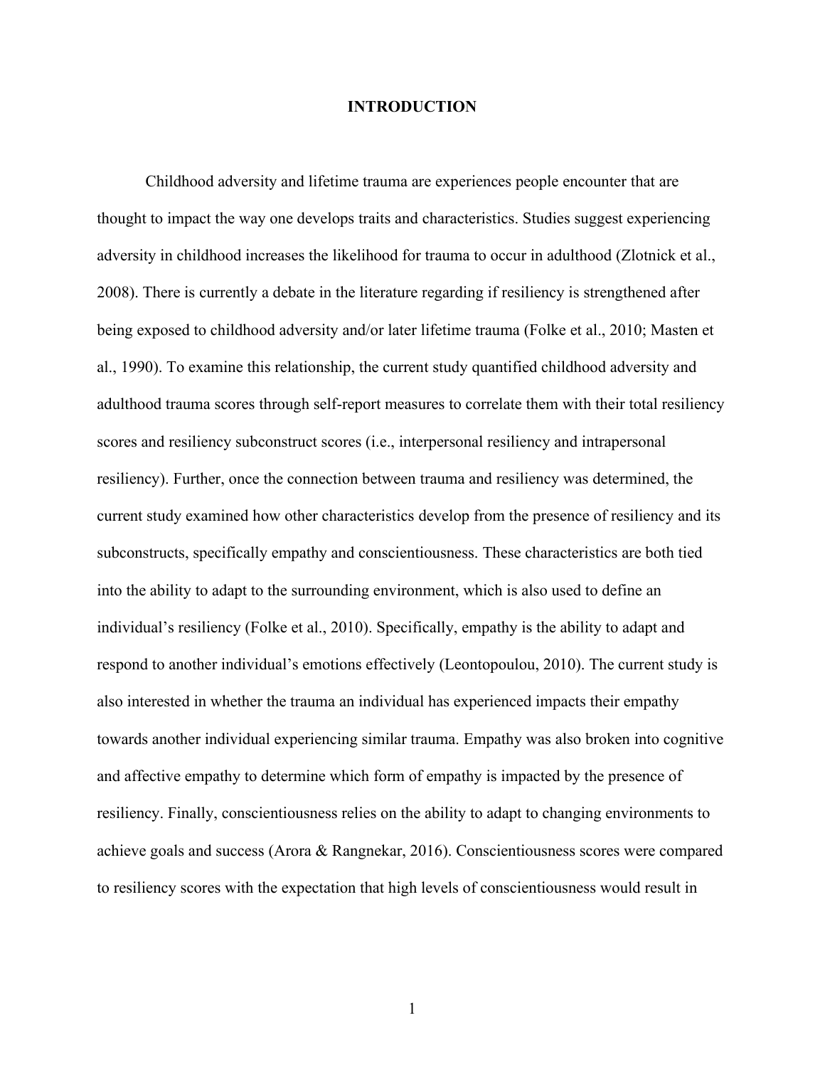# INTRODUCTION

Childhood adversity and lifetime trauma are experiences people encounter that are thought to impact the way one develops traits and characteristics. Studies suggest experiencing adversity in childhood increases the likelihood for trauma to occur in adulthood (Zlotnick et al., 2008). There is currently a debate in the literature regarding if resiliency is strengthened after being exposed to childhood adversity and/or later lifetime trauma (Folke et al., 2010; Masten et al., 1990). To examine this relationship, the current study quantified childhood adversity and adulthood trauma scores through self-report measures to correlate them with their total resiliency scores and resiliency subconstruct scores (i.e., interpersonal resiliency and intrapersonal resiliency). Further, once the connection between trauma and resiliency was determined, the current study examined how other characteristics develop from the presence of resiliency and its subconstructs, specifically empathy and conscientiousness. These characteristics are both tied into the ability to adapt to the surrounding environment, which is also used to define an individual's resiliency (Folke et al., 2010). Specifically, empathy is the ability to adapt and respond to another individual's emotions effectively (Leontopoulou, 2010). The current study is also interested in whether the trauma an individual has experienced impacts their empathy towards another individual experiencing similar trauma. Empathy was also broken into cognitive and affective empathy to determine which form of empathy is impacted by the presence of resiliency. Finally, conscientiousness relies on the ability to adapt to changing environments to achieve goals and success (Arora & Rangnekar, 2016). Conscientiousness scores were compared to resiliency scores with the expectation that high levels of conscientiousness would result in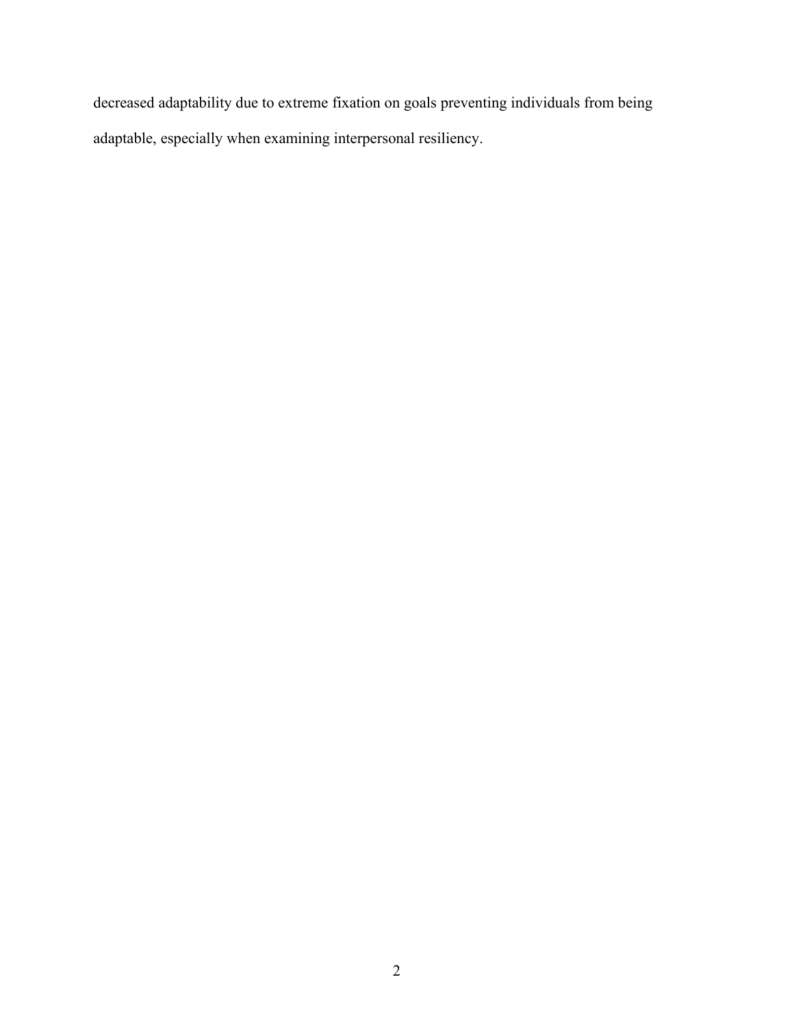decreased adaptability due to extreme fixation on goals preventing individuals from being adaptable, especially when examining interpersonal resiliency.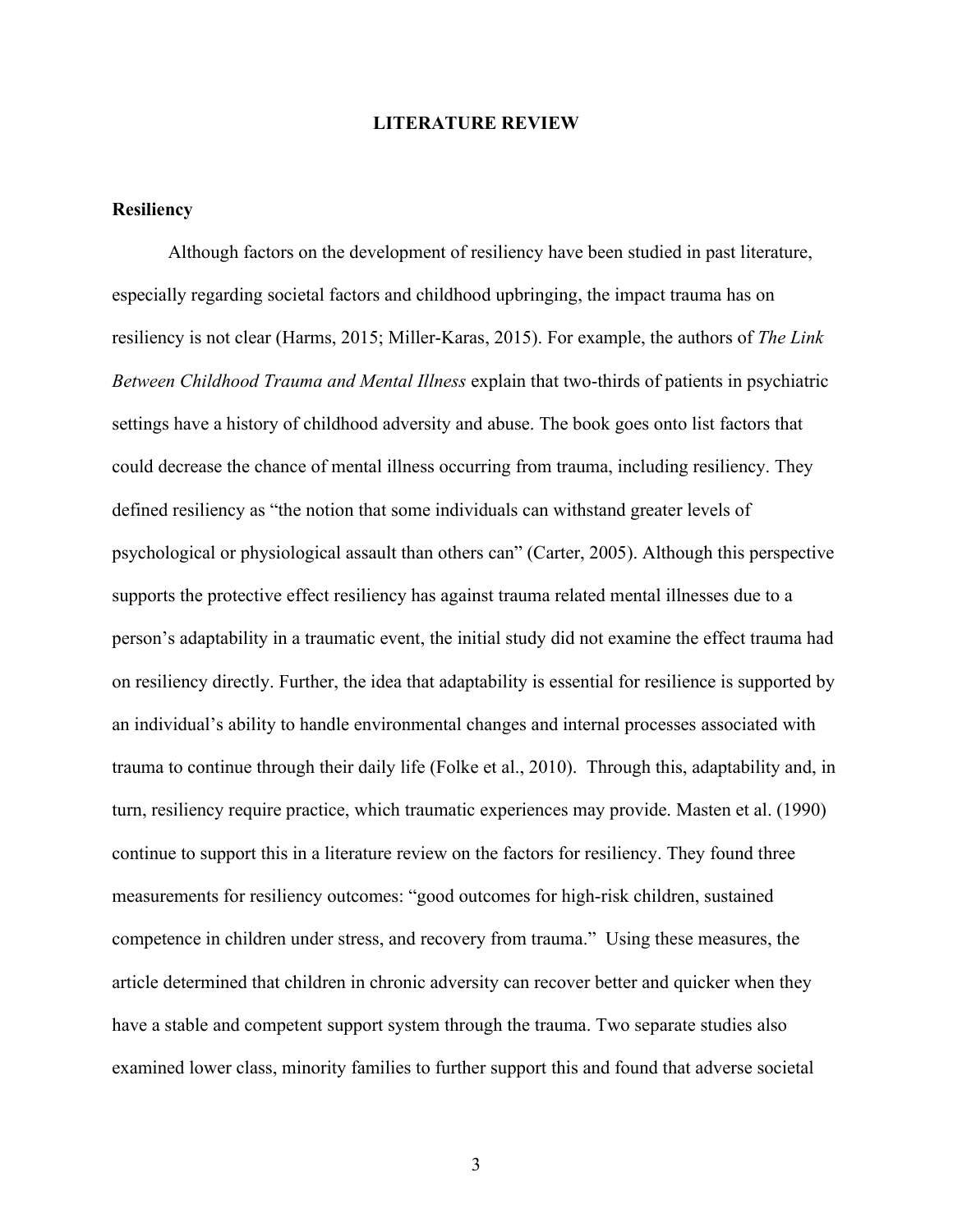# LITERATURE REVIEW

## Resiliency

Although factors on the development of resiliency have been studied in past literature, especially regarding societal factors and childhood upbringing, the impact trauma has on resiliency is not clear (Harms, 2015; Miller-Karas, 2015). For example, the authors of *The Link Between Childhood Trauma and Mental Illness* explain that two-thirds of patients in psychiatric settings have a history of childhood adversity and abuse. The book goes onto list factors that could decrease the chance of mental illness occurring from trauma, including resiliency. They defined resiliency as "the notion that some individuals can withstand greater levels of psychological or physiological assault than others can" (Carter, 2005). Although this perspective supports the protective effect resiliency has against trauma related mental illnesses due to a person's adaptability in a traumatic event, the initial study did not examine the effect trauma had on resiliency directly. Further, the idea that adaptability is essential for resilience is supported by an individual's ability to handle environmental changes and internal processes associated with trauma to continue through their daily life (Folke et al., 2010). Through this, adaptability and, in turn, resiliency require practice, which traumatic experiences may provide. Masten et al. (1990) continue to support this in a literature review on the factors for resiliency. They found three measurements for resiliency outcomes: "good outcomes for high-risk children, sustained competence in children under stress, and recovery from trauma." Using these measures, the article determined that children in chronic adversity can recover better and quicker when they have a stable and competent support system through the trauma. Two separate studies also examined lower class, minority families to further support this and found that adverse societal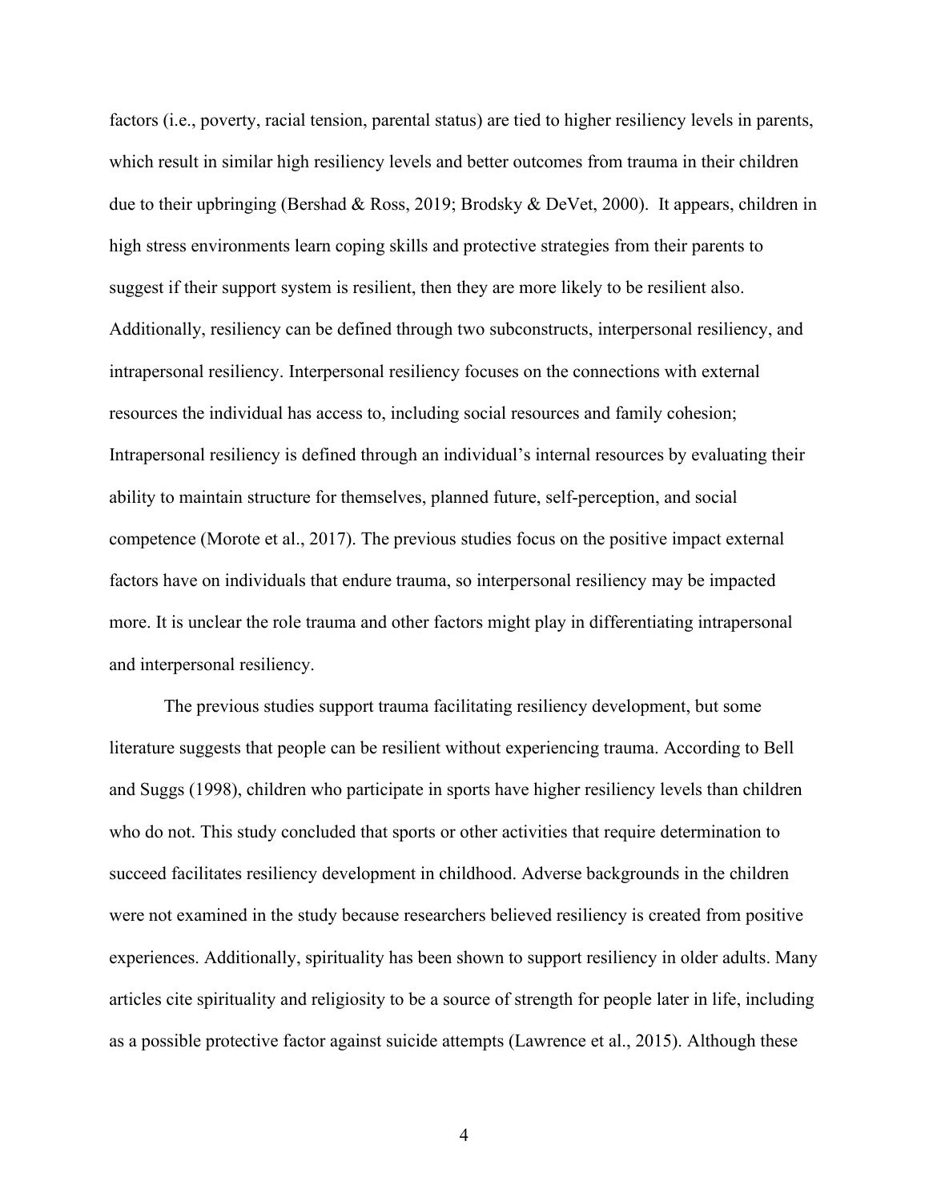factors (i.e., poverty, racial tension, parental status) are tied to higher resiliency levels in parents, which result in similar high resiliency levels and better outcomes from trauma in their children due to their upbringing (Bershad & Ross, 2019; Brodsky & DeVet, 2000). It appears, children in high stress environments learn coping skills and protective strategies from their parents to suggest if their support system is resilient, then they are more likely to be resilient also. Additionally, resiliency can be defined through two subconstructs, interpersonal resiliency, and intrapersonal resiliency. Interpersonal resiliency focuses on the connections with external resources the individual has access to, including social resources and family cohesion; Intrapersonal resiliency is defined through an individual's internal resources by evaluating their ability to maintain structure for themselves, planned future, self-perception, and social competence (Morote et al., 2017). The previous studies focus on the positive impact external factors have on individuals that endure trauma, so interpersonal resiliency may be impacted more. It is unclear the role trauma and other factors might play in differentiating intrapersonal and interpersonal resiliency.

The previous studies support trauma facilitating resiliency development, but some literature suggests that people can be resilient without experiencing trauma. According to Bell and Suggs (1998), children who participate in sports have higher resiliency levels than children who do not. This study concluded that sports or other activities that require determination to succeed facilitates resiliency development in childhood. Adverse backgrounds in the children were not examined in the study because researchers believed resiliency is created from positive experiences. Additionally, spirituality has been shown to support resiliency in older adults. Many articles cite spirituality and religiosity to be a source of strength for people later in life, including as a possible protective factor against suicide attempts (Lawrence et al., 2015). Although these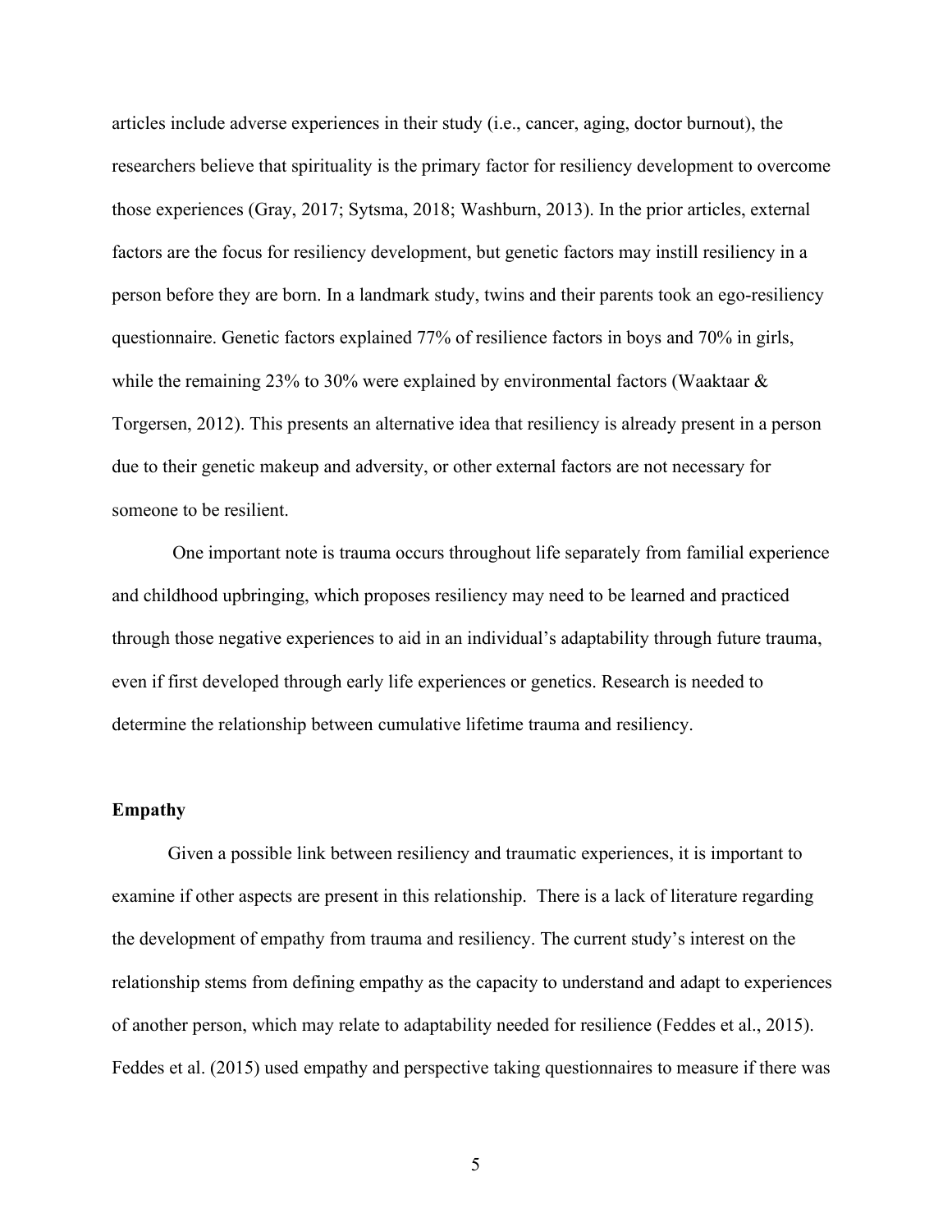articles include adverse experiences in their study (i.e., cancer, aging, doctor burnout), the researchers believe that spirituality is the primary factor for resiliency development to overcome those experiences (Gray, 2017; Sytsma, 2018; Washburn, 2013). In the prior articles, external factors are the focus for resiliency development, but genetic factors may instill resiliency in a person before they are born. In a landmark study, twins and their parents took an ego-resiliency questionnaire. Genetic factors explained 77% of resilience factors in boys and 70% in girls, while the remaining 23% to 30% were explained by environmental factors (Waaktaar & Torgersen, 2012). This presents an alternative idea that resiliency is already present in a person due to their genetic makeup and adversity, or other external factors are not necessary for someone to be resilient.

One important note is trauma occurs throughout life separately from familial experience and childhood upbringing, which proposes resiliency may need to be learned and practiced through those negative experiences to aid in an individual's adaptability through future trauma, even if first developed through early life experiences or genetics. Research is needed to determine the relationship between cumulative lifetime trauma and resiliency.

### Empathy

Given a possible link between resiliency and traumatic experiences, it is important to examine if other aspects are present in this relationship. There is a lack of literature regarding the development of empathy from trauma and resiliency. The current study's interest on the relationship stems from defining empathy as the capacity to understand and adapt to experiences of another person, which may relate to adaptability needed for resilience (Feddes et al., 2015). Feddes et al. (2015) used empathy and perspective taking questionnaires to measure if there was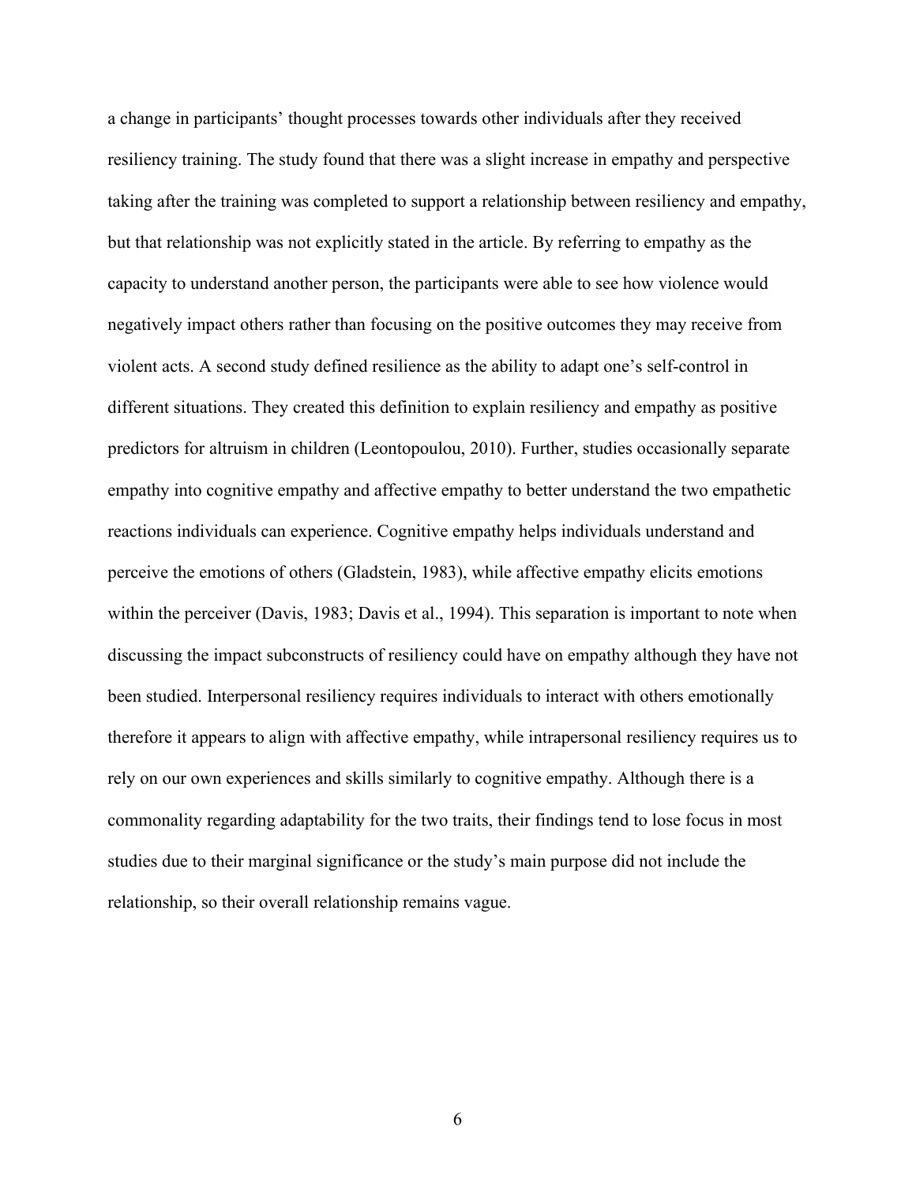a change in participants' thought processes towards other individuals after they received resiliency training. The study found that there was a slight increase in empathy and perspective taking after the training was completed to support a relationship between resiliency and empathy, but that relationship was not explicitly stated in the article. By referring to empathy as the capacity to understand another person, the participants were able to see how violence would negatively impact others rather than focusing on the positive outcomes they may receive from violent acts. A second study defined resilience as the ability to adapt one's self-control in different situations. They created this definition to explain resiliency and empathy as positive predictors for altruism in children (Leontopoulou, 2010). Further, studies occasionally separate empathy into cognitive empathy and affective empathy to better understand the two empathetic reactions individuals can experience. Cognitive empathy helps individuals understand and perceive the emotions of others (Gladstein, 1983), while affective empathy elicits emotions within the perceiver (Davis, 1983; Davis et al., 1994). This separation is important to note when discussing the impact subconstructs of resiliency could have on empathy although they have not been studied. Interpersonal resiliency requires individuals to interact with others emotionally therefore it appears to align with affective empathy, while intrapersonal resiliency requires us to rely on our own experiences and skills similarly to cognitive empathy. Although there is a commonality regarding adaptability for the two traits, their findings tend to lose focus in most studies due to their marginal significance or the study's main purpose did not include the relationship, so their overall relationship remains vague.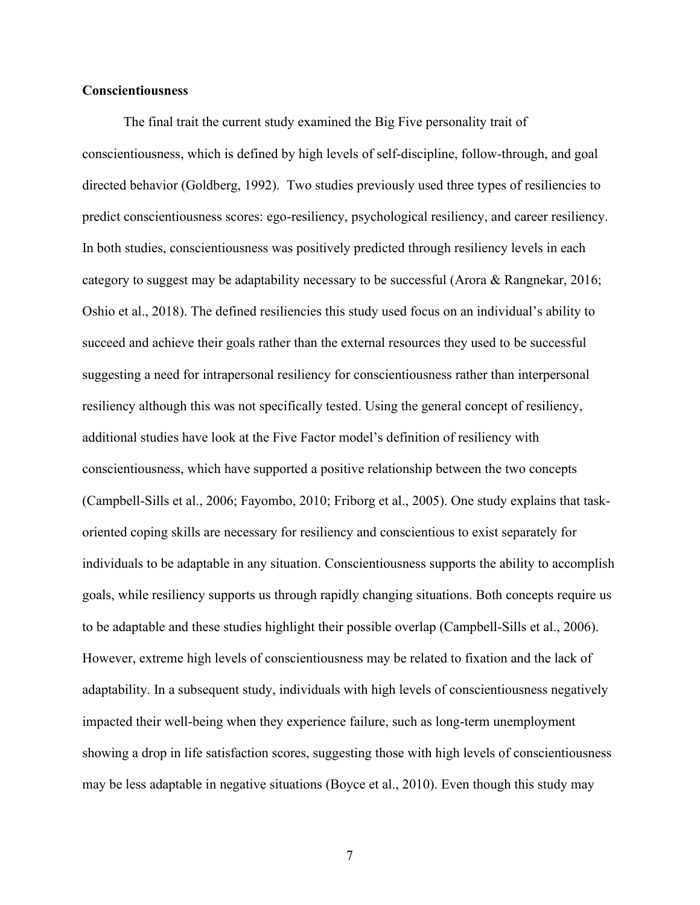**Conscientiousness**

The final trait the current study examined the Big Five personality trait of conscientiousness, which is defined by high levels of self-discipline, follow-through, and goal directed behavior (Goldberg, 1992). Two studies previously used three types of resiliencies to predict conscientiousness scores: ego-resiliency, psychological resiliency, and career resiliency. In both studies, conscientiousness was positively predicted through resiliency levels in each category to suggest may be adaptability necessary to be successful (Arora & Rangnekar, 2016; Oshio et al., 2018). The defined resiliencies this study used focus on an individual's ability to succeed and achieve their goals rather than the external resources they used to be successful suggesting a need for intrapersonal resiliency for conscientiousness rather than interpersonal resiliency although this was not specifically tested. Using the general concept of resiliency, additional studies have look at the Five Factor model's definition of resiliency with conscientiousness, which have supported a positive relationship between the two concepts (Campbell-Sills et al., 2006; Fayombo, 2010; Friborg et al., 2005). One study explains that task-oriented coping skills are necessary for resiliency and conscientious to exist separately for individuals to be adaptable in any situation. Conscientiousness supports the ability to accomplish goals, while resiliency supports us through rapidly changing situations. Both concepts require us to be adaptable and these studies highlight their possible overlap (Campbell-Sills et al., 2006). However, extreme high levels of conscientiousness may be related to fixation and the lack of adaptability. In a subsequent study, individuals with high levels of conscientiousness negatively impacted their well-being when they experience failure, such as long-term unemployment showing a drop in life satisfaction scores, suggesting those with high levels of conscientiousness may be less adaptable in negative situations (Boyce et al., 2010). Even though this study may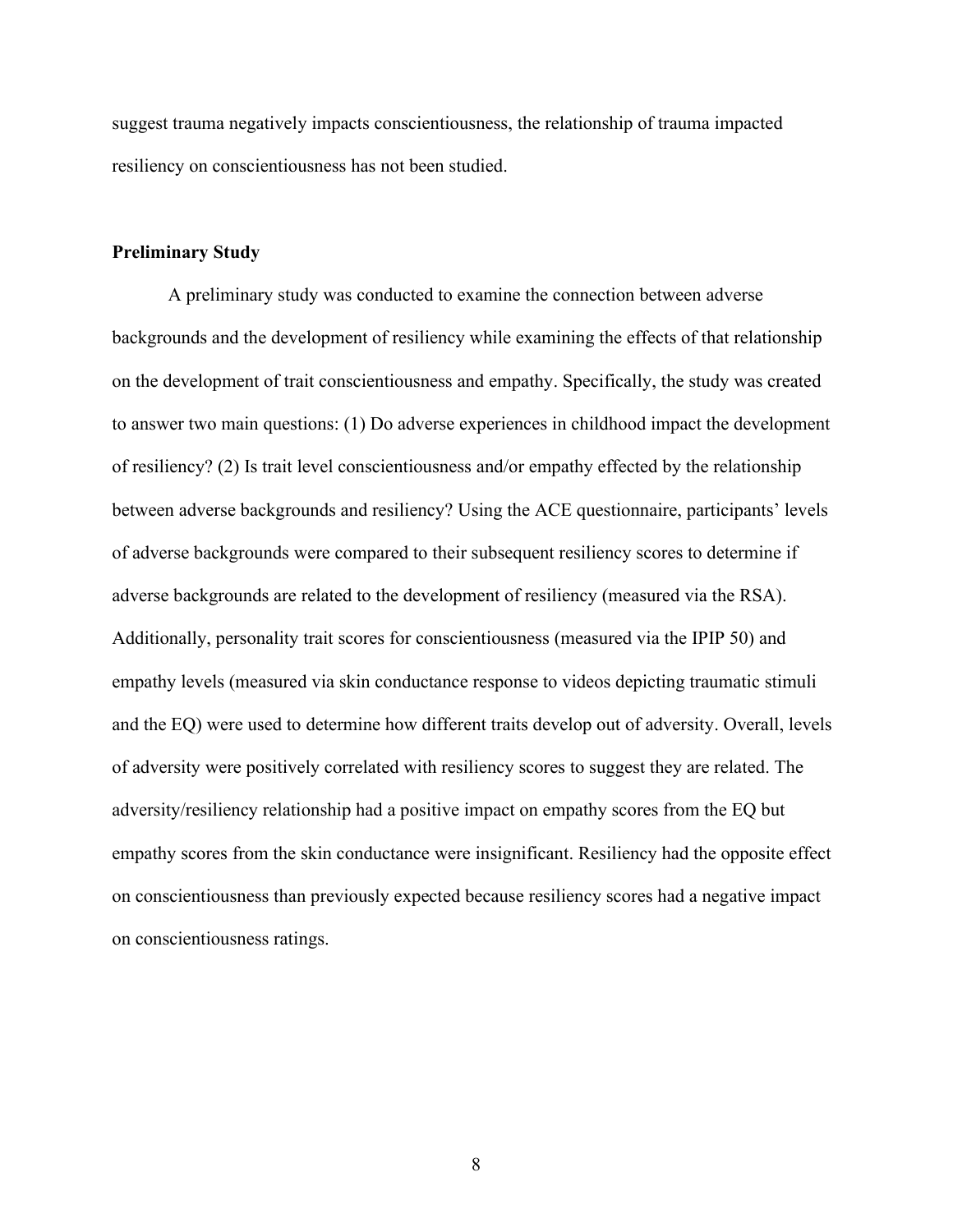suggest trauma negatively impacts conscientiousness, the relationship of trauma impacted resiliency on conscientiousness has not been studied.

## Preliminary Study

A preliminary study was conducted to examine the connection between adverse backgrounds and the development of resiliency while examining the effects of that relationship on the development of trait conscientiousness and empathy. Specifically, the study was created to answer two main questions: (1) Do adverse experiences in childhood impact the development of resiliency? (2) Is trait level conscientiousness and/or empathy effected by the relationship between adverse backgrounds and resiliency? Using the ACE questionnaire, participants' levels of adverse backgrounds were compared to their subsequent resiliency scores to determine if adverse backgrounds are related to the development of resiliency (measured via the RSA). Additionally, personality trait scores for conscientiousness (measured via the IPIP 50) and empathy levels (measured via skin conductance response to videos depicting traumatic stimuli and the EQ) were used to determine how different traits develop out of adversity. Overall, levels of adversity were positively correlated with resiliency scores to suggest they are related. The adversity/resiliency relationship had a positive impact on empathy scores from the EQ but empathy scores from the skin conductance were insignificant. Resiliency had the opposite effect on conscientiousness than previously expected because resiliency scores had a negative impact on conscientiousness ratings.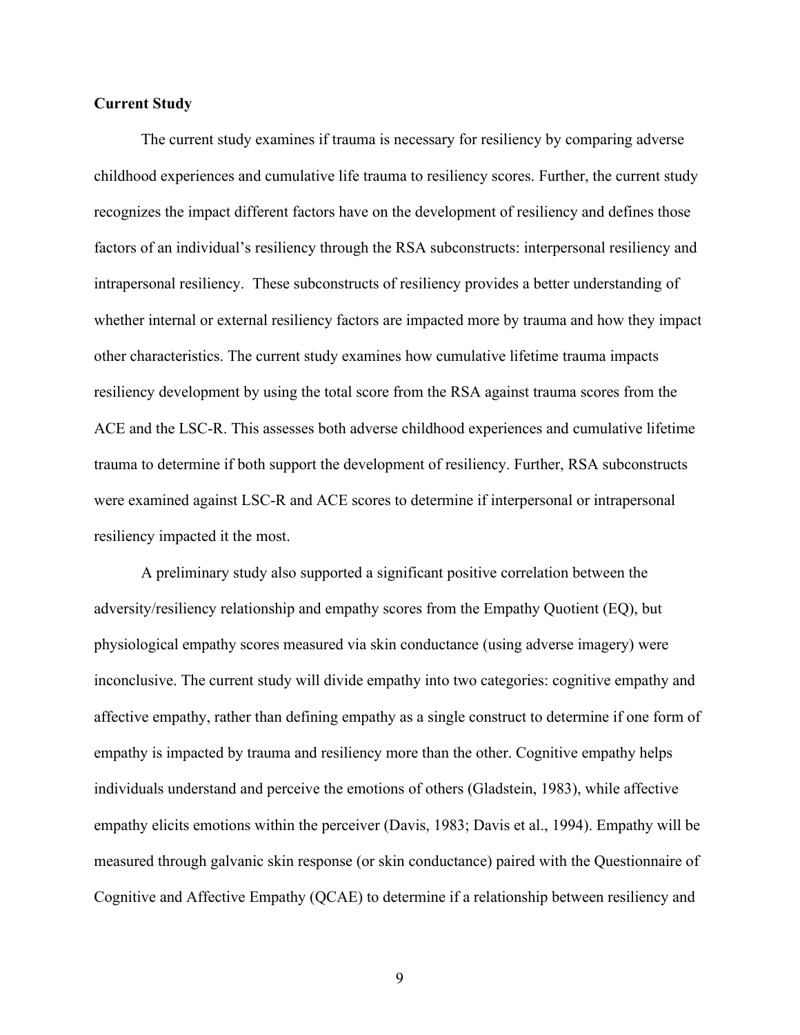**Current Study**

The current study examines if trauma is necessary for resiliency by comparing adverse childhood experiences and cumulative life trauma to resiliency scores. Further, the current study recognizes the impact different factors have on the development of resiliency and defines those factors of an individual's resiliency through the RSA subconstructs: interpersonal resiliency and intrapersonal resiliency. These subconstructs of resiliency provides a better understanding of whether internal or external resiliency factors are impacted more by trauma and how they impact other characteristics. The current study examines how cumulative lifetime trauma impacts resiliency development by using the total score from the RSA against trauma scores from the ACE and the LSC-R. This assesses both adverse childhood experiences and cumulative lifetime trauma to determine if both support the development of resiliency. Further, RSA subconstructs were examined against LSC-R and ACE scores to determine if interpersonal or intrapersonal resiliency impacted it the most.

A preliminary study also supported a significant positive correlation between the adversity/resiliency relationship and empathy scores from the Empathy Quotient (EQ), but physiological empathy scores measured via skin conductance (using adverse imagery) were inconclusive. The current study will divide empathy into two categories: cognitive empathy and affective empathy, rather than defining empathy as a single construct to determine if one form of empathy is impacted by trauma and resiliency more than the other. Cognitive empathy helps individuals understand and perceive the emotions of others (Gladstein, 1983), while affective empathy elicits emotions within the perceiver (Davis, 1983; Davis et al., 1994). Empathy will be measured through galvanic skin response (or skin conductance) paired with the Questionnaire of Cognitive and Affective Empathy (QCAE) to determine if a relationship between resiliency and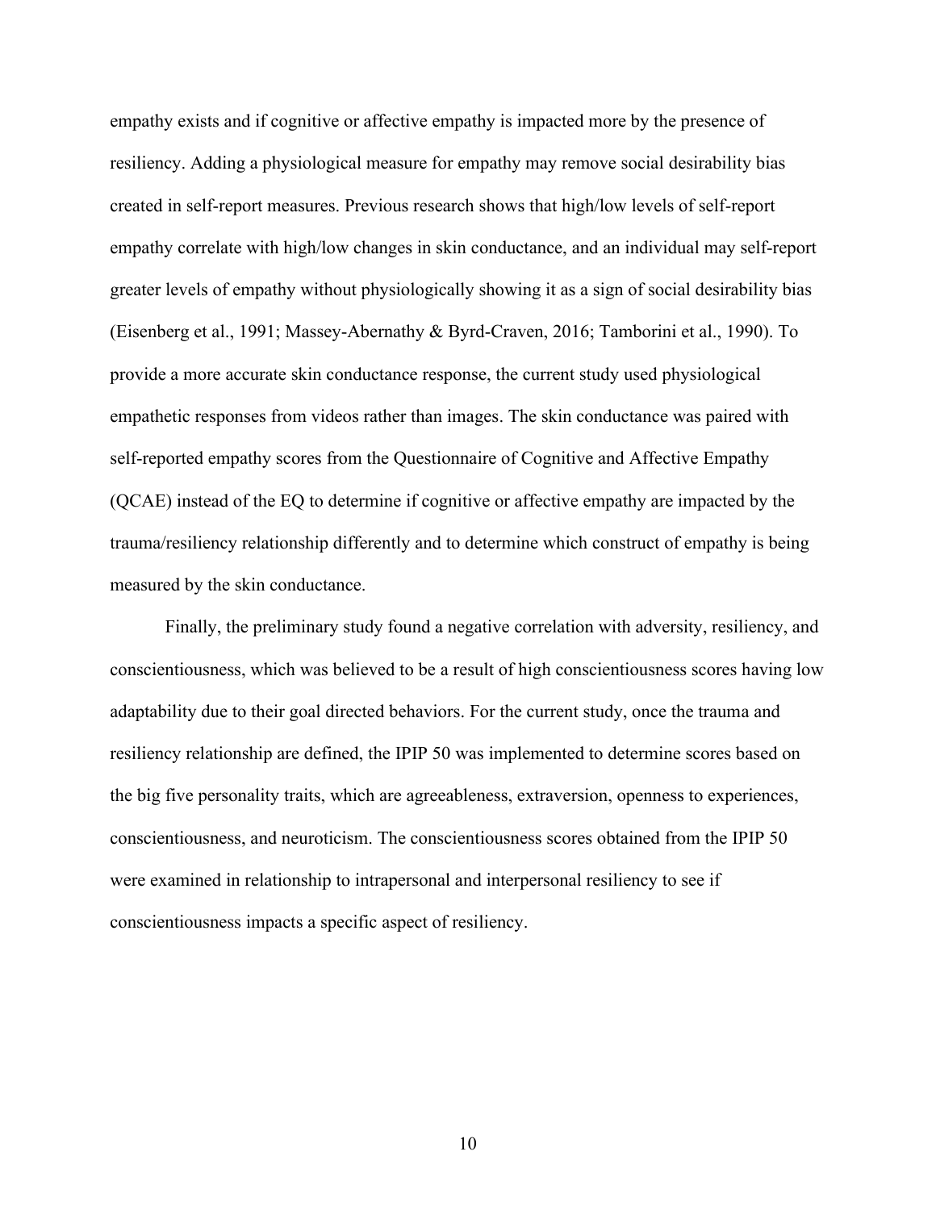empathy exists and if cognitive or affective empathy is impacted more by the presence of resiliency. Adding a physiological measure for empathy may remove social desirability bias created in self-report measures. Previous research shows that high/low levels of self-report empathy correlate with high/low changes in skin conductance, and an individual may self-report greater levels of empathy without physiologically showing it as a sign of social desirability bias (Eisenberg et al., 1991; Massey-Abernathy & Byrd-Craven, 2016; Tamborini et al., 1990). To provide a more accurate skin conductance response, the current study used physiological empathetic responses from videos rather than images. The skin conductance was paired with self-reported empathy scores from the Questionnaire of Cognitive and Affective Empathy (QCAE) instead of the EQ to determine if cognitive or affective empathy are impacted by the trauma/resiliency relationship differently and to determine which construct of empathy is being measured by the skin conductance.

Finally, the preliminary study found a negative correlation with adversity, resiliency, and conscientiousness, which was believed to be a result of high conscientiousness scores having low adaptability due to their goal directed behaviors. For the current study, once the trauma and resiliency relationship are defined, the IPIP 50 was implemented to determine scores based on the big five personality traits, which are agreeableness, extraversion, openness to experiences, conscientiousness, and neuroticism. The conscientiousness scores obtained from the IPIP 50 were examined in relationship to intrapersonal and interpersonal resiliency to see if conscientiousness impacts a specific aspect of resiliency.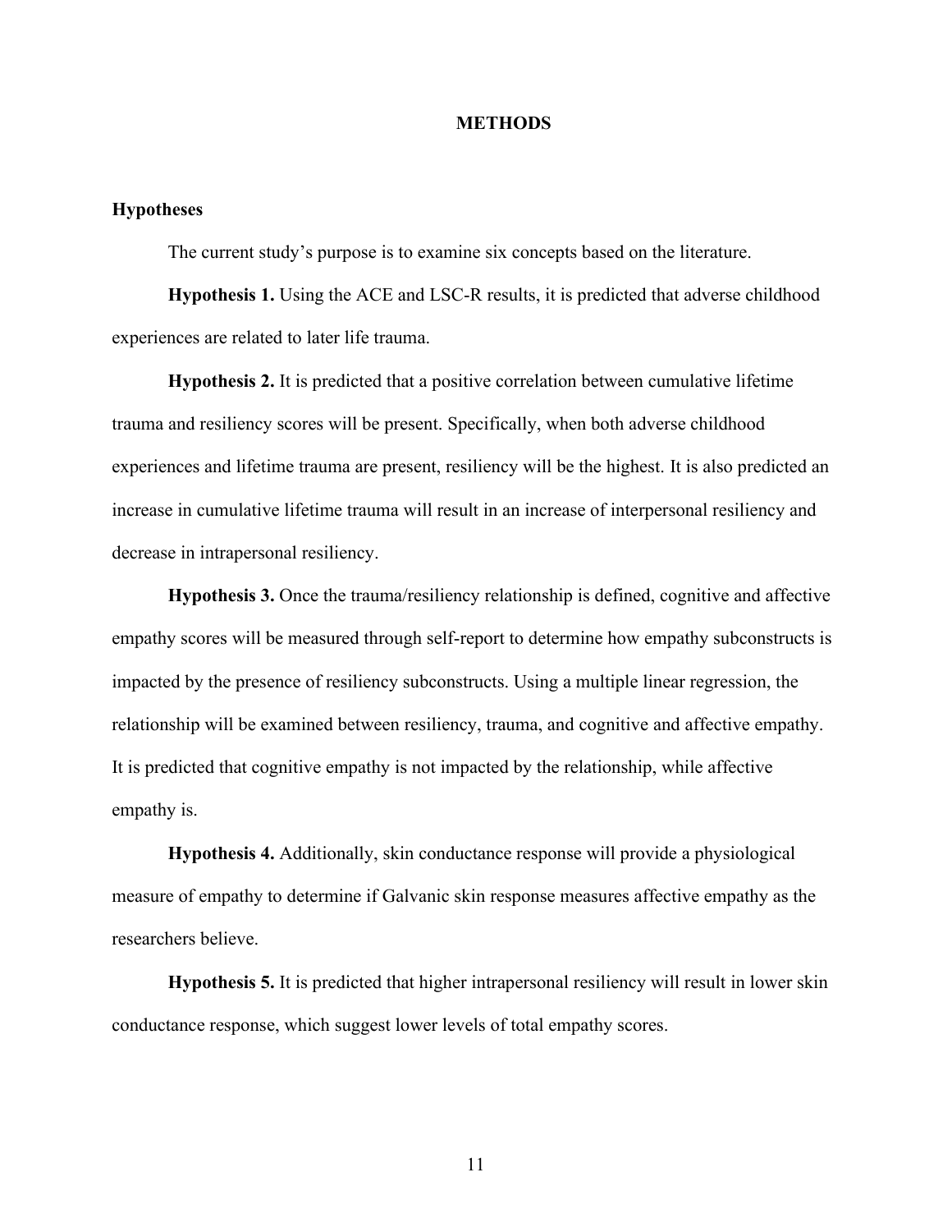# METHODS

## Hypotheses

The current study's purpose is to examine six concepts based on the literature.

**Hypothesis 1.** Using the ACE and LSC-R results, it is predicted that adverse childhood experiences are related to later life trauma.

**Hypothesis 2.** It is predicted that a positive correlation between cumulative lifetime trauma and resiliency scores will be present. Specifically, when both adverse childhood experiences and lifetime trauma are present, resiliency will be the highest. It is also predicted an increase in cumulative lifetime trauma will result in an increase of interpersonal resiliency and decrease in intrapersonal resiliency.

**Hypothesis 3.** Once the trauma/resiliency relationship is defined, cognitive and affective empathy scores will be measured through self-report to determine how empathy subconstructs is impacted by the presence of resiliency subconstructs. Using a multiple linear regression, the relationship will be examined between resiliency, trauma, and cognitive and affective empathy. It is predicted that cognitive empathy is not impacted by the relationship, while affective empathy is.

**Hypothesis 4.** Additionally, skin conductance response will provide a physiological measure of empathy to determine if Galvanic skin response measures affective empathy as the researchers believe.

**Hypothesis 5.** It is predicted that higher intrapersonal resiliency will result in lower skin conductance response, which suggest lower levels of total empathy scores.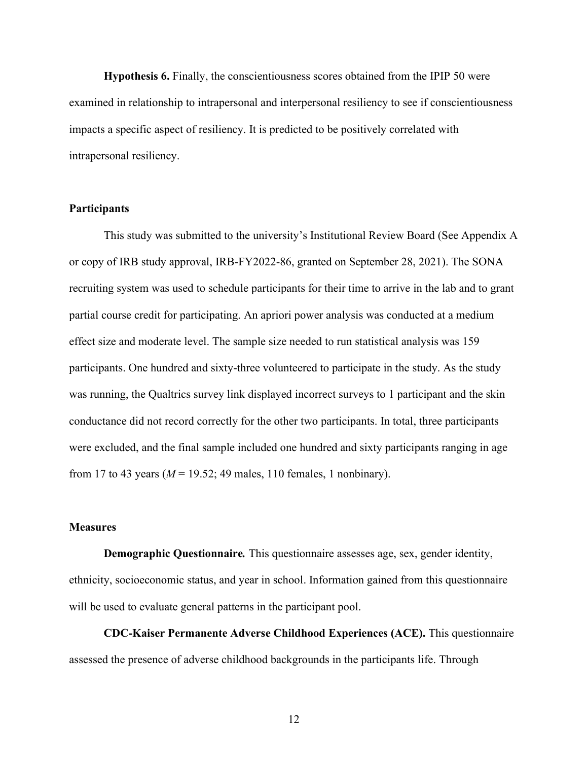**Hypothesis 6.** Finally, the conscientiousness scores obtained from the IPIP 50 were examined in relationship to intrapersonal and interpersonal resiliency to see if conscientiousness impacts a specific aspect of resiliency. It is predicted to be positively correlated with intrapersonal resiliency.

## Participants

This study was submitted to the university's Institutional Review Board (See Appendix A or copy of IRB study approval, IRB-FY2022-86, granted on September 28, 2021). The SONA recruiting system was used to schedule participants for their time to arrive in the lab and to grant partial course credit for participating. An apriori power analysis was conducted at a medium effect size and moderate level. The sample size needed to run statistical analysis was 159 participants. One hundred and sixty-three volunteered to participate in the study. As the study was running, the Qualtrics survey link displayed incorrect surveys to 1 participant and the skin conductance did not record correctly for the other two participants. In total, three participants were excluded, and the final sample included one hundred and sixty participants ranging in age from 17 to 43 years (*M* = 19.52; 49 males, 110 females, 1 nonbinary).

## Measures

**Demographic Questionnaire.** This questionnaire assesses age, sex, gender identity, ethnicity, socioeconomic status, and year in school. Information gained from this questionnaire will be used to evaluate general patterns in the participant pool.

**CDC-Kaiser Permanente Adverse Childhood Experiences (ACE).** This questionnaire assessed the presence of adverse childhood backgrounds in the participants life. Through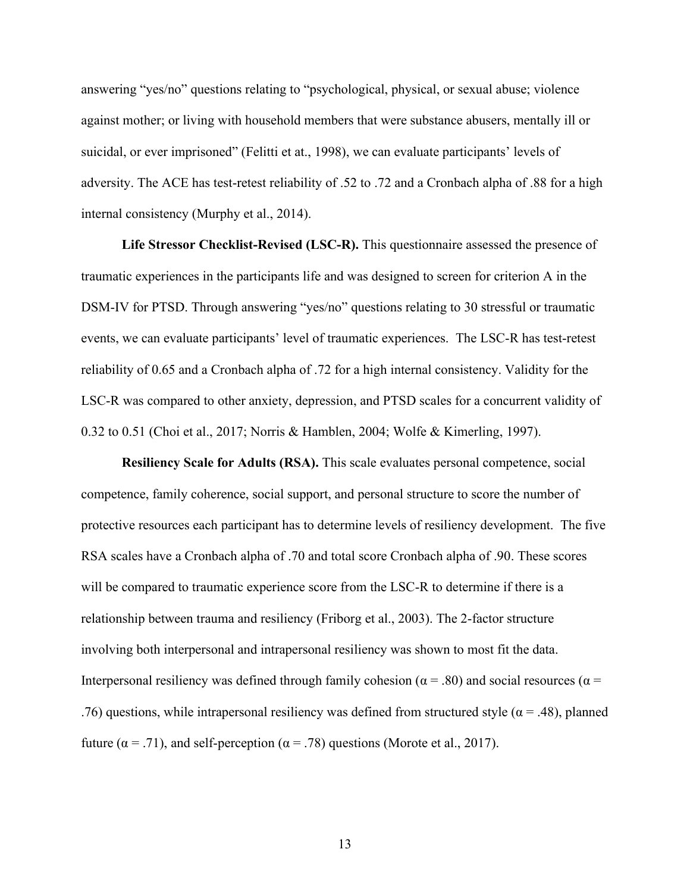answering “yes/no” questions relating to “psychological, physical, or sexual abuse; violence against mother; or living with household members that were substance abusers, mentally ill or suicidal, or ever imprisoned” (Felitti et at., 1998), we can evaluate participants’ levels of adversity. The ACE has test-retest reliability of .52 to .72 and a Cronbach alpha of .88 for a high internal consistency (Murphy et al., 2014).

**Life Stressor Checklist-Revised (LSC-R).** This questionnaire assessed the presence of traumatic experiences in the participants life and was designed to screen for criterion A in the DSM-IV for PTSD. Through answering “yes/no” questions relating to 30 stressful or traumatic events, we can evaluate participants’ level of traumatic experiences. The LSC-R has test-retest reliability of 0.65 and a Cronbach alpha of .72 for a high internal consistency. Validity for the LSC-R was compared to other anxiety, depression, and PTSD scales for a concurrent validity of 0.32 to 0.51 (Choi et al., 2017; Norris & Hamblen, 2004; Wolfe & Kimerling, 1997).

**Resiliency Scale for Adults (RSA).** This scale evaluates personal competence, social competence, family coherence, social support, and personal structure to score the number of protective resources each participant has to determine levels of resiliency development. The five RSA scales have a Cronbach alpha of .70 and total score Cronbach alpha of .90. These scores will be compared to traumatic experience score from the LSC-R to determine if there is a relationship between trauma and resiliency (Friborg et al., 2003). The 2-factor structure involving both interpersonal and intrapersonal resiliency was shown to most fit the data. Interpersonal resiliency was defined through family cohesion ($\alpha = .80$) and social resources ($\alpha = .76$) questions, while intrapersonal resiliency was defined from structured style ($\alpha = .48$), planned future ($\alpha = .71$), and self-perception ($\alpha = .78$) questions (Morote et al., 2017).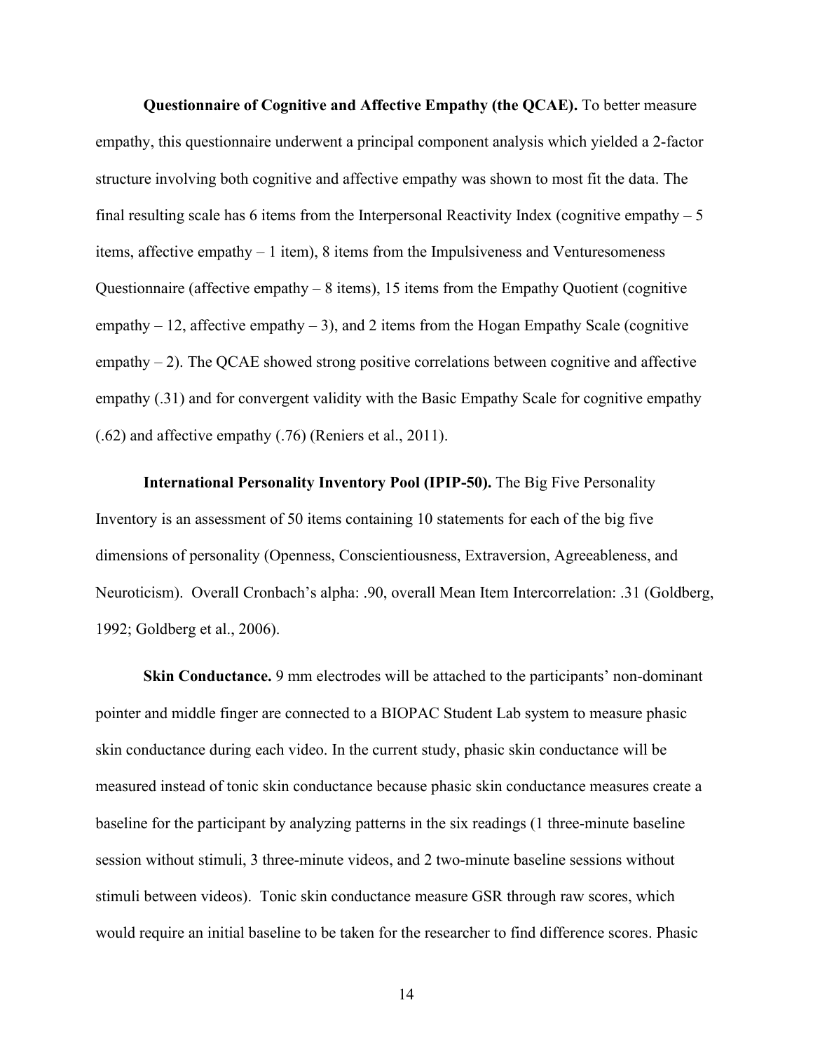**Questionnaire of Cognitive and Affective Empathy (the QCAE).** To better measure empathy, this questionnaire underwent a principal component analysis which yielded a 2-factor structure involving both cognitive and affective empathy was shown to most fit the data. The final resulting scale has 6 items from the Interpersonal Reactivity Index (cognitive empathy – 5 items, affective empathy – 1 item), 8 items from the Impulsiveness and Venturesomeness Questionnaire (affective empathy – 8 items), 15 items from the Empathy Quotient (cognitive empathy – 12, affective empathy – 3), and 2 items from the Hogan Empathy Scale (cognitive empathy – 2). The QCAE showed strong positive correlations between cognitive and affective empathy (.31) and for convergent validity with the Basic Empathy Scale for cognitive empathy (.62) and affective empathy (.76) (Reniers et al., 2011).

**International Personality Inventory Pool (IPIP-50).** The Big Five Personality Inventory is an assessment of 50 items containing 10 statements for each of the big five dimensions of personality (Openness, Conscientiousness, Extraversion, Agreeableness, and Neuroticism). Overall Cronbach's alpha: .90, overall Mean Item Intercorrelation: .31 (Goldberg, 1992; Goldberg et al., 2006).

**Skin Conductance.** 9 mm electrodes will be attached to the participants' non-dominant pointer and middle finger are connected to a BIOPAC Student Lab system to measure phasic skin conductance during each video. In the current study, phasic skin conductance will be measured instead of tonic skin conductance because phasic skin conductance measures create a baseline for the participant by analyzing patterns in the six readings (1 three-minute baseline session without stimuli, 3 three-minute videos, and 2 two-minute baseline sessions without stimuli between videos). Tonic skin conductance measure GSR through raw scores, which would require an initial baseline to be taken for the researcher to find difference scores. Phasic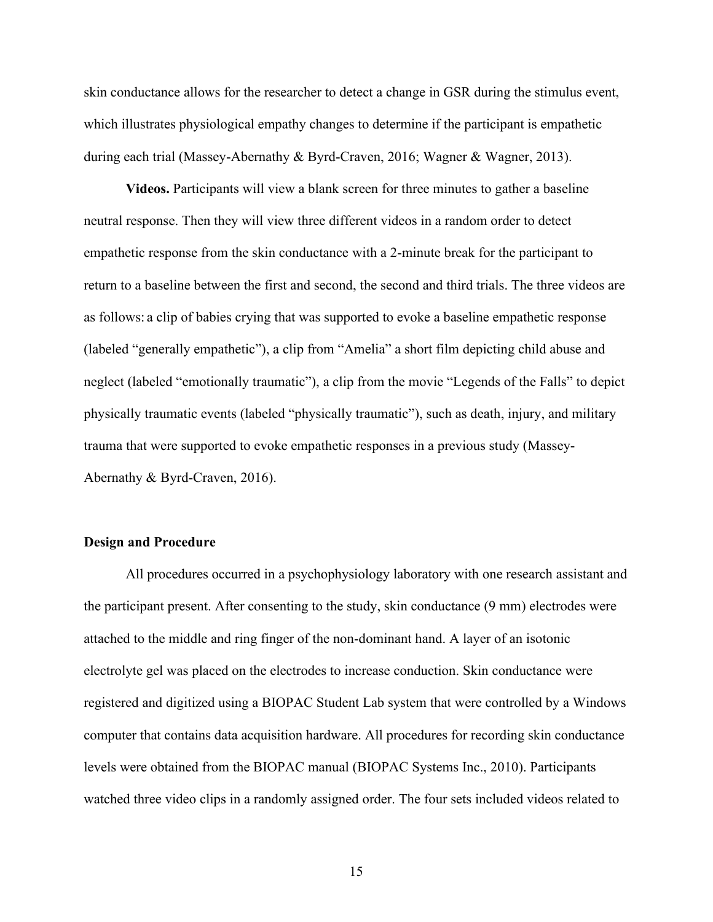skin conductance allows for the researcher to detect a change in GSR during the stimulus event, which illustrates physiological empathy changes to determine if the participant is empathetic during each trial (Massey-Abernathy & Byrd-Craven, 2016; Wagner & Wagner, 2013).

**Videos.** Participants will view a blank screen for three minutes to gather a baseline neutral response. Then they will view three different videos in a random order to detect empathetic response from the skin conductance with a 2-minute break for the participant to return to a baseline between the first and second, the second and third trials. The three videos are as follows: a clip of babies crying that was supported to evoke a baseline empathetic response (labeled "generally empathetic"), a clip from "Amelia" a short film depicting child abuse and neglect (labeled "emotionally traumatic"), a clip from the movie "Legends of the Falls" to depict physically traumatic events (labeled "physically traumatic"), such as death, injury, and military trauma that were supported to evoke empathetic responses in a previous study (Massey-Abernathy & Byrd-Craven, 2016).

## Design and Procedure

All procedures occurred in a psychophysiology laboratory with one research assistant and the participant present. After consenting to the study, skin conductance (9 mm) electrodes were attached to the middle and ring finger of the non-dominant hand. A layer of an isotonic electrolyte gel was placed on the electrodes to increase conduction. Skin conductance were registered and digitized using a BIOPAC Student Lab system that were controlled by a Windows computer that contains data acquisition hardware. All procedures for recording skin conductance levels were obtained from the BIOPAC manual (BIOPAC Systems Inc., 2010). Participants watched three video clips in a randomly assigned order. The four sets included videos related to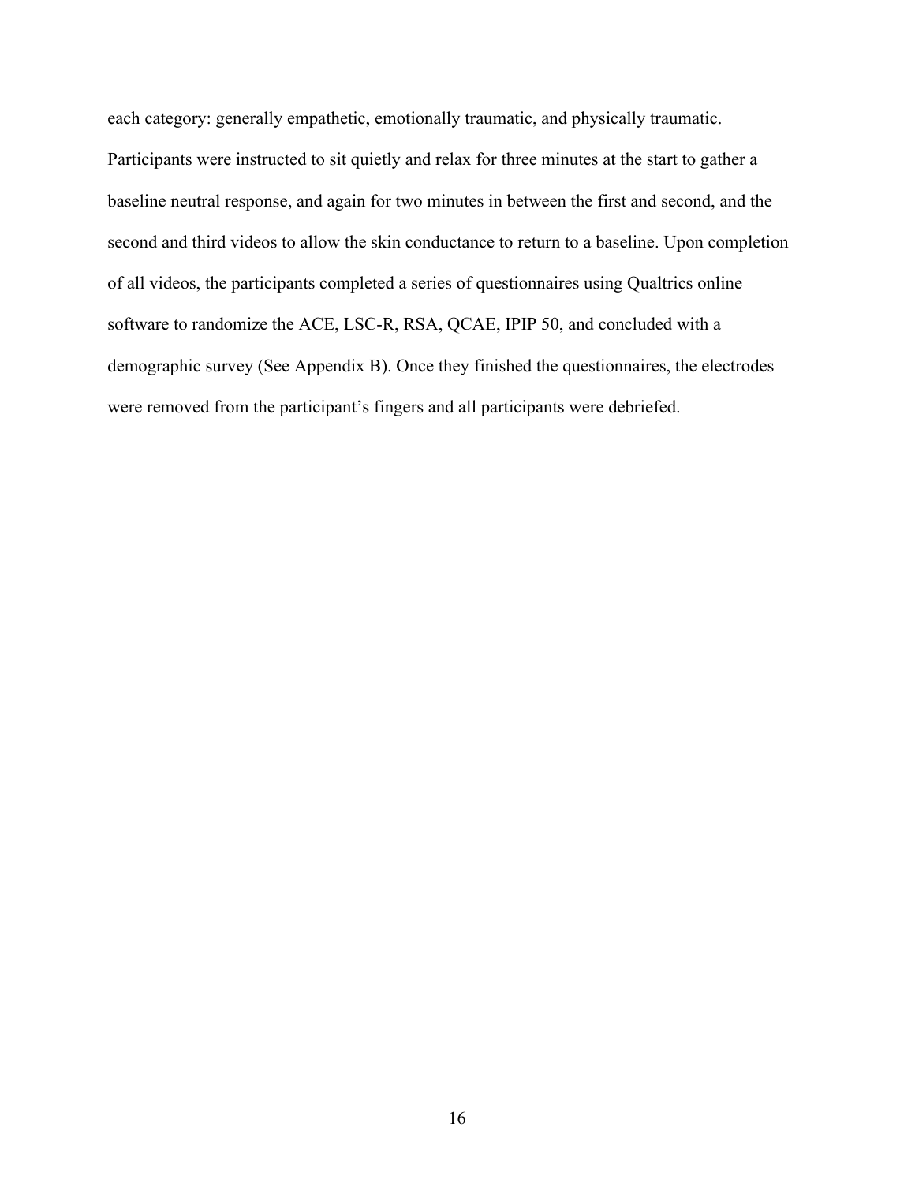each category: generally empathetic, emotionally traumatic, and physically traumatic. Participants were instructed to sit quietly and relax for three minutes at the start to gather a baseline neutral response, and again for two minutes in between the first and second, and the second and third videos to allow the skin conductance to return to a baseline. Upon completion of all videos, the participants completed a series of questionnaires using Qualtrics online software to randomize the ACE, LSC-R, RSA, QCAE, IPIP 50, and concluded with a demographic survey (See Appendix B). Once they finished the questionnaires, the electrodes were removed from the participant's fingers and all participants were debriefed.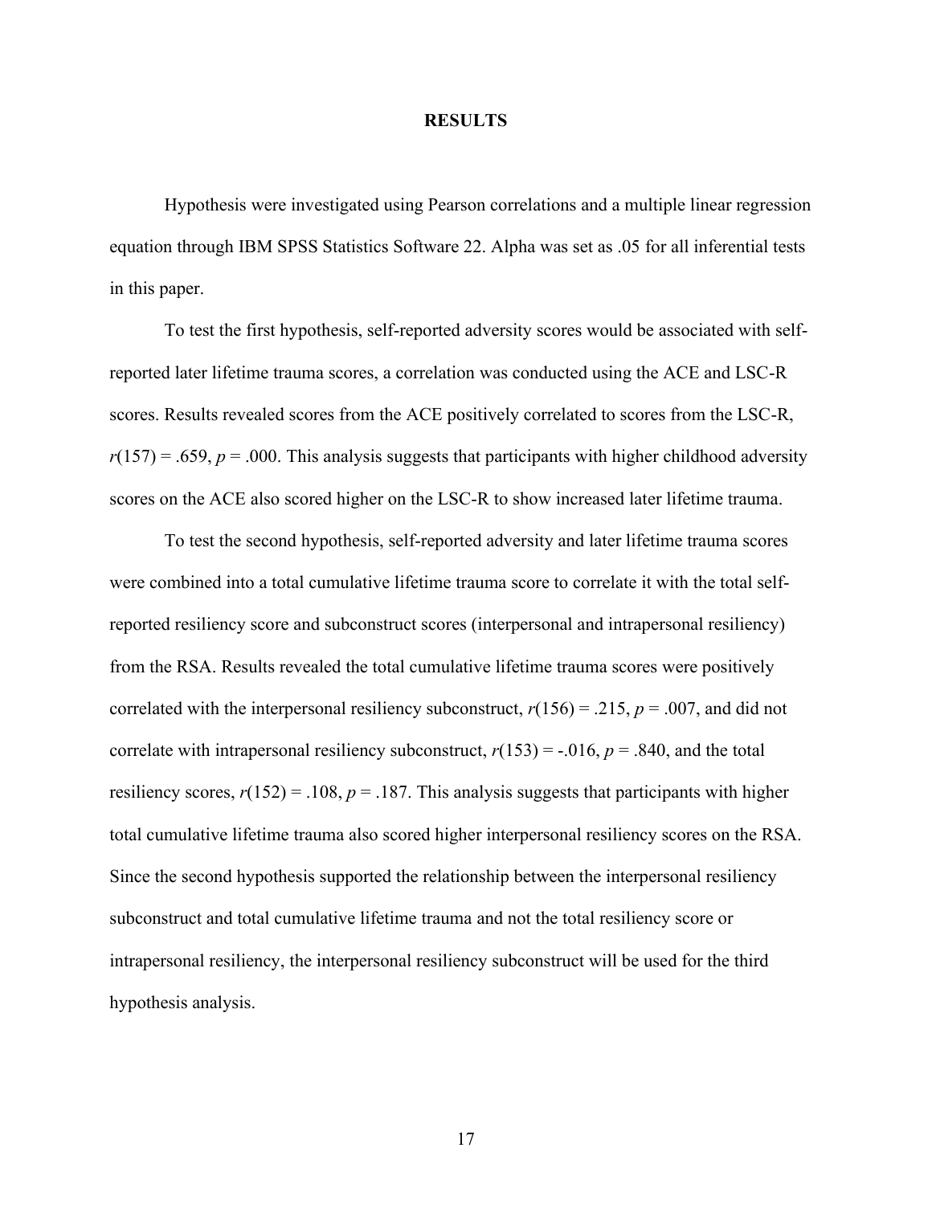# RESULTS

Hypothesis were investigated using Pearson correlations and a multiple linear regression equation through IBM SPSS Statistics Software 22. Alpha was set as .05 for all inferential tests in this paper.

To test the first hypothesis, self-reported adversity scores would be associated with self-reported later lifetime trauma scores, a correlation was conducted using the ACE and LSC-R scores. Results revealed scores from the ACE positively correlated to scores from the LSC-R, $r(157) = .659$, $p = .000$. This analysis suggests that participants with higher childhood adversity scores on the ACE also scored higher on the LSC-R to show increased later lifetime trauma.

To test the second hypothesis, self-reported adversity and later lifetime trauma scores were combined into a total cumulative lifetime trauma score to correlate it with the total self-reported resiliency score and subconstruct scores (interpersonal and intrapersonal resiliency) from the RSA. Results revealed the total cumulative lifetime trauma scores were positively correlated with the interpersonal resiliency subconstruct, $r(156) = .215$, $p = .007$, and did not correlate with intrapersonal resiliency subconstruct, $r(153) = -.016$, $p = .840$, and the total resiliency scores, $r(152) = .108$, $p = .187$. This analysis suggests that participants with higher total cumulative lifetime trauma also scored higher interpersonal resiliency scores on the RSA. Since the second hypothesis supported the relationship between the interpersonal resiliency subconstruct and total cumulative lifetime trauma and not the total resiliency score or intrapersonal resiliency, the interpersonal resiliency subconstruct will be used for the third hypothesis analysis.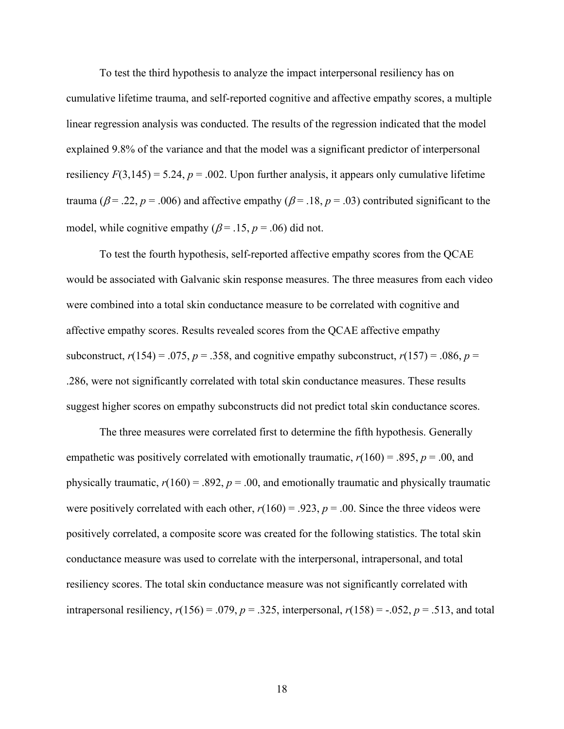To test the third hypothesis to analyze the impact interpersonal resiliency has on cumulative lifetime trauma, and self-reported cognitive and affective empathy scores, a multiple linear regression analysis was conducted. The results of the regression indicated that the model explained 9.8% of the variance and that the model was a significant predictor of interpersonal resiliency $F(3,145) = 5.24$, $p = .002$. Upon further analysis, it appears only cumulative lifetime trauma ($\beta = .22$, $p = .006$) and affective empathy ($\beta = .18$, $p = .03$) contributed significant to the model, while cognitive empathy ($\beta = .15$, $p = .06$) did not.

To test the fourth hypothesis, self-reported affective empathy scores from the QCAE would be associated with Galvanic skin response measures. The three measures from each video were combined into a total skin conductance measure to be correlated with cognitive and affective empathy scores. Results revealed scores from the QCAE affective empathy subconstruct, $r(154) = .075$, $p = .358$, and cognitive empathy subconstruct, $r(157) = .086$, $p = .286$, were not significantly correlated with total skin conductance measures. These results suggest higher scores on empathy subconstructs did not predict total skin conductance scores.

The three measures were correlated first to determine the fifth hypothesis. Generally empathetic was positively correlated with emotionally traumatic, $r(160) = .895$, $p = .00$, and physically traumatic, $r(160) = .892$, $p = .00$, and emotionally traumatic and physically traumatic were positively correlated with each other, $r(160) = .923$, $p = .00$. Since the three videos were positively correlated, a composite score was created for the following statistics. The total skin conductance measure was used to correlate with the interpersonal, intrapersonal, and total resiliency scores. The total skin conductance measure was not significantly correlated with intrapersonal resiliency, $r(156) = .079$, $p = .325$, interpersonal, $r(158) = -.052$, $p = .513$, and total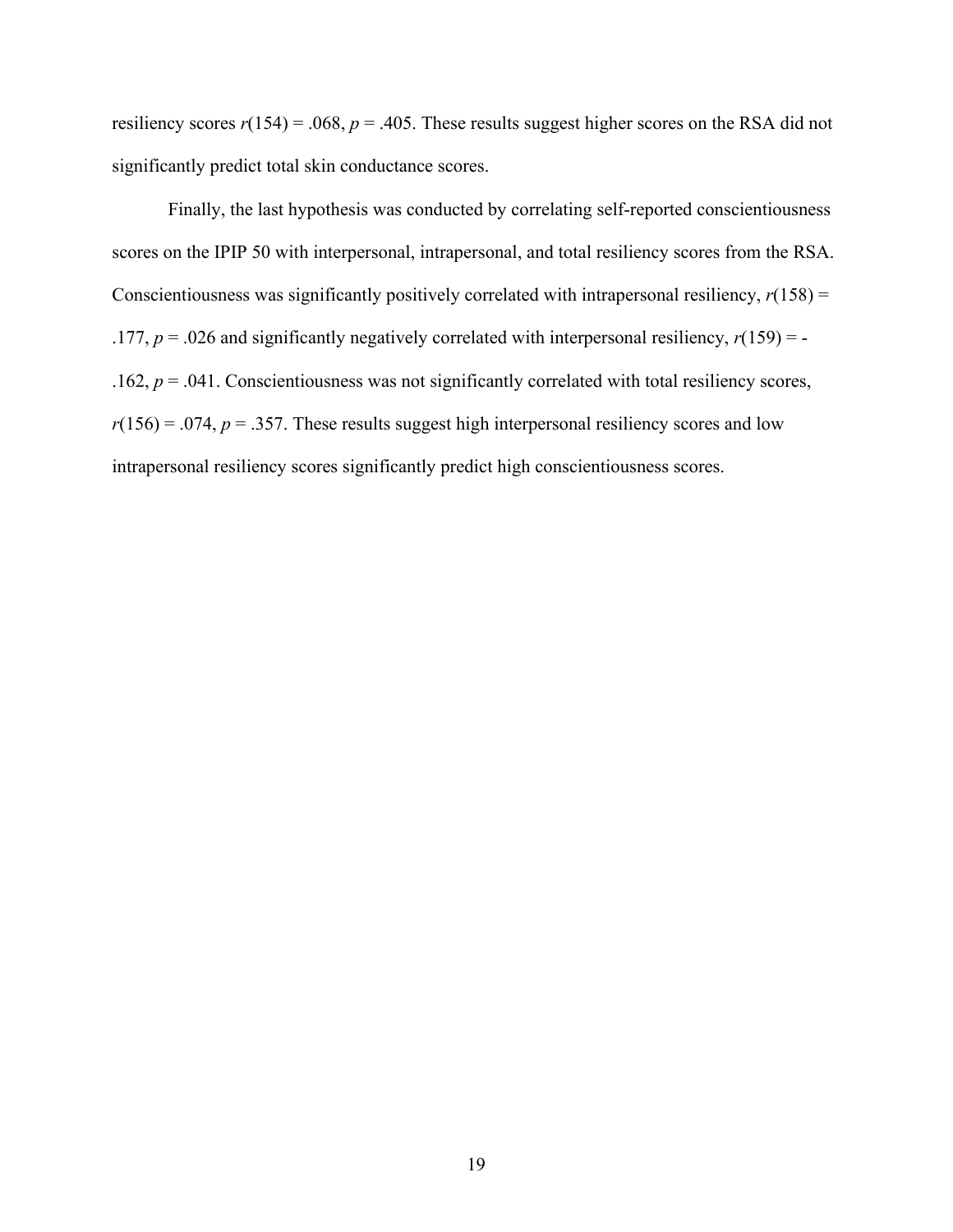resiliency scores $r(154) = .068$, $p = .405$. These results suggest higher scores on the RSA did not significantly predict total skin conductance scores.

Finally, the last hypothesis was conducted by correlating self-reported conscientiousness scores on the IPIP 50 with interpersonal, intrapersonal, and total resiliency scores from the RSA. Conscientiousness was significantly positively correlated with intrapersonal resiliency, $r(158) = .177$, $p = .026$ and significantly negatively correlated with interpersonal resiliency, $r(159) = -.162$, $p = .041$. Conscientiousness was not significantly correlated with total resiliency scores, $r(156) = .074$, $p = .357$. These results suggest high interpersonal resiliency scores and low intrapersonal resiliency scores significantly predict high conscientiousness scores.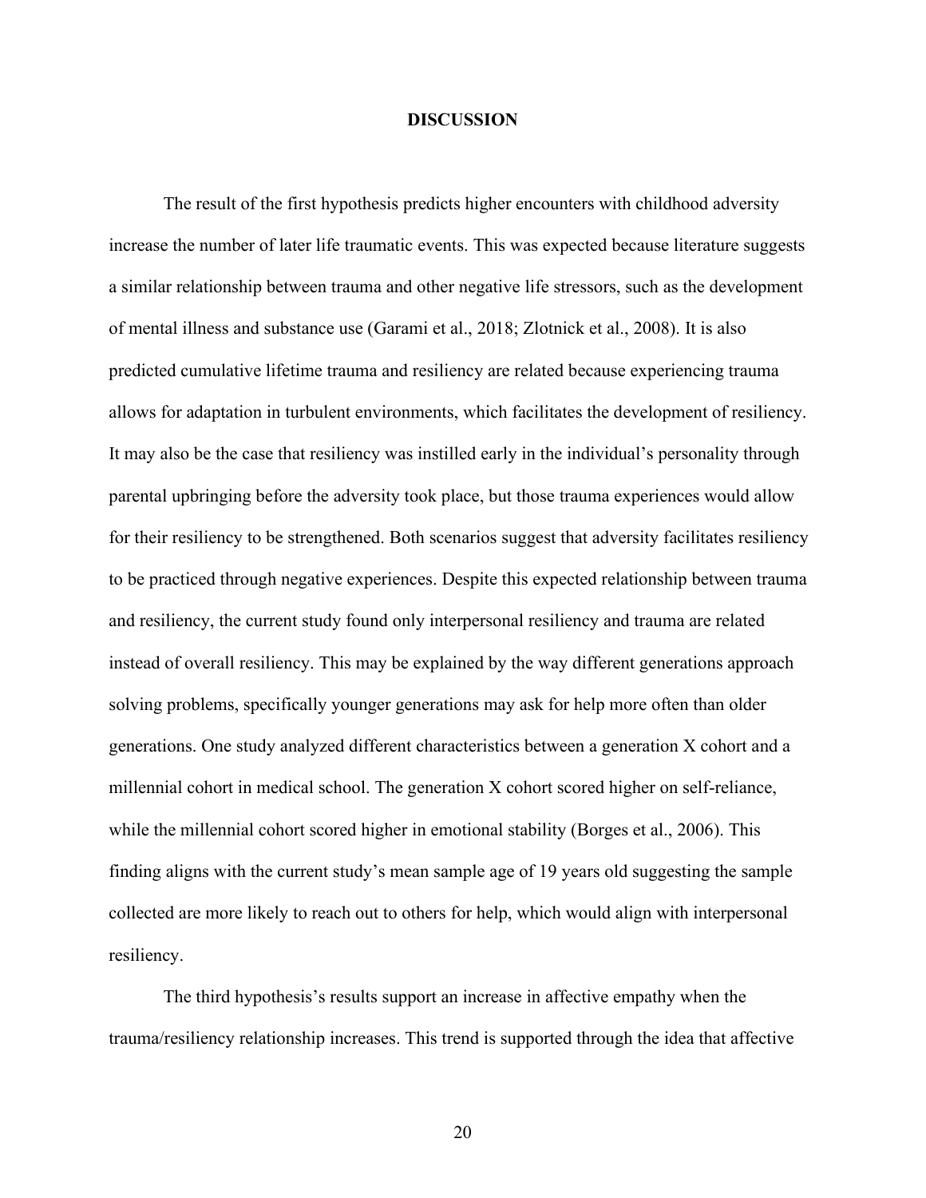# DISCUSSION

The result of the first hypothesis predicts higher encounters with childhood adversity increase the number of later life traumatic events. This was expected because literature suggests a similar relationship between trauma and other negative life stressors, such as the development of mental illness and substance use (Garami et al., 2018; Zlotnick et al., 2008). It is also predicted cumulative lifetime trauma and resiliency are related because experiencing trauma allows for adaptation in turbulent environments, which facilitates the development of resiliency. It may also be the case that resiliency was instilled early in the individual's personality through parental upbringing before the adversity took place, but those trauma experiences would allow for their resiliency to be strengthened. Both scenarios suggest that adversity facilitates resiliency to be practiced through negative experiences. Despite this expected relationship between trauma and resiliency, the current study found only interpersonal resiliency and trauma are related instead of overall resiliency. This may be explained by the way different generations approach solving problems, specifically younger generations may ask for help more often than older generations. One study analyzed different characteristics between a generation X cohort and a millennial cohort in medical school. The generation X cohort scored higher on self-reliance, while the millennial cohort scored higher in emotional stability (Borges et al., 2006). This finding aligns with the current study's mean sample age of 19 years old suggesting the sample collected are more likely to reach out to others for help, which would align with interpersonal resiliency.

The third hypothesis's results support an increase in affective empathy when the trauma/resiliency relationship increases. This trend is supported through the idea that affective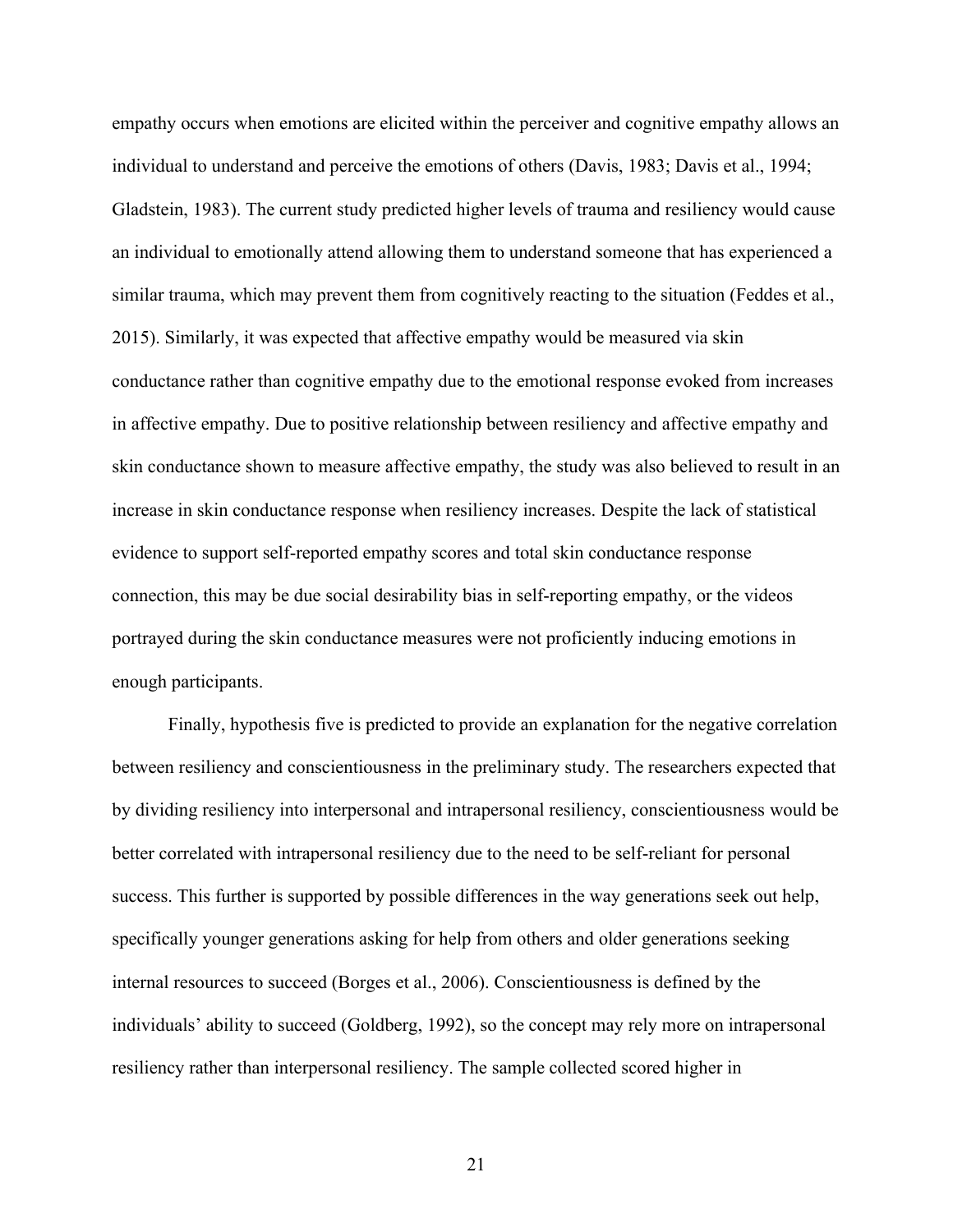empathy occurs when emotions are elicited within the perceiver and cognitive empathy allows an individual to understand and perceive the emotions of others (Davis, 1983; Davis et al., 1994; Gladstein, 1983). The current study predicted higher levels of trauma and resiliency would cause an individual to emotionally attend allowing them to understand someone that has experienced a similar trauma, which may prevent them from cognitively reacting to the situation (Feddes et al., 2015). Similarly, it was expected that affective empathy would be measured via skin conductance rather than cognitive empathy due to the emotional response evoked from increases in affective empathy. Due to positive relationship between resiliency and affective empathy and skin conductance shown to measure affective empathy, the study was also believed to result in an increase in skin conductance response when resiliency increases. Despite the lack of statistical evidence to support self-reported empathy scores and total skin conductance response connection, this may be due social desirability bias in self-reporting empathy, or the videos portrayed during the skin conductance measures were not proficiently inducing emotions in enough participants.

Finally, hypothesis five is predicted to provide an explanation for the negative correlation between resiliency and conscientiousness in the preliminary study. The researchers expected that by dividing resiliency into interpersonal and intrapersonal resiliency, conscientiousness would be better correlated with intrapersonal resiliency due to the need to be self-reliant for personal success. This further is supported by possible differences in the way generations seek out help, specifically younger generations asking for help from others and older generations seeking internal resources to succeed (Borges et al., 2006). Conscientiousness is defined by the individuals' ability to succeed (Goldberg, 1992), so the concept may rely more on intrapersonal resiliency rather than interpersonal resiliency. The sample collected scored higher in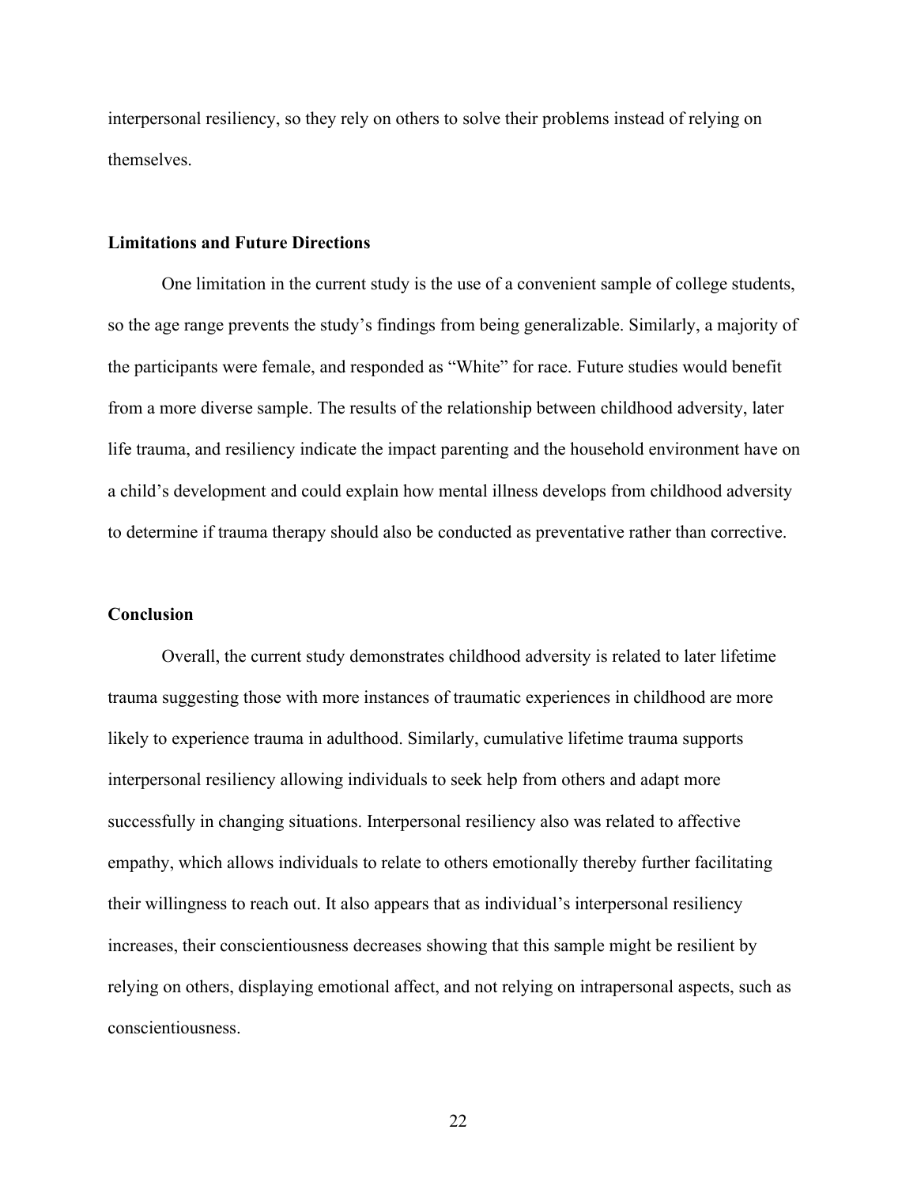interpersonal resiliency, so they rely on others to solve their problems instead of relying on themselves.

### Limitations and Future Directions

One limitation in the current study is the use of a convenient sample of college students, so the age range prevents the study's findings from being generalizable. Similarly, a majority of the participants were female, and responded as "White" for race. Future studies would benefit from a more diverse sample. The results of the relationship between childhood adversity, later life trauma, and resiliency indicate the impact parenting and the household environment have on a child's development and could explain how mental illness develops from childhood adversity to determine if trauma therapy should also be conducted as preventative rather than corrective.

### Conclusion

Overall, the current study demonstrates childhood adversity is related to later lifetime trauma suggesting those with more instances of traumatic experiences in childhood are more likely to experience trauma in adulthood. Similarly, cumulative lifetime trauma supports interpersonal resiliency allowing individuals to seek help from others and adapt more successfully in changing situations. Interpersonal resiliency also was related to affective empathy, which allows individuals to relate to others emotionally thereby further facilitating their willingness to reach out. It also appears that as individual's interpersonal resiliency increases, their conscientiousness decreases showing that this sample might be resilient by relying on others, displaying emotional affect, and not relying on intrapersonal aspects, such as conscientiousness.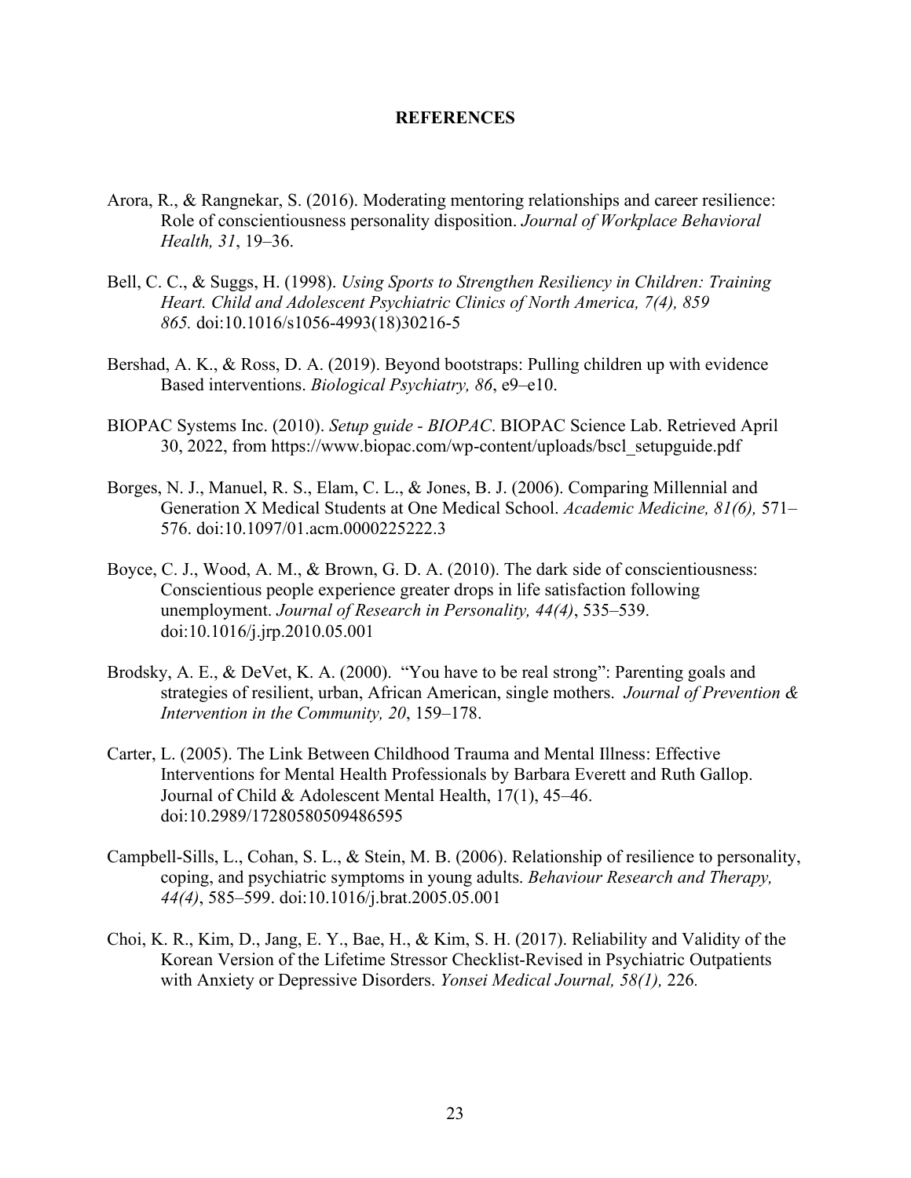# REFERENCES

Arora, R., & Rangnekar, S. (2016). Moderating mentoring relationships and career resilience: Role of conscientiousness personality disposition. *Journal of Workplace Behavioral Health, 31*, 19–36.

Bell, C. C., & Suggs, H. (1998). *Using Sports to Strengthen Resiliency in Children: Training Heart. Child and Adolescent Psychiatric Clinics of North America, 7(4), 859 865.* doi:10.1016/s1056-4993(18)30216-5

Bershad, A. K., & Ross, D. A. (2019). Beyond bootstraps: Pulling children up with evidence Based interventions. *Biological Psychiatry, 86*, e9–e10.

BIOPAC Systems Inc. (2010). *Setup guide - BIOPAC*. BIOPAC Science Lab. Retrieved April 30, 2022, from https://www.biopac.com/wp-content/uploads/bscl_setupguide.pdf

Borges, N. J., Manuel, R. S., Elam, C. L., & Jones, B. J. (2006). Comparing Millennial and Generation X Medical Students at One Medical School. *Academic Medicine, 81(6),* 571–576. doi:10.1097/01.acm.0000225222.3

Boyce, C. J., Wood, A. M., & Brown, G. D. A. (2010). The dark side of conscientiousness: Conscientious people experience greater drops in life satisfaction following unemployment. *Journal of Research in Personality, 44(4)*, 535–539. doi:10.1016/j.jrp.2010.05.001

Brodsky, A. E., & DeVet, K. A. (2000). "You have to be real strong": Parenting goals and strategies of resilient, urban, African American, single mothers. *Journal of Prevention & Intervention in the Community, 20*, 159–178.

Carter, L. (2005). The Link Between Childhood Trauma and Mental Illness: Effective Interventions for Mental Health Professionals by Barbara Everett and Ruth Gallop. Journal of Child & Adolescent Mental Health, 17(1), 45–46. doi:10.2989/17280580509486595

Campbell-Sills, L., Cohan, S. L., & Stein, M. B. (2006). Relationship of resilience to personality, coping, and psychiatric symptoms in young adults. *Behaviour Research and Therapy, 44(4)*, 585–599. doi:10.1016/j.brat.2005.05.001

Choi, K. R., Kim, D., Jang, E. Y., Bae, H., & Kim, S. H. (2017). Reliability and Validity of the Korean Version of the Lifetime Stressor Checklist-Revised in Psychiatric Outpatients with Anxiety or Depressive Disorders. *Yonsei Medical Journal, 58(1),* 226.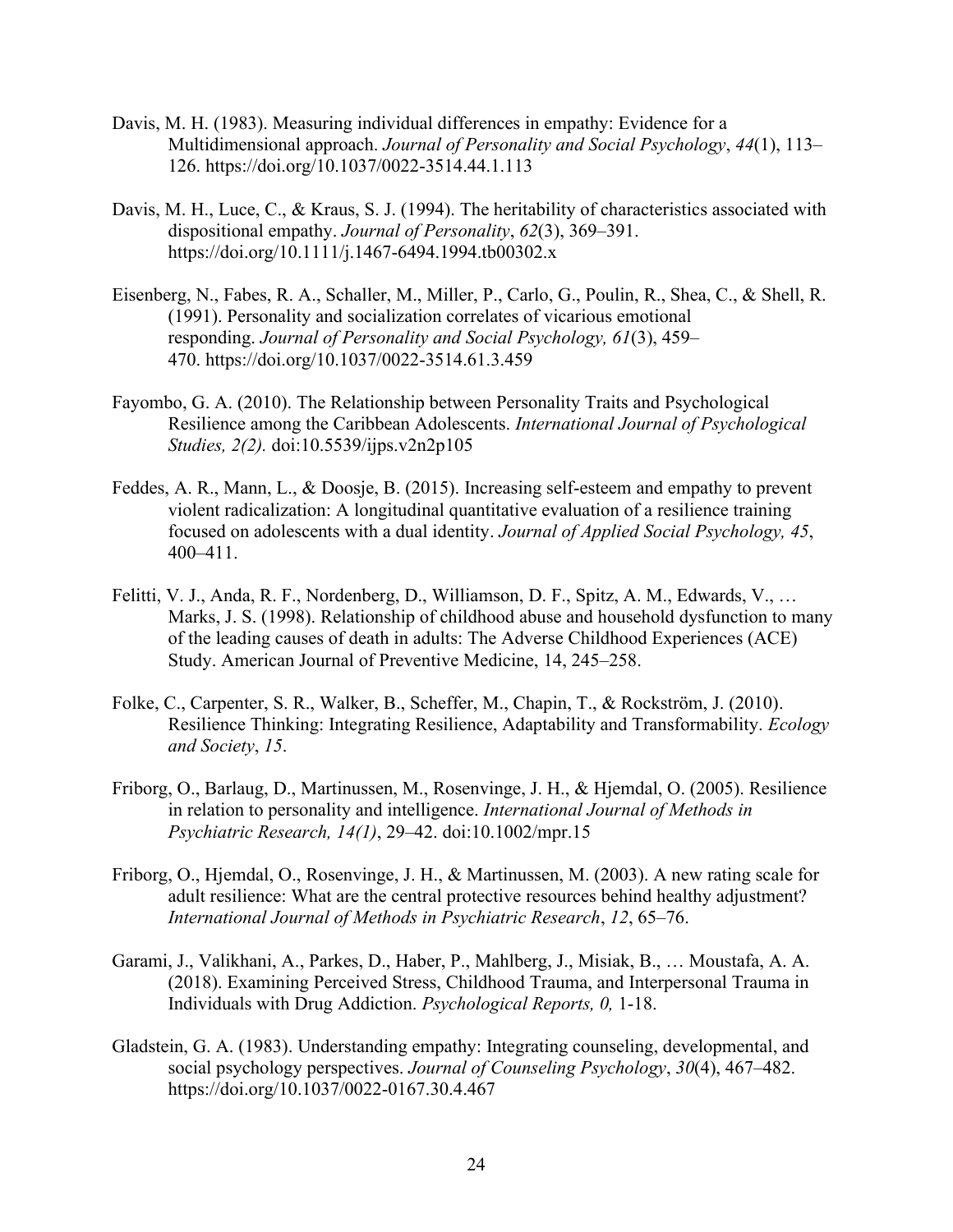Davis, M. H. (1983). Measuring individual differences in empathy: Evidence for a Multidimensional approach. *Journal of Personality and Social Psychology*, *44*(1), 113–126. https://doi.org/10.1037/0022-3514.44.1.113

Davis, M. H., Luce, C., & Kraus, S. J. (1994). The heritability of characteristics associated with dispositional empathy. *Journal of Personality*, *62*(3), 369–391. https://doi.org/10.1111/j.1467-6494.1994.tb00302.x

Eisenberg, N., Fabes, R. A., Schaller, M., Miller, P., Carlo, G., Poulin, R., Shea, C., & Shell, R. (1991). Personality and socialization correlates of vicarious emotional responding. *Journal of Personality and Social Psychology, 61*(3), 459–470. https://doi.org/10.1037/0022-3514.61.3.459

Fayombo, G. A. (2010). The Relationship between Personality Traits and Psychological Resilience among the Caribbean Adolescents. *International Journal of Psychological Studies, 2(2).* doi:10.5539/ijps.v2n2p105

Feddes, A. R., Mann, L., & Doosje, B. (2015). Increasing self-esteem and empathy to prevent violent radicalization: A longitudinal quantitative evaluation of a resilience training focused on adolescents with a dual identity. *Journal of Applied Social Psychology, 45*, 400–411.

Felitti, V. J., Anda, R. F., Nordenberg, D., Williamson, D. F., Spitz, A. M., Edwards, V., … Marks, J. S. (1998). Relationship of childhood abuse and household dysfunction to many of the leading causes of death in adults: The Adverse Childhood Experiences (ACE) Study. American Journal of Preventive Medicine, 14, 245–258.

Folke, C., Carpenter, S. R., Walker, B., Scheffer, M., Chapin, T., & Rockström, J. (2010). Resilience Thinking: Integrating Resilience, Adaptability and Transformability. *Ecology and Society*, *15*.

Friborg, O., Barlaug, D., Martinussen, M., Rosenvinge, J. H., & Hjemdal, O. (2005). Resilience in relation to personality and intelligence. *International Journal of Methods in Psychiatric Research, 14(1)*, 29–42. doi:10.1002/mpr.15

Friborg, O., Hjemdal, O., Rosenvinge, J. H., & Martinussen, M. (2003). A new rating scale for adult resilience: What are the central protective resources behind healthy adjustment? *International Journal of Methods in Psychiatric Research*, *12*, 65–76.

Garami, J., Valikhani, A., Parkes, D., Haber, P., Mahlberg, J., Misiak, B., … Moustafa, A. A. (2018). Examining Perceived Stress, Childhood Trauma, and Interpersonal Trauma in Individuals with Drug Addiction. *Psychological Reports, 0,* 1-18.

Gladstein, G. A. (1983). Understanding empathy: Integrating counseling, developmental, and social psychology perspectives. *Journal of Counseling Psychology*, *30*(4), 467–482. https://doi.org/10.1037/0022-0167.30.4.467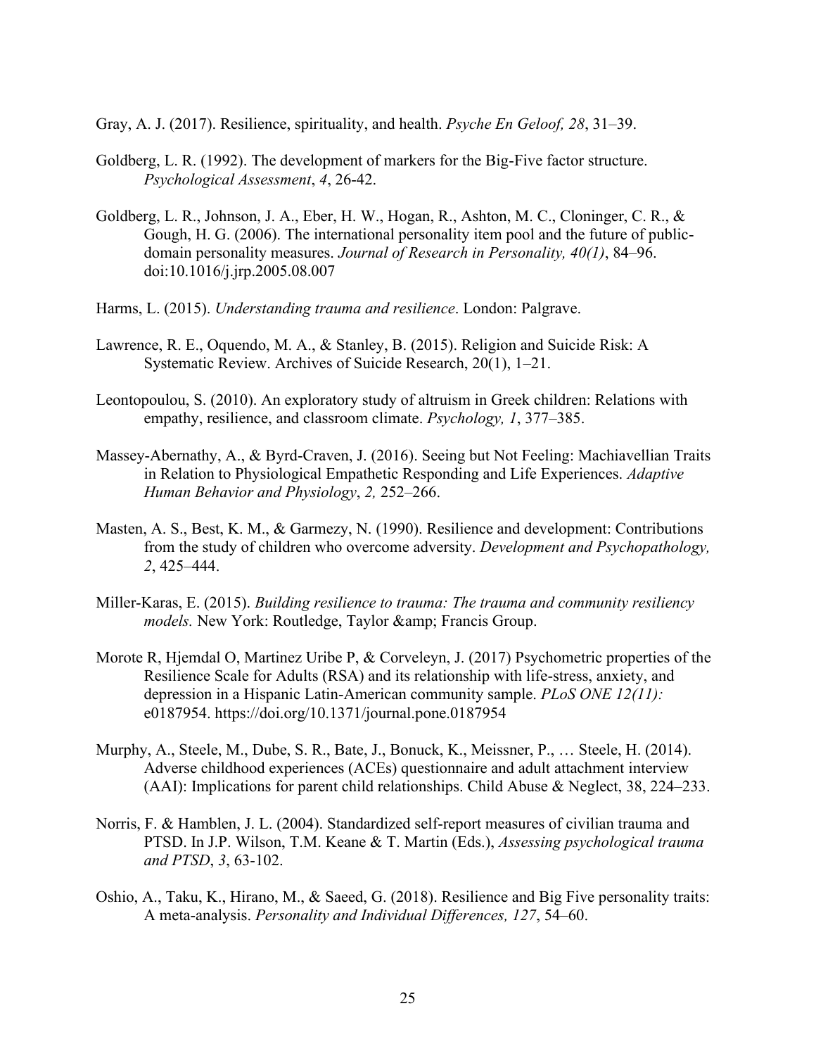Gray, A. J. (2017). Resilience, spirituality, and health. *Psyche En Geloof, 28*, 31–39.

Goldberg, L. R. (1992). The development of markers for the Big-Five factor structure. *Psychological Assessment*, *4*, 26-42.

Goldberg, L. R., Johnson, J. A., Eber, H. W., Hogan, R., Ashton, M. C., Cloninger, C. R., & Gough, H. G. (2006). The international personality item pool and the future of public-domain personality measures. *Journal of Research in Personality, 40(1)*, 84–96. doi:10.1016/j.jrp.2005.08.007

Harms, L. (2015). *Understanding trauma and resilience*. London: Palgrave.

Lawrence, R. E., Oquendo, M. A., & Stanley, B. (2015). Religion and Suicide Risk: A Systematic Review. Archives of Suicide Research, 20(1), 1–21.

Leontopoulou, S. (2010). An exploratory study of altruism in Greek children: Relations with empathy, resilience, and classroom climate. *Psychology, 1*, 377–385.

Massey-Abernathy, A., & Byrd-Craven, J. (2016). Seeing but Not Feeling: Machiavellian Traits in Relation to Physiological Empathetic Responding and Life Experiences. *Adaptive Human Behavior and Physiology*, *2,* 252–266.

Masten, A. S., Best, K. M., & Garmezy, N. (1990). Resilience and development: Contributions from the study of children who overcome adversity. *Development and Psychopathology, 2*, 425–444.

Miller-Karas, E. (2015). *Building resilience to trauma: The trauma and community resiliency models.* New York: Routledge, Taylor &amp; Francis Group.

Morote R, Hjemdal O, Martinez Uribe P, & Corveleyn, J. (2017) Psychometric properties of the Resilience Scale for Adults (RSA) and its relationship with life-stress, anxiety, and depression in a Hispanic Latin-American community sample. *PLoS ONE 12(11):* e0187954. https://doi.org/10.1371/journal.pone.0187954

Murphy, A., Steele, M., Dube, S. R., Bate, J., Bonuck, K., Meissner, P., … Steele, H. (2014). Adverse childhood experiences (ACEs) questionnaire and adult attachment interview (AAI): Implications for parent child relationships. Child Abuse & Neglect, 38, 224–233.

Norris, F. & Hamblen, J. L. (2004). Standardized self-report measures of civilian trauma and PTSD. In J.P. Wilson, T.M. Keane & T. Martin (Eds.), *Assessing psychological trauma and PTSD*, *3*, 63-102.

Oshio, A., Taku, K., Hirano, M., & Saeed, G. (2018). Resilience and Big Five personality traits: A meta-analysis. *Personality and Individual Differences, 127*, 54–60.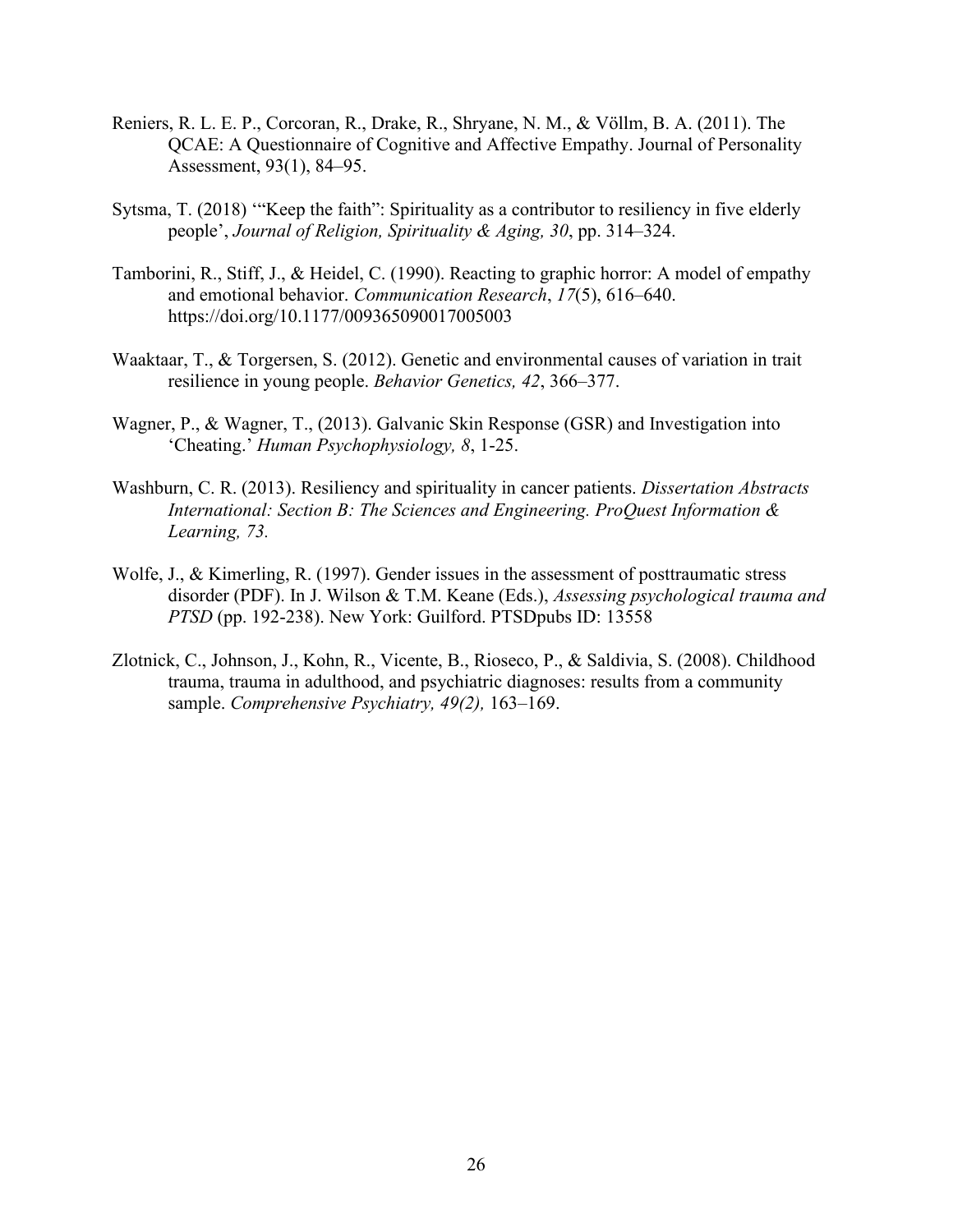Reniers, R. L. E. P., Corcoran, R., Drake, R., Shryane, N. M., & Völlm, B. A. (2011). The QCAE: A Questionnaire of Cognitive and Affective Empathy. Journal of Personality Assessment, 93(1), 84–95.

Sytsma, T. (2018) '"Keep the faith": Spirituality as a contributor to resiliency in five elderly people', *Journal of Religion, Spirituality & Aging, 30*, pp. 314–324.

Tamborini, R., Stiff, J., & Heidel, C. (1990). Reacting to graphic horror: A model of empathy and emotional behavior. *Communication Research*, *17*(5), 616–640. https://doi.org/10.1177/009365090017005003

Waaktaar, T., & Torgersen, S. (2012). Genetic and environmental causes of variation in trait resilience in young people. *Behavior Genetics, 42*, 366–377.

Wagner, P., & Wagner, T., (2013). Galvanic Skin Response (GSR) and Investigation into 'Cheating.' *Human Psychophysiology, 8*, 1-25.

Washburn, C. R. (2013). Resiliency and spirituality in cancer patients. *Dissertation Abstracts International: Section B: The Sciences and Engineering. ProQuest Information & Learning, 73.*

Wolfe, J., & Kimerling, R. (1997). Gender issues in the assessment of posttraumatic stress disorder (PDF). In J. Wilson & T.M. Keane (Eds.), *Assessing psychological trauma and PTSD* (pp. 192-238). New York: Guilford. PTSDpubs ID: 13558

Zlotnick, C., Johnson, J., Kohn, R., Vicente, B., Rioseco, P., & Saldivia, S. (2008). Childhood trauma, trauma in adulthood, and psychiatric diagnoses: results from a community sample. *Comprehensive Psychiatry, 49(2),* 163–169.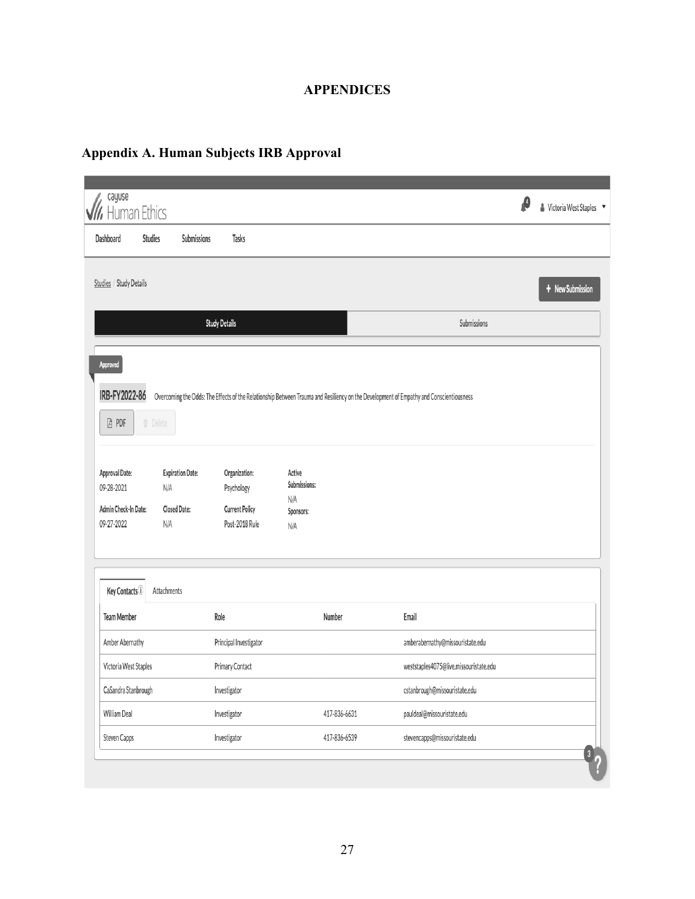# APPENDICES

## Appendix A. Human Subjects IRB Approval

cayuse Human Ethics

Victoria West Staples

Dashboard Studies Submissions Tasks

Studies / Study Details

+ New Submission

Study Details | Submissions

Approved

**IRB-FY2022-86** Overcoming the Odds: The Effects of the Relationship Between Trauma and Resiliency on the Development of Empathy and Conscientiousness

PDF Delete

| Approval Date: | Expiration Date: | Organization: | Active Submissions: |
|---|---|---|---|
| 09-28-2021 | N/A | Psychology | N/A |
| **Admin Check-In Date:** | **Closed Date:** | **Current Policy** | **Sponsors:** |
| 09-27-2022 | N/A | Post-2018 Rule | N/A |

Key Contacts | Attachments

| Team Member | Role | Number | Email |
|---|---|---|---|
| Amber Abernathy | Principal Investigator | | amberabernathy@missouristate.edu |
| Victoria West Staples | Primary Contact | | weststaples4075@live.missouristate.edu |
| CaSandra Stanbrough | Investigator | | cstanbrough@missouristate.edu |
| William Deal | Investigator | 417-836-6631 | pauldeal@missouristate.edu |
| Steven Capps | Investigator | 417-836-6539 | stevencapps@missouristate.edu |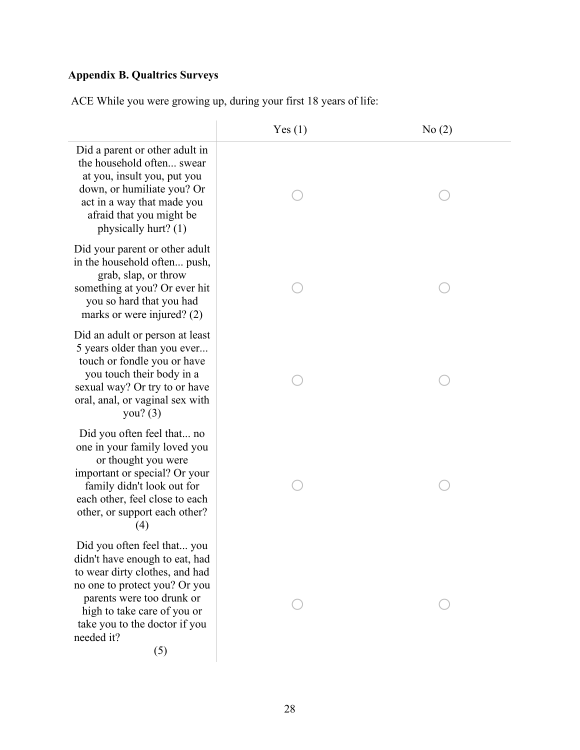**Appendix B. Qualtrics Surveys**

ACE While you were growing up, during your first 18 years of life:

| | Yes (1) | No (2) |
|---|---|---|
| Did a parent or other adult in the household often... swear at you, insult you, put you down, or humiliate you? Or act in a way that made you afraid that you might be physically hurt? (1) | ○ | ○ |
| Did your parent or other adult in the household often... push, grab, slap, or throw something at you? Or ever hit you so hard that you had marks or were injured? (2) | ○ | ○ |
| Did an adult or person at least 5 years older than you ever... touch or fondle you or have you touch their body in a sexual way? Or try to or have oral, anal, or vaginal sex with you? (3) | ○ | ○ |
| Did you often feel that... no one in your family loved you or thought you were important or special? Or your family didn't look out for each other, feel close to each other, or support each other? (4) | ○ | ○ |
| Did you often feel that... you didn't have enough to eat, had to wear dirty clothes, and had no one to protect you? Or you parents were too drunk or high to take care of you or take you to the doctor if you needed it? (5) | ○ | ○ |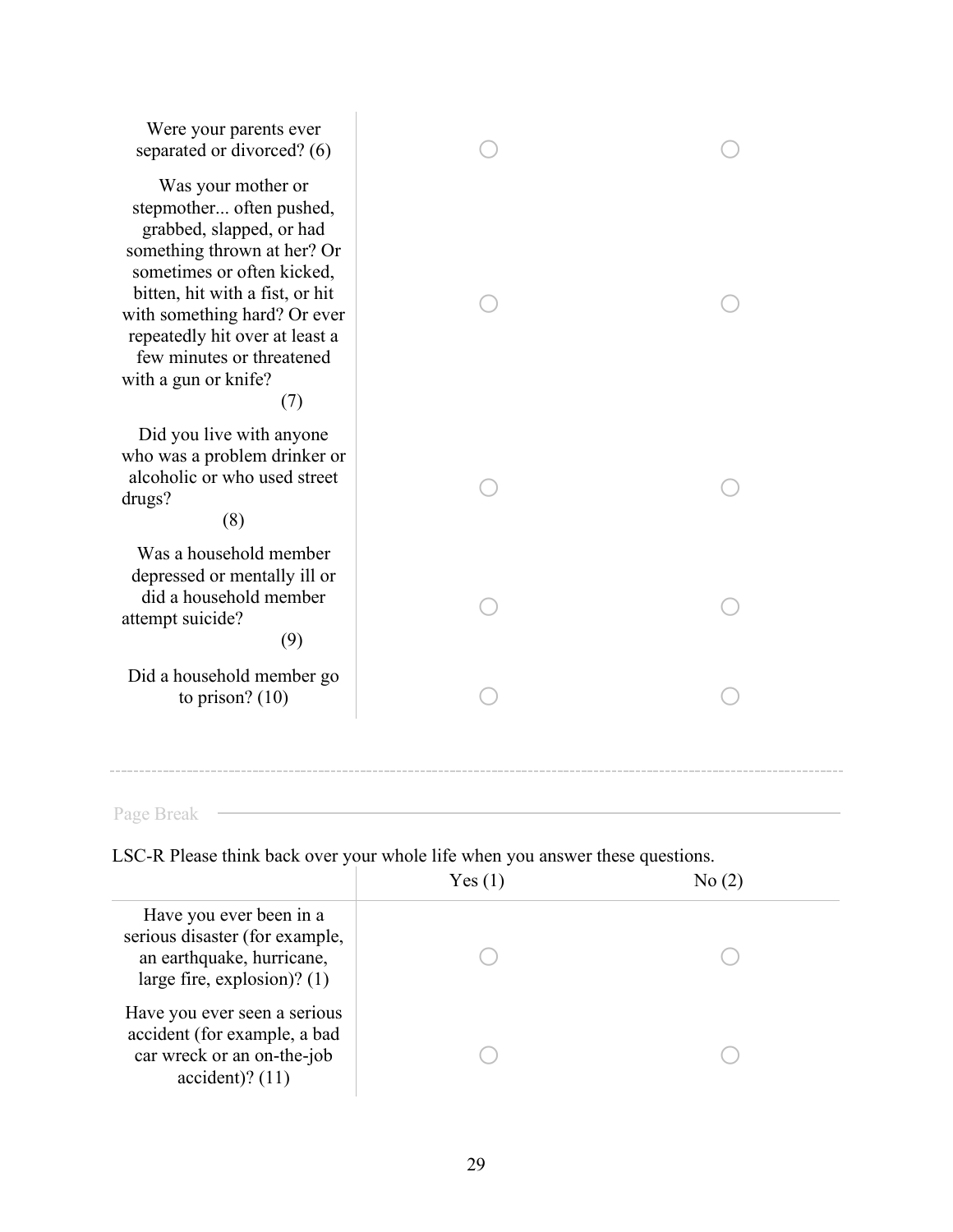| | | |
|---|---|---|
| Were your parents ever separated or divorced? (6) | ○ | ○ |
| Was your mother or stepmother... often pushed, grabbed, slapped, or had something thrown at her? Or sometimes or often kicked, bitten, hit with a fist, or hit with something hard? Or ever repeatedly hit over at least a few minutes or threatened with a gun or knife? (7) | ○ | ○ |
| Did you live with anyone who was a problem drinker or alcoholic or who used street drugs? (8) | ○ | ○ |
| Was a household member depressed or mentally ill or did a household member attempt suicide? (9) | ○ | ○ |
| Did a household member go to prison? (10) | ○ | ○ |

Page Break

LSC-R Please think back over your whole life when you answer these questions.

| | Yes (1) | No (2) |
|---|---|---|
| Have you ever been in a serious disaster (for example, an earthquake, hurricane, large fire, explosion)? (1) | ○ | ○ |
| Have you ever seen a serious accident (for example, a bad car wreck or an on-the-job accident)? (11) | ○ | ○ |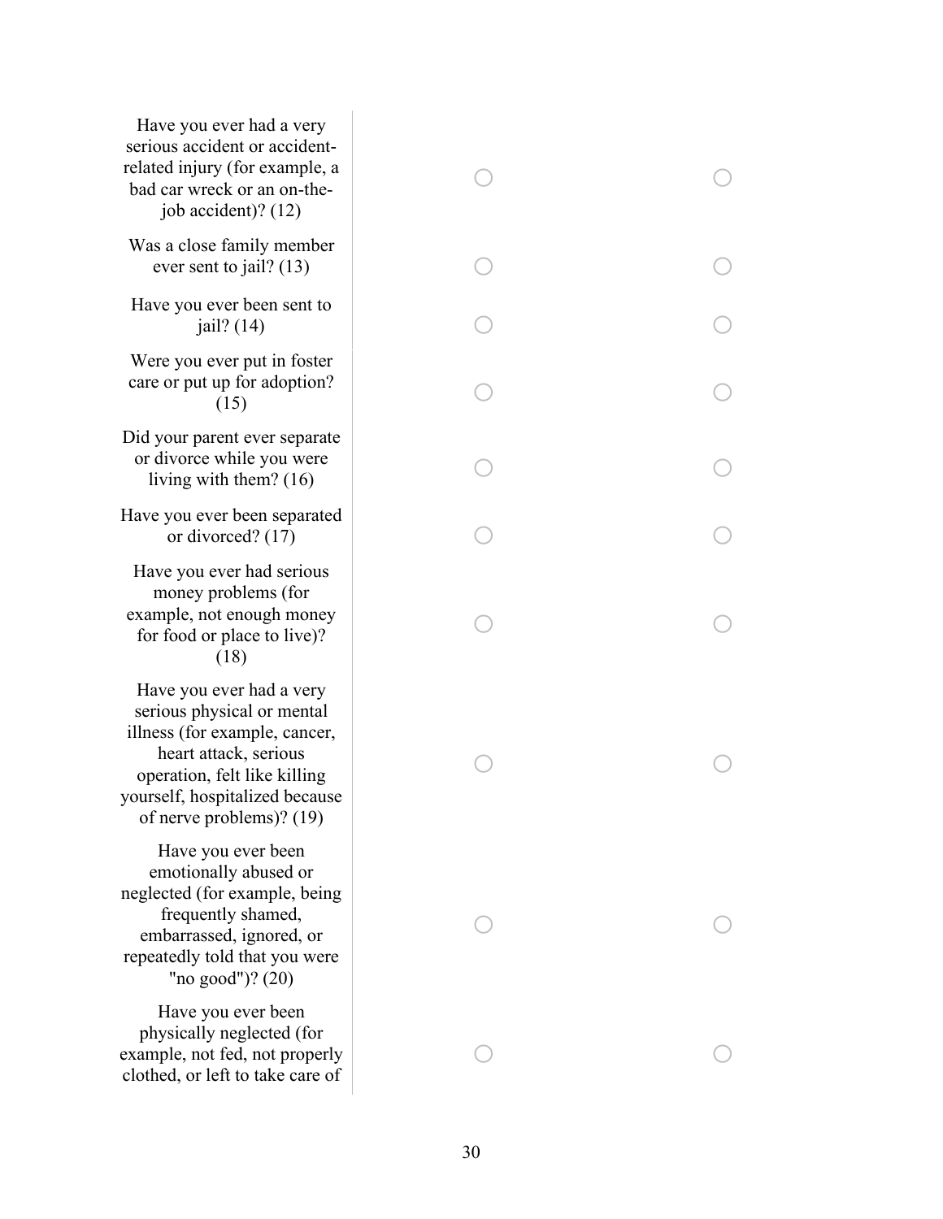| | | |
|---|---|---|
| Have you ever had a very serious accident or accident-related injury (for example, a bad car wreck or an on-the-job accident)? (12) | ○ | ○ |
| Was a close family member ever sent to jail? (13) | ○ | ○ |
| Have you ever been sent to jail? (14) | ○ | ○ |
| Were you ever put in foster care or put up for adoption? (15) | ○ | ○ |
| Did your parent ever separate or divorce while you were living with them? (16) | ○ | ○ |
| Have you ever been separated or divorced? (17) | ○ | ○ |
| Have you ever had serious money problems (for example, not enough money for food or place to live)? (18) | ○ | ○ |
| Have you ever had a very serious physical or mental illness (for example, cancer, heart attack, serious operation, felt like killing yourself, hospitalized because of nerve problems)? (19) | ○ | ○ |
| Have you ever been emotionally abused or neglected (for example, being frequently shamed, embarrassed, ignored, or repeatedly told that you were "no good")? (20) | ○ | ○ |
| Have you ever been physically neglected (for example, not fed, not properly clothed, or left to take care of | ○ | ○ |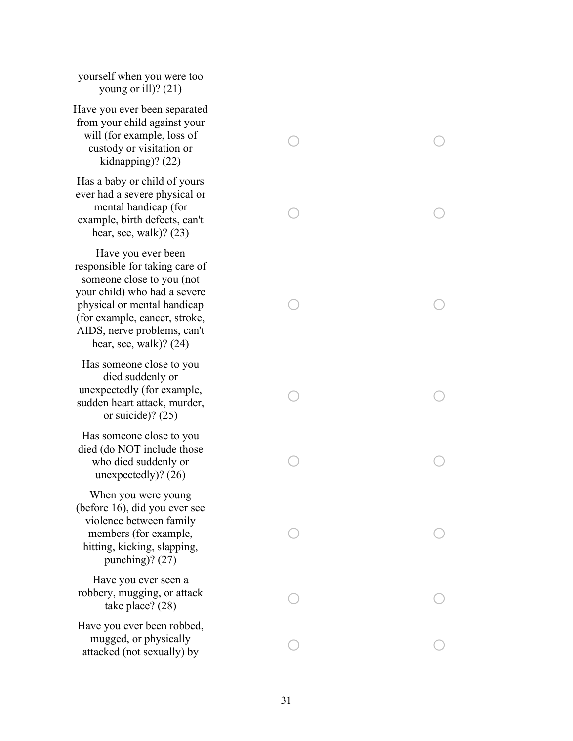| | | |
|---|---|---|
| yourself when you were too young or ill)? (21) | | |
| Have you ever been separated from your child against your will (for example, loss of custody or visitation or kidnapping)? (22) | ○ | ○ |
| Has a baby or child of yours ever had a severe physical or mental handicap (for example, birth defects, can't hear, see, walk)? (23) | ○ | ○ |
| Have you ever been responsible for taking care of someone close to you (not your child) who had a severe physical or mental handicap (for example, cancer, stroke, AIDS, nerve problems, can't hear, see, walk)? (24) | ○ | ○ |
| Has someone close to you died suddenly or unexpectedly (for example, sudden heart attack, murder, or suicide)? (25) | ○ | ○ |
| Has someone close to you died (do NOT include those who died suddenly or unexpectedly)? (26) | ○ | ○ |
| When you were young (before 16), did you ever see violence between family members (for example, hitting, kicking, slapping, punching)? (27) | ○ | ○ |
| Have you ever seen a robbery, mugging, or attack take place? (28) | ○ | ○ |
| Have you ever been robbed, mugged, or physically attacked (not sexually) by | ○ | ○ |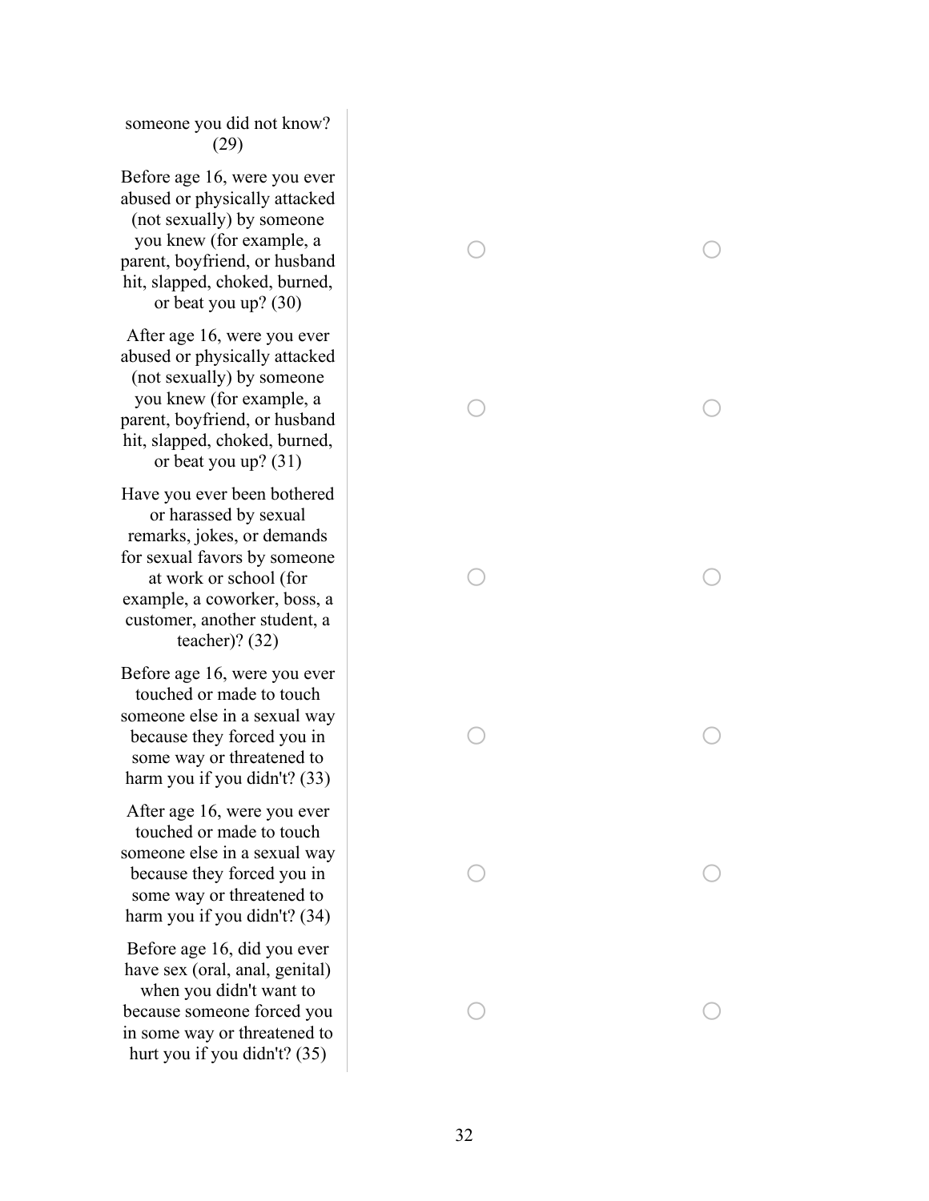| | | |
|---|---|---|
| someone you did not know? (29) | | |
| Before age 16, were you ever abused or physically attacked (not sexually) by someone you knew (for example, a parent, boyfriend, or husband hit, slapped, choked, burned, or beat you up? (30) | ○ | ○ |
| After age 16, were you ever abused or physically attacked (not sexually) by someone you knew (for example, a parent, boyfriend, or husband hit, slapped, choked, burned, or beat you up? (31) | ○ | ○ |
| Have you ever been bothered or harassed by sexual remarks, jokes, or demands for sexual favors by someone at work or school (for example, a coworker, boss, a customer, another student, a teacher)? (32) | ○ | ○ |
| Before age 16, were you ever touched or made to touch someone else in a sexual way because they forced you in some way or threatened to harm you if you didn't? (33) | ○ | ○ |
| After age 16, were you ever touched or made to touch someone else in a sexual way because they forced you in some way or threatened to harm you if you didn't? (34) | ○ | ○ |
| Before age 16, did you ever have sex (oral, anal, genital) when you didn't want to because someone forced you in some way or threatened to hurt you if you didn't? (35) | ○ | ○ |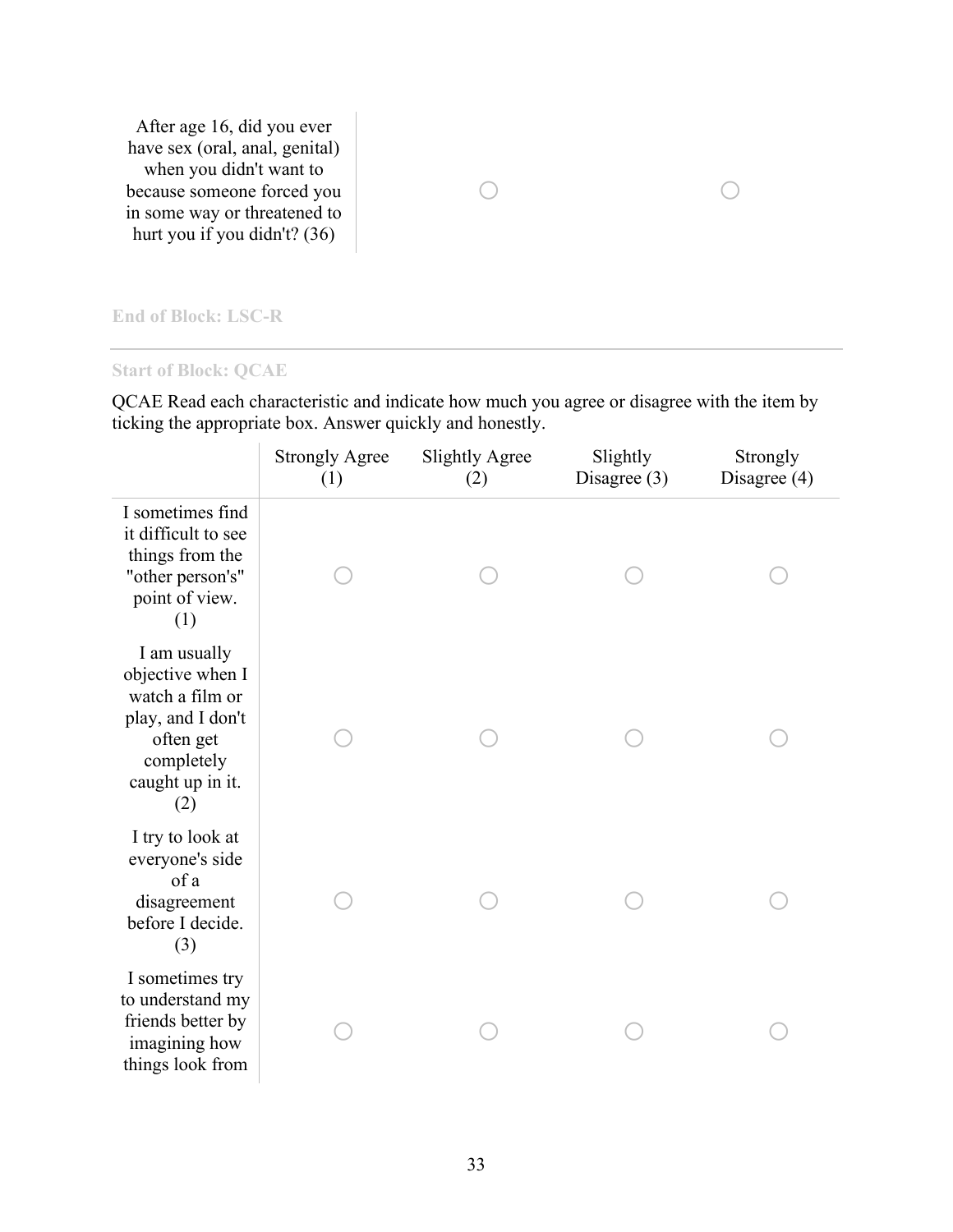| | | |
|---|---|---|
| After age 16, did you ever have sex (oral, anal, genital) when you didn't want to because someone forced you in some way or threatened to hurt you if you didn't? (36) | ◯ | ◯ |

End of Block: LSC-R

Start of Block: QCAE

QCAE Read each characteristic and indicate how much you agree or disagree with the item by ticking the appropriate box. Answer quickly and honestly.

| | Strongly Agree (1) | Slightly Agree (2) | Slightly Disagree (3) | Strongly Disagree (4) |
|---|---|---|---|---|
| I sometimes find it difficult to see things from the "other person's" point of view. (1) | ◯ | ◯ | ◯ | ◯ |
| I am usually objective when I watch a film or play, and I don't often get completely caught up in it. (2) | ◯ | ◯ | ◯ | ◯ |
| I try to look at everyone's side of a disagreement before I decide. (3) | ◯ | ◯ | ◯ | ◯ |
| I sometimes try to understand my friends better by imagining how things look from | ◯ | ◯ | ◯ | ◯ |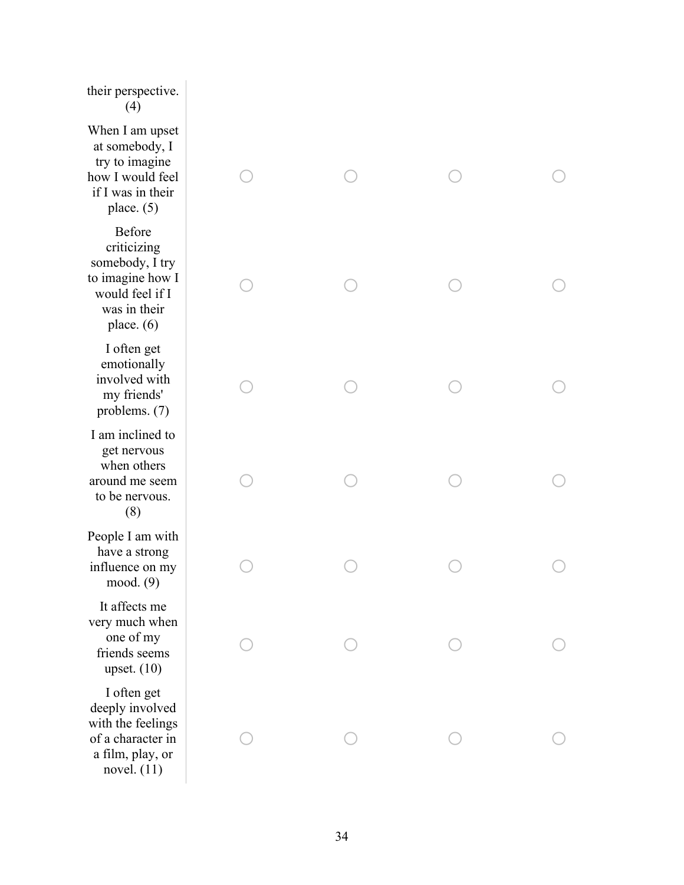| | | | | |
|---|---|---|---|---|
| their perspective. (4) | | | | |
| When I am upset at somebody, I try to imagine how I would feel if I was in their place. (5) | ○ | ○ | ○ | ○ |
| Before criticizing somebody, I try to imagine how I would feel if I was in their place. (6) | ○ | ○ | ○ | ○ |
| I often get emotionally involved with my friends' problems. (7) | ○ | ○ | ○ | ○ |
| I am inclined to get nervous when others around me seem to be nervous. (8) | ○ | ○ | ○ | ○ |
| People I am with have a strong influence on my mood. (9) | ○ | ○ | ○ | ○ |
| It affects me very much when one of my friends seems upset. (10) | ○ | ○ | ○ | ○ |
| I often get deeply involved with the feelings of a character in a film, play, or novel. (11) | ○ | ○ | ○ | ○ |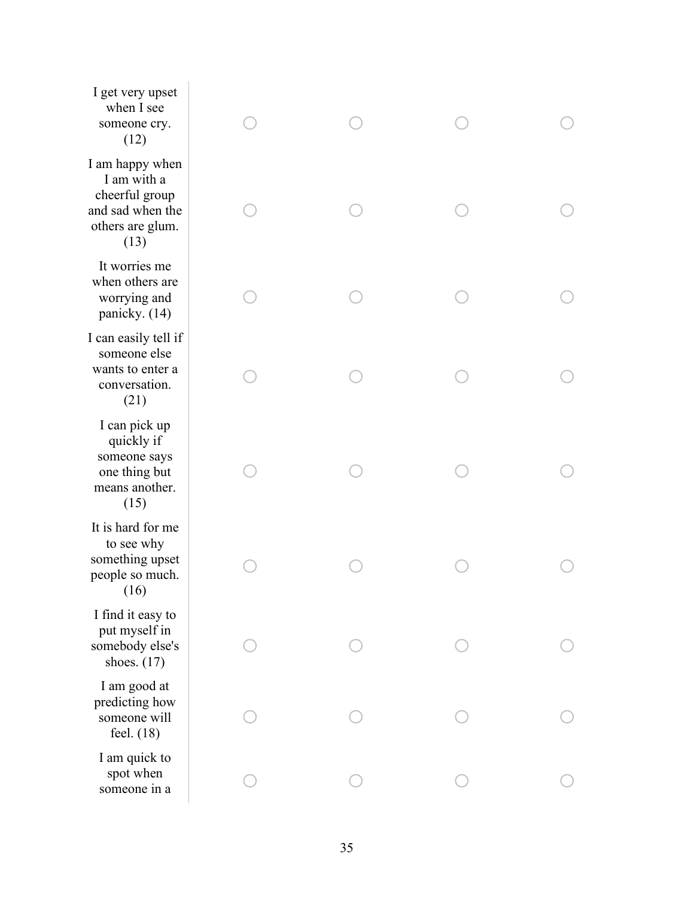| | | | | |
|---|---|---|---|---|
| I get very upset when I see someone cry. (12) | ○ | ○ | ○ | ○ |
| I am happy when I am with a cheerful group and sad when the others are glum. (13) | ○ | ○ | ○ | ○ |
| It worries me when others are worrying and panicky. (14) | ○ | ○ | ○ | ○ |
| I can easily tell if someone else wants to enter a conversation. (21) | ○ | ○ | ○ | ○ |
| I can pick up quickly if someone says one thing but means another. (15) | ○ | ○ | ○ | ○ |
| It is hard for me to see why something upset people so much. (16) | ○ | ○ | ○ | ○ |
| I find it easy to put myself in somebody else's shoes. (17) | ○ | ○ | ○ | ○ |
| I am good at predicting how someone will feel. (18) | ○ | ○ | ○ | ○ |
| I am quick to spot when someone in a | ○ | ○ | ○ | ○ |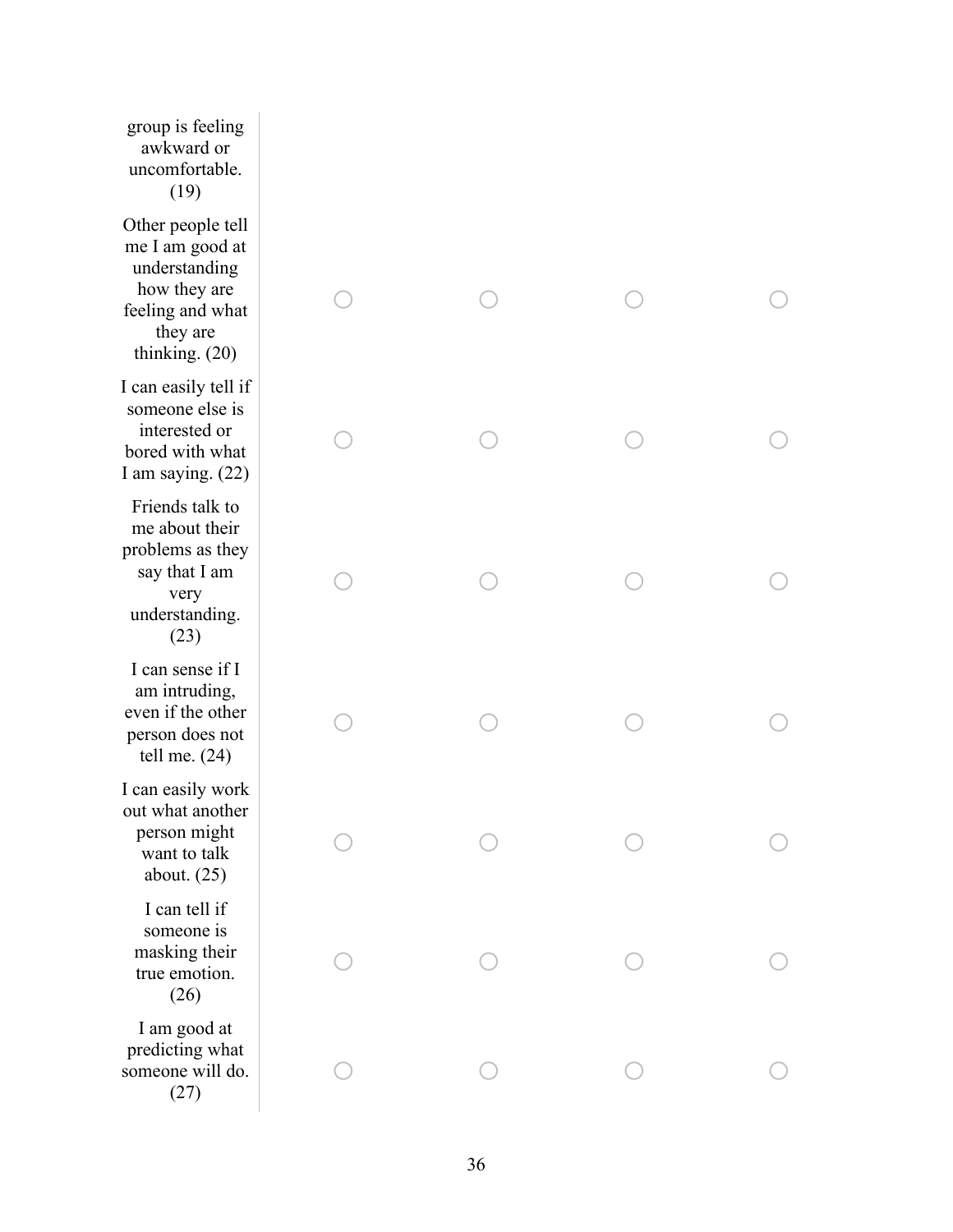| | | | | |
|---|---|---|---|---|
| group is feeling awkward or uncomfortable. (19) | | | | |
| Other people tell me I am good at understanding how they are feeling and what they are thinking. (20) | ○ | ○ | ○ | ○ |
| I can easily tell if someone else is interested or bored with what I am saying. (22) | ○ | ○ | ○ | ○ |
| Friends talk to me about their problems as they say that I am very understanding. (23) | ○ | ○ | ○ | ○ |
| I can sense if I am intruding, even if the other person does not tell me. (24) | ○ | ○ | ○ | ○ |
| I can easily work out what another person might want to talk about. (25) | ○ | ○ | ○ | ○ |
| I can tell if someone is masking their true emotion. (26) | ○ | ○ | ○ | ○ |
| I am good at predicting what someone will do. (27) | ○ | ○ | ○ | ○ |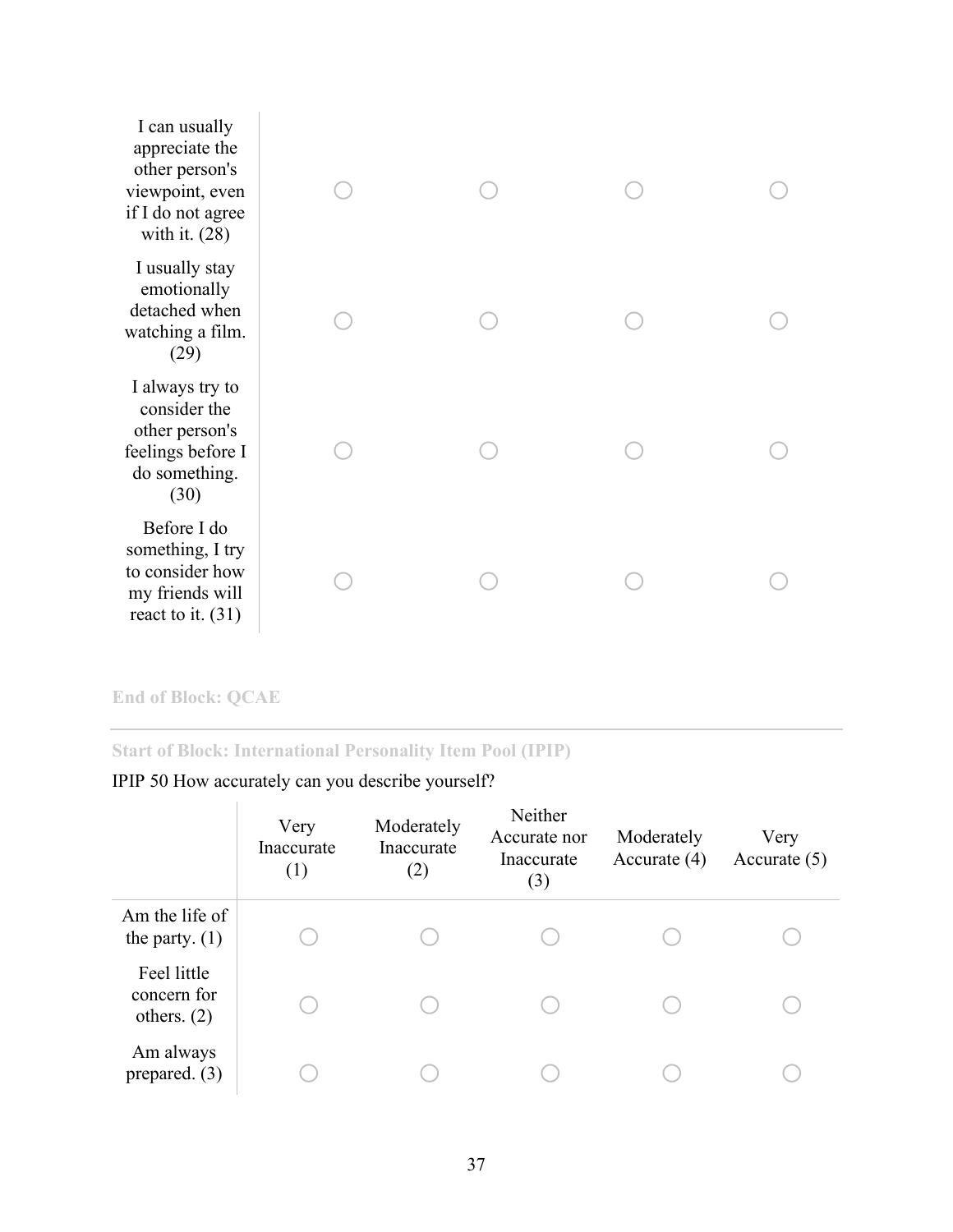| | | | | |
|---|---|---|---|---|
| I can usually appreciate the other person's viewpoint, even if I do not agree with it. (28) | ○ | ○ | ○ | ○ |
| I usually stay emotionally detached when watching a film. (29) | ○ | ○ | ○ | ○ |
| I always try to consider the other person's feelings before I do something. (30) | ○ | ○ | ○ | ○ |
| Before I do something, I try to consider how my friends will react to it. (31) | ○ | ○ | ○ | ○ |

**End of Block: QCAE**

---

**Start of Block: International Personality Item Pool (IPIP)**

IPIP 50 How accurately can you describe yourself?

| | Very Inaccurate (1) | Moderately Inaccurate (2) | Neither Accurate nor Inaccurate (3) | Moderately Accurate (4) | Very Accurate (5) |
|---|---|---|---|---|---|
| Am the life of the party. (1) | ○ | ○ | ○ | ○ | ○ |
| Feel little concern for others. (2) | ○ | ○ | ○ | ○ | ○ |
| Am always prepared. (3) | ○ | ○ | ○ | ○ | ○ |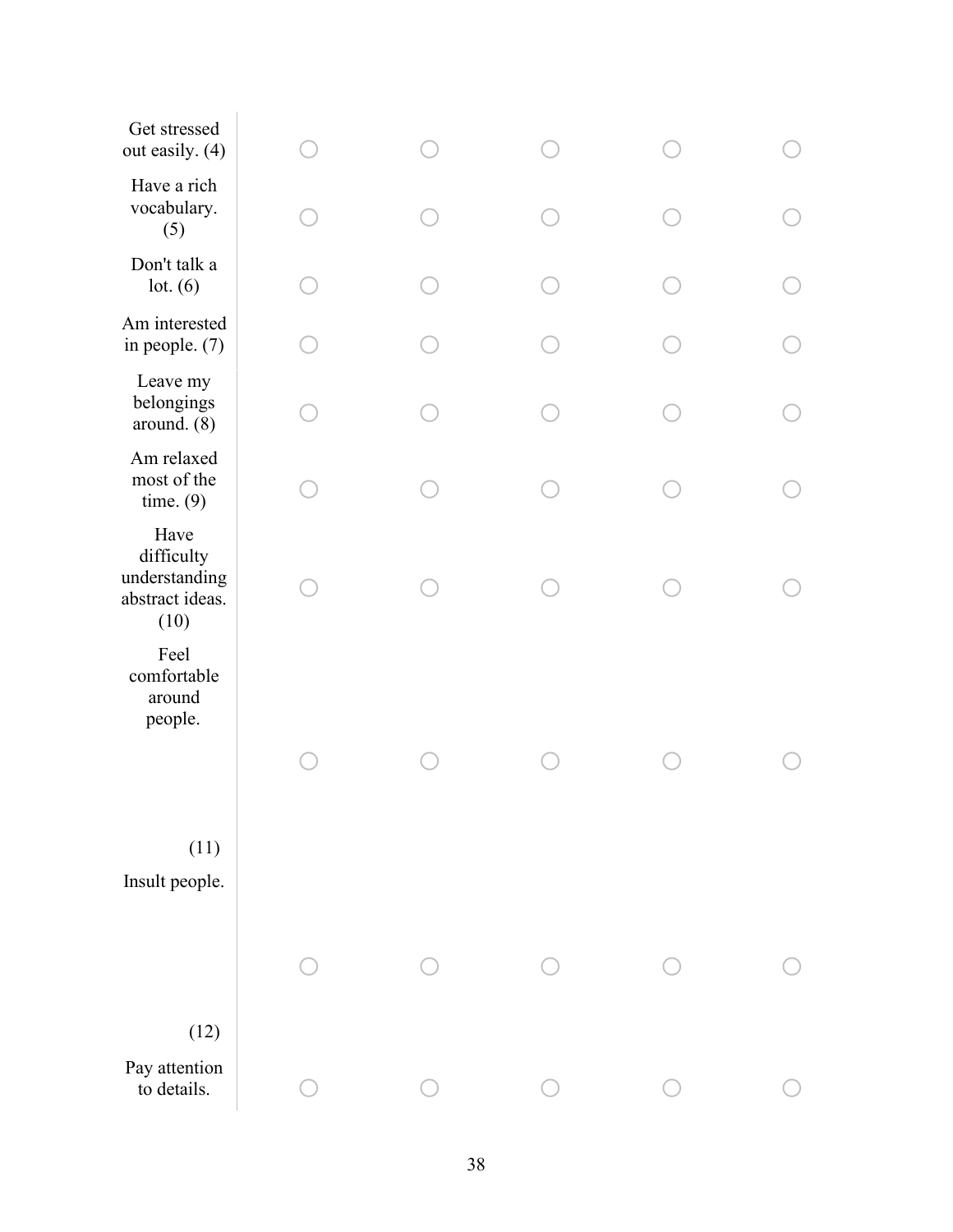| | | | | | |
|---|---|---|---|---|---|
| Get stressed out easily. (4) | ◯ | ◯ | ◯ | ◯ | ◯ |
| Have a rich vocabulary. (5) | ◯ | ◯ | ◯ | ◯ | ◯ |
| Don't talk a lot. (6) | ◯ | ◯ | ◯ | ◯ | ◯ |
| Am interested in people. (7) | ◯ | ◯ | ◯ | ◯ | ◯ |
| Leave my belongings around. (8) | ◯ | ◯ | ◯ | ◯ | ◯ |
| Am relaxed most of the time. (9) | ◯ | ◯ | ◯ | ◯ | ◯ |
| Have difficulty understanding abstract ideas. (10) | ◯ | ◯ | ◯ | ◯ | ◯ |
| Feel comfortable around people. (11) | ◯ | ◯ | ◯ | ◯ | ◯ |
| Insult people. (12) | ◯ | ◯ | ◯ | ◯ | ◯ |
| Pay attention to details. | ◯ | ◯ | ◯ | ◯ | ◯ |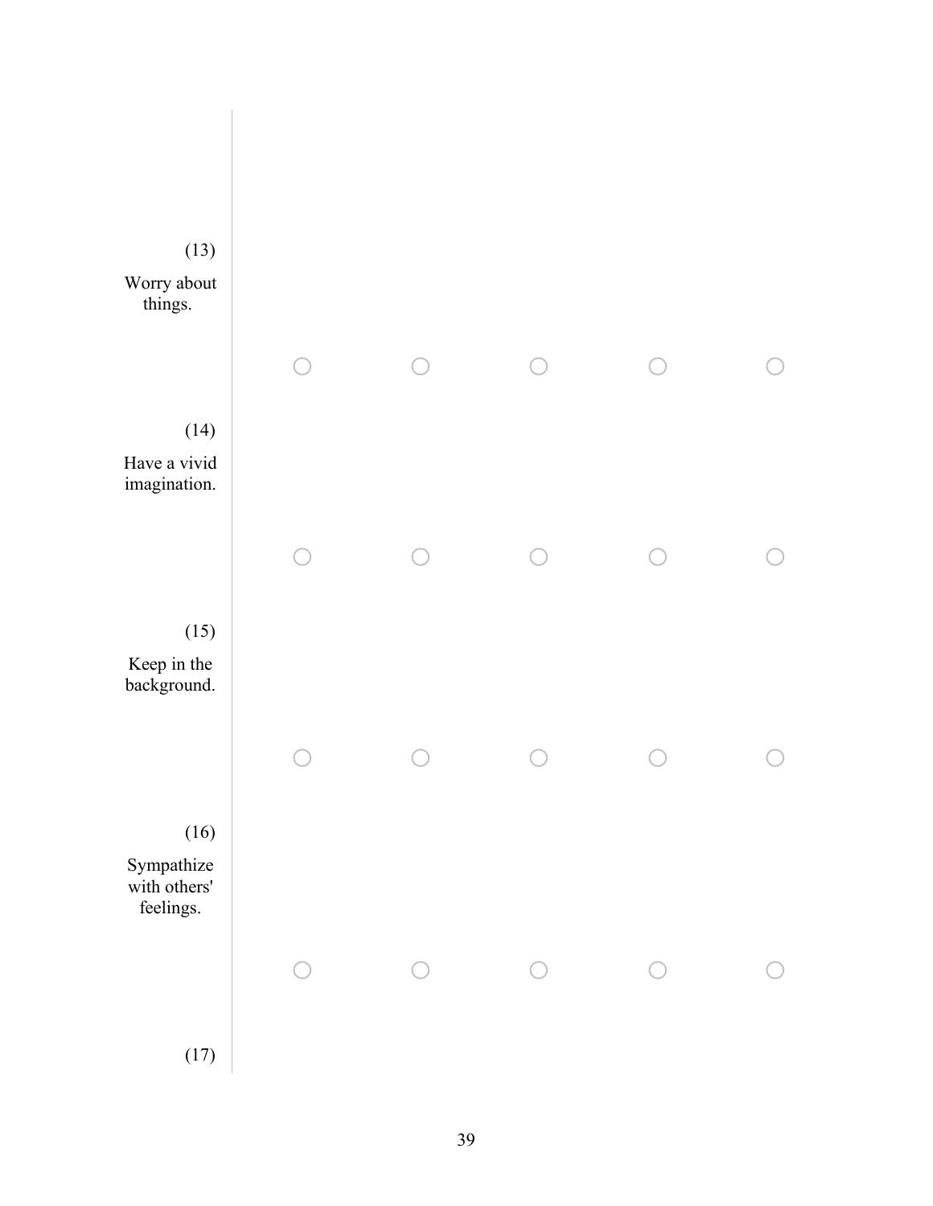| | | | | | |
|---|---|---|---|---|---|
| (13) Worry about things. | ○ | ○ | ○ | ○ | ○ |
| (14) Have a vivid imagination. | ○ | ○ | ○ | ○ | ○ |
| (15) Keep in the background. | ○ | ○ | ○ | ○ | ○ |
| (16) Sympathize with others' feelings. | ○ | ○ | ○ | ○ | ○ |
| (17) | | | | | |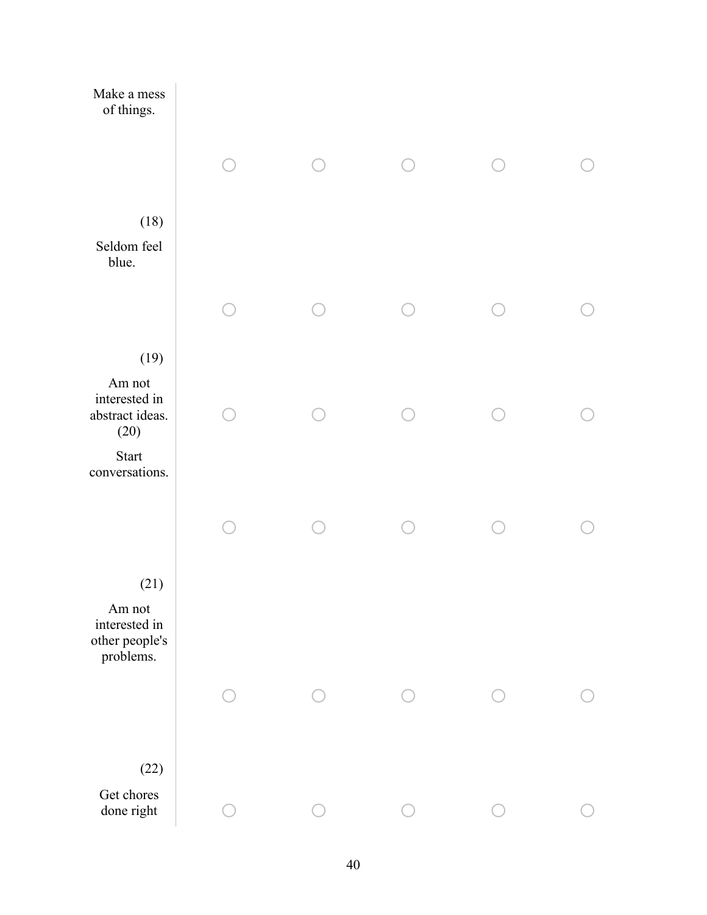| | | | | | |
|---|---|---|---|---|---|
| Make a mess of things. (18) | ◯ | ◯ | ◯ | ◯ | ◯ |
| Seldom feel blue. (19) | ◯ | ◯ | ◯ | ◯ | ◯ |
| Am not interested in abstract ideas. (20) | ◯ | ◯ | ◯ | ◯ | ◯ |
| Start conversations. (21) | ◯ | ◯ | ◯ | ◯ | ◯ |
| Am not interested in other people's problems. (22) | ◯ | ◯ | ◯ | ◯ | ◯ |
| Get chores done right | ◯ | ◯ | ◯ | ◯ | ◯ |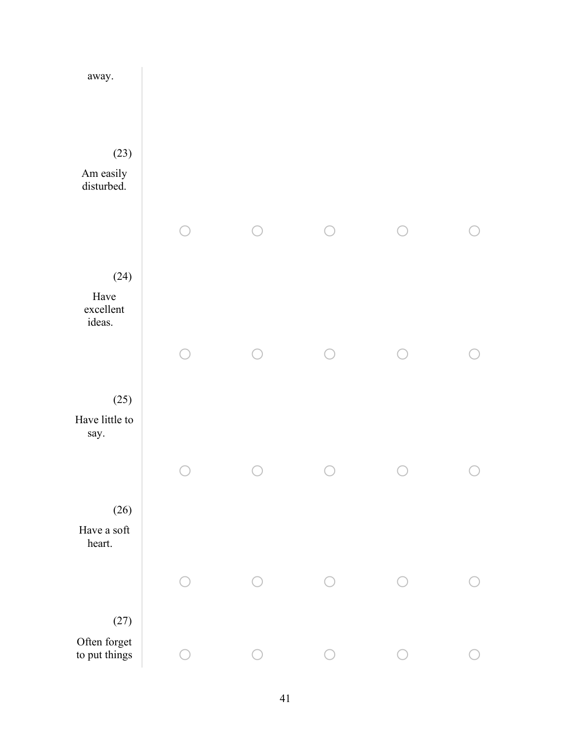| | | | | | |
|---|---|---|---|---|---|
| away. | | | | | |
| (23) Am easily disturbed. | ○ | ○ | ○ | ○ | ○ |
| (24) Have excellent ideas. | ○ | ○ | ○ | ○ | ○ |
| (25) Have little to say. | ○ | ○ | ○ | ○ | ○ |
| (26) Have a soft heart. | ○ | ○ | ○ | ○ | ○ |
| (27) Often forget to put things | ○ | ○ | ○ | ○ | ○ |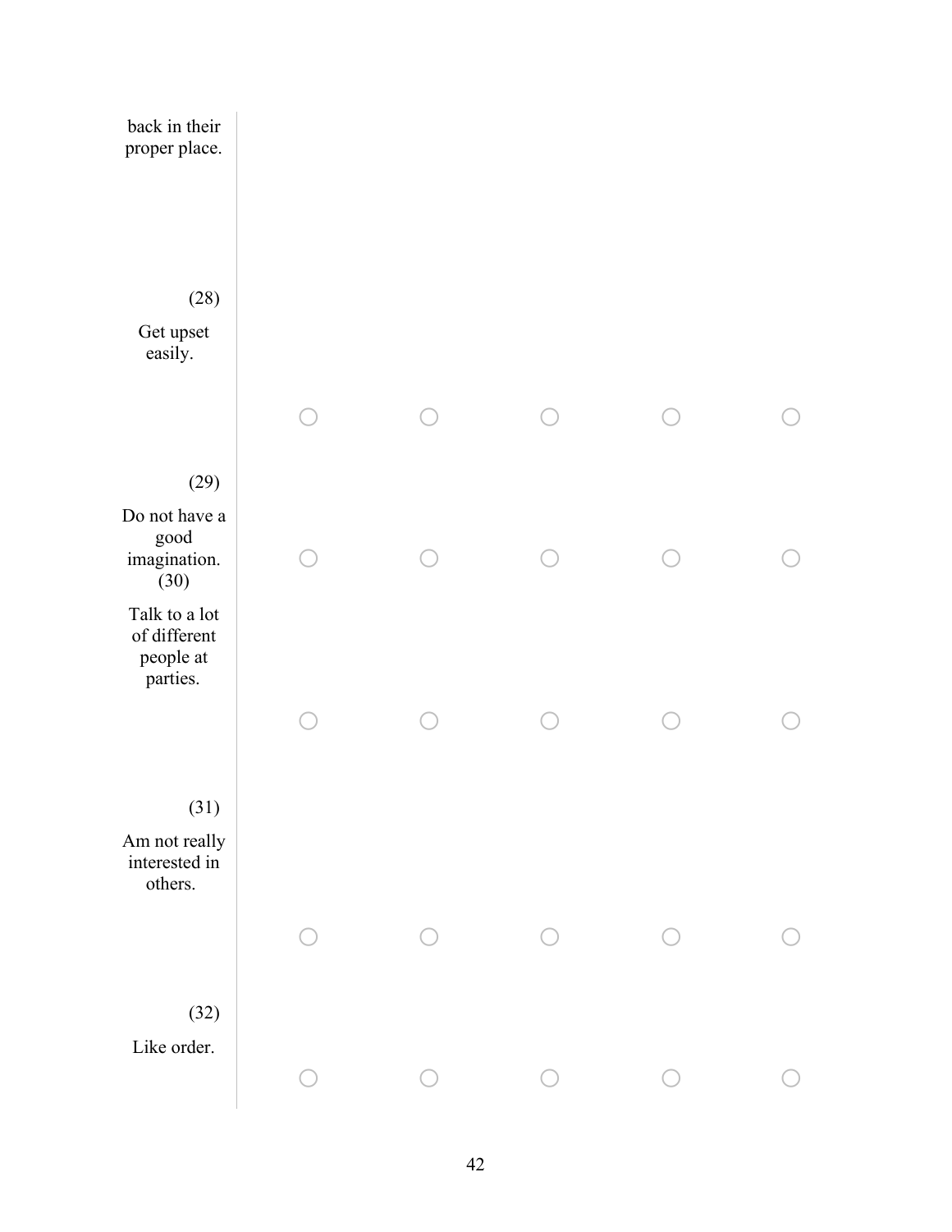| | | | | | |
|---|---|---|---|---|---|
| back in their proper place. (28) | | | | | |
| Get upset easily. (29) | ◯ | ◯ | ◯ | ◯ | ◯ |
| Do not have a good imagination. (30) | ◯ | ◯ | ◯ | ◯ | ◯ |
| Talk to a lot of different people at parties. (31) | ◯ | ◯ | ◯ | ◯ | ◯ |
| Am not really interested in others. (32) | ◯ | ◯ | ◯ | ◯ | ◯ |
| Like order. | ◯ | ◯ | ◯ | ◯ | ◯ |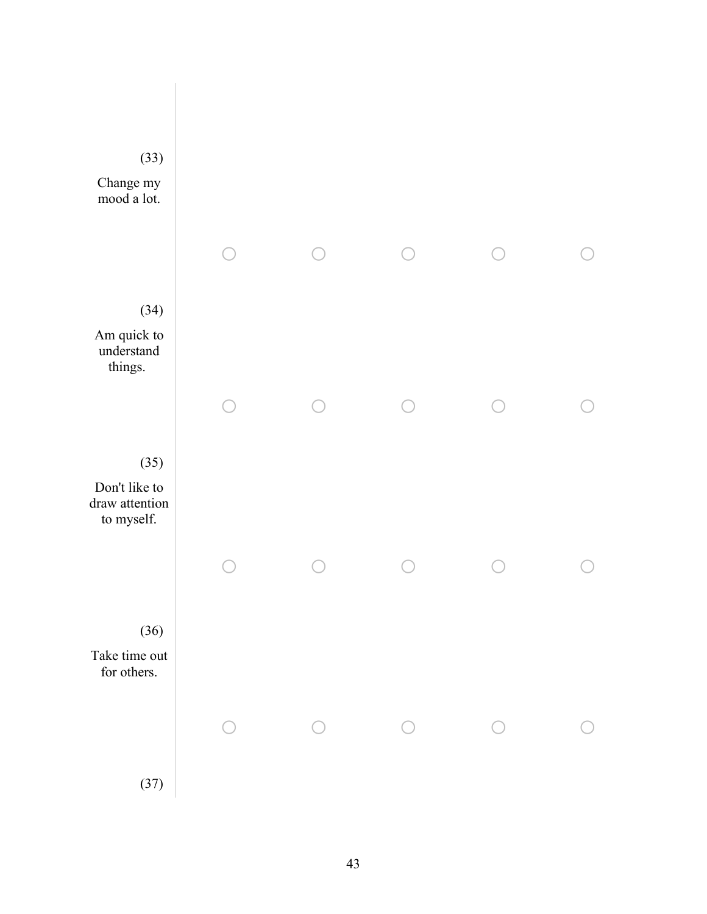| | | | | | |
|---|---|---|---|---|---|
| (33) Change my mood a lot. | ○ | ○ | ○ | ○ | ○ |
| (34) Am quick to understand things. | ○ | ○ | ○ | ○ | ○ |
| (35) Don't like to draw attention to myself. | ○ | ○ | ○ | ○ | ○ |
| (36) Take time out for others. | ○ | ○ | ○ | ○ | ○ |
| (37) | | | | | |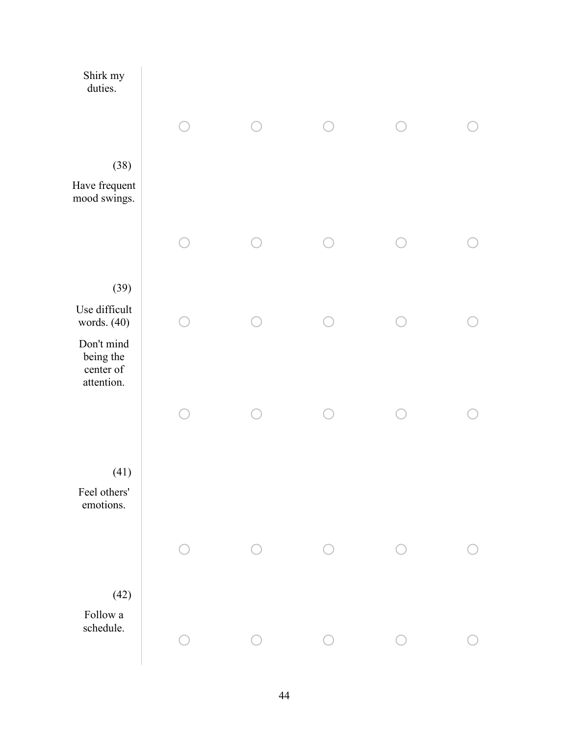| | | | | | |
|---|---|---|---|---|---|
| Shirk my duties. (38) | ○ | ○ | ○ | ○ | ○ |
| Have frequent mood swings. (39) | ○ | ○ | ○ | ○ | ○ |
| Use difficult words. (40) | ○ | ○ | ○ | ○ | ○ |
| Don't mind being the center of attention. (41) | ○ | ○ | ○ | ○ | ○ |
| Feel others' emotions. (42) | ○ | ○ | ○ | ○ | ○ |
| Follow a schedule. | ○ | ○ | ○ | ○ | ○ |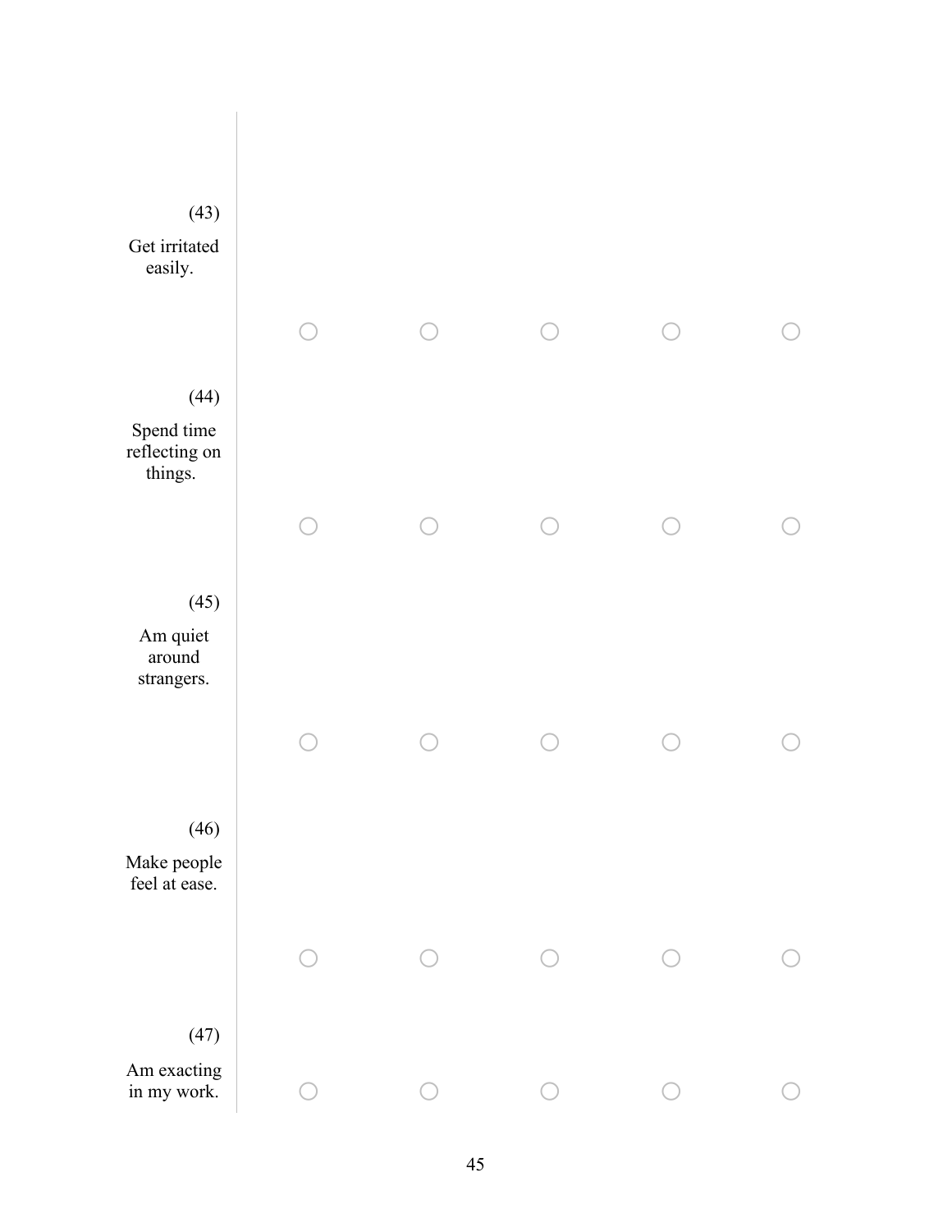| | | | | | |
|---|---|---|---|---|---|
| (43) Get irritated easily. | ○ | ○ | ○ | ○ | ○ |
| (44) Spend time reflecting on things. | ○ | ○ | ○ | ○ | ○ |
| (45) Am quiet around strangers. | ○ | ○ | ○ | ○ | ○ |
| (46) Make people feel at ease. | ○ | ○ | ○ | ○ | ○ |
| (47) Am exacting in my work. | ○ | ○ | ○ | ○ | ○ |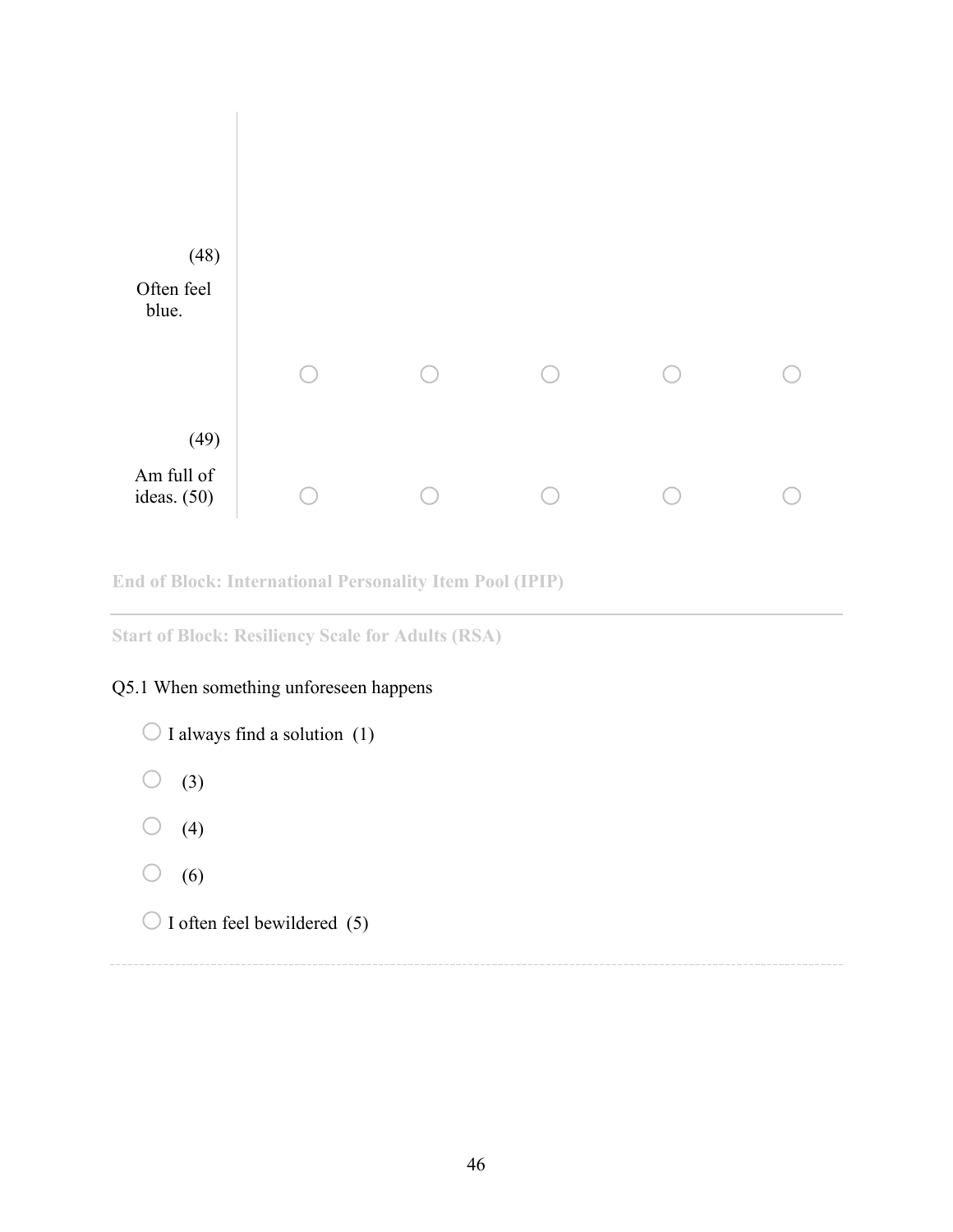| | | | | | |
|---|---|---|---|---|---|
| (48) Often feel blue. | ○ | ○ | ○ | ○ | ○ |
| (49) Am full of ideas. (50) | ○ | ○ | ○ | ○ | ○ |

**End of Block: International Personality Item Pool (IPIP)**

---

**Start of Block: Resiliency Scale for Adults (RSA)**

Q5.1 When something unforeseen happens

- ○ I always find a solution (1)
- ○ (3)
- ○ (4)
- ○ (6)
- ○ I often feel bewildered (5)

---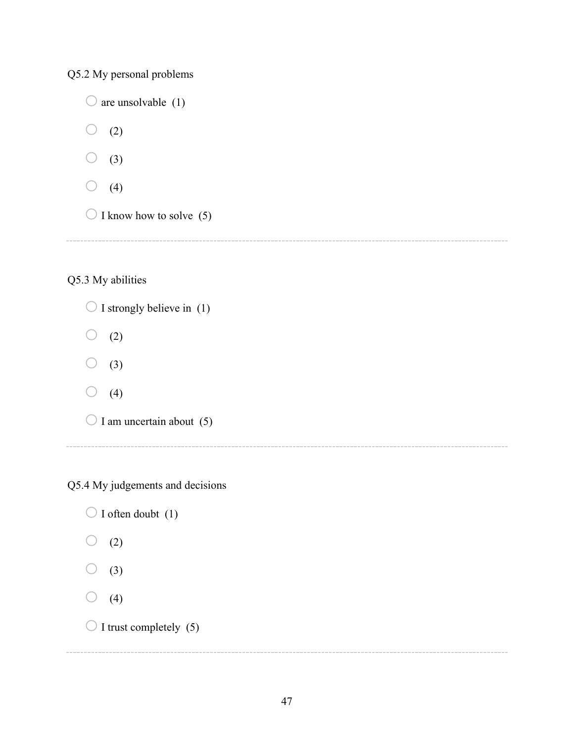Q5.2 My personal problems

- ○ are unsolvable (1)
- ○ (2)
- ○ (3)
- ○ (4)
- ○ I know how to solve (5)

---

Q5.3 My abilities

- ○ I strongly believe in (1)
- ○ (2)
- ○ (3)
- ○ (4)
- ○ I am uncertain about (5)

---

Q5.4 My judgements and decisions

- ○ I often doubt (1)
- ○ (2)
- ○ (3)
- ○ (4)
- ○ I trust completely (5)

---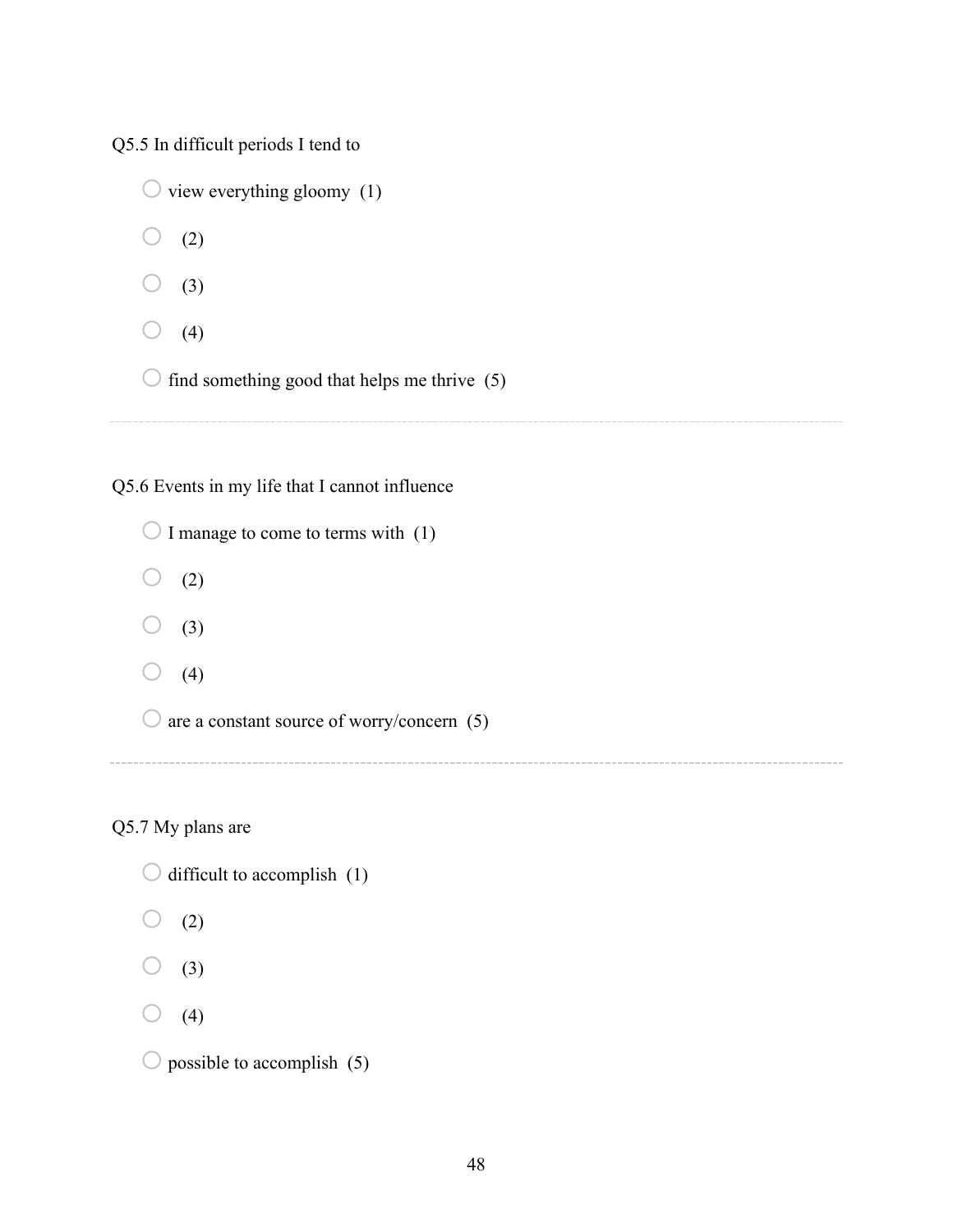Q5.5 In difficult periods I tend to

- ○ view everything gloomy (1)
- ○ (2)
- ○ (3)
- ○ (4)
- ○ find something good that helps me thrive (5)

---

Q5.6 Events in my life that I cannot influence

- ○ I manage to come to terms with (1)
- ○ (2)
- ○ (3)
- ○ (4)
- ○ are a constant source of worry/concern (5)

---

Q5.7 My plans are

- ○ difficult to accomplish (1)
- ○ (2)
- ○ (3)
- ○ (4)
- ○ possible to accomplish (5)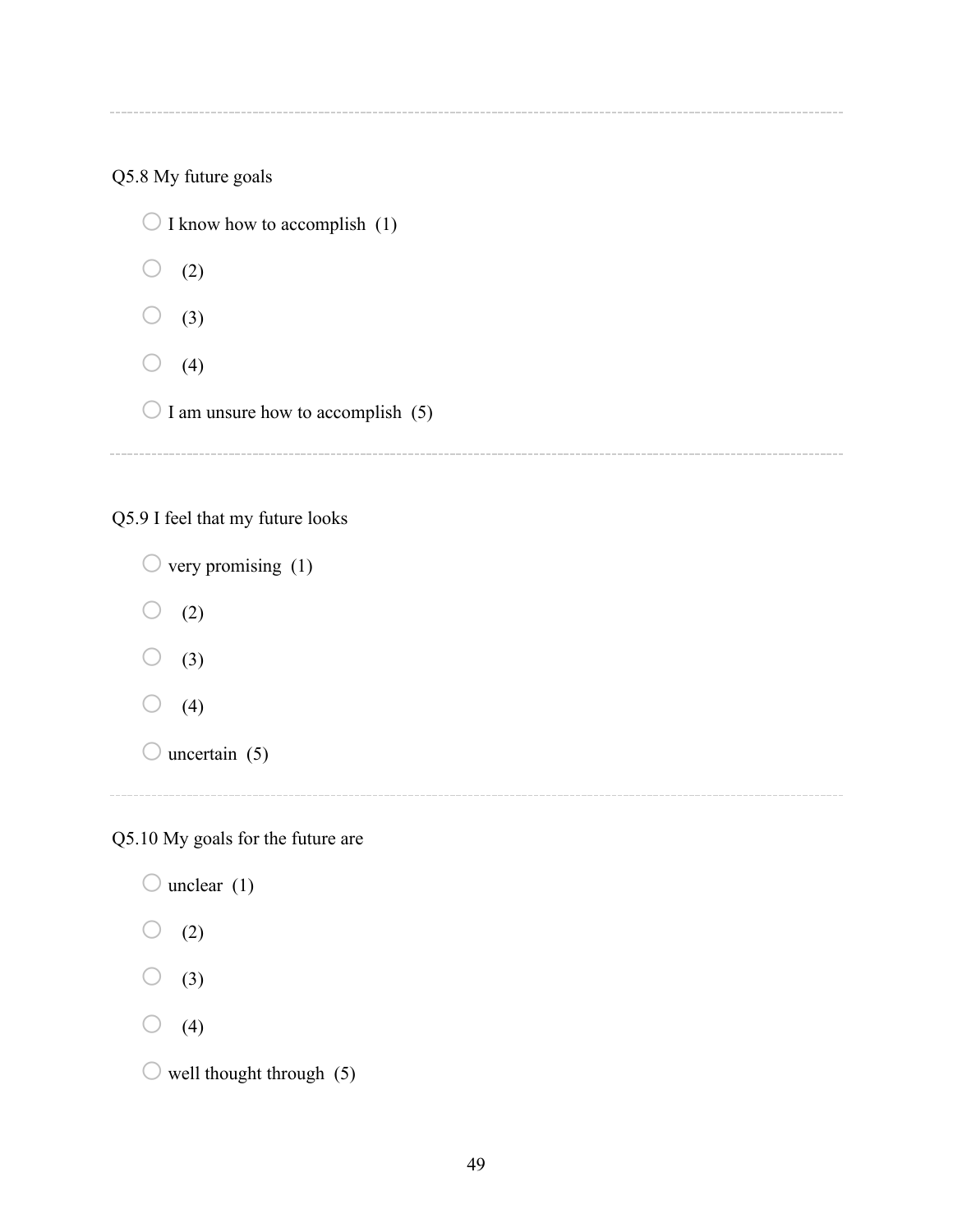---

Q5.8 My future goals

- ○ I know how to accomplish (1)
- ○ (2)
- ○ (3)
- ○ (4)
- ○ I am unsure how to accomplish (5)

---

Q5.9 I feel that my future looks

- ○ very promising (1)
- ○ (2)
- ○ (3)
- ○ (4)
- ○ uncertain (5)

---

Q5.10 My goals for the future are

- ○ unclear (1)
- ○ (2)
- ○ (3)
- ○ (4)
- ○ well thought through (5)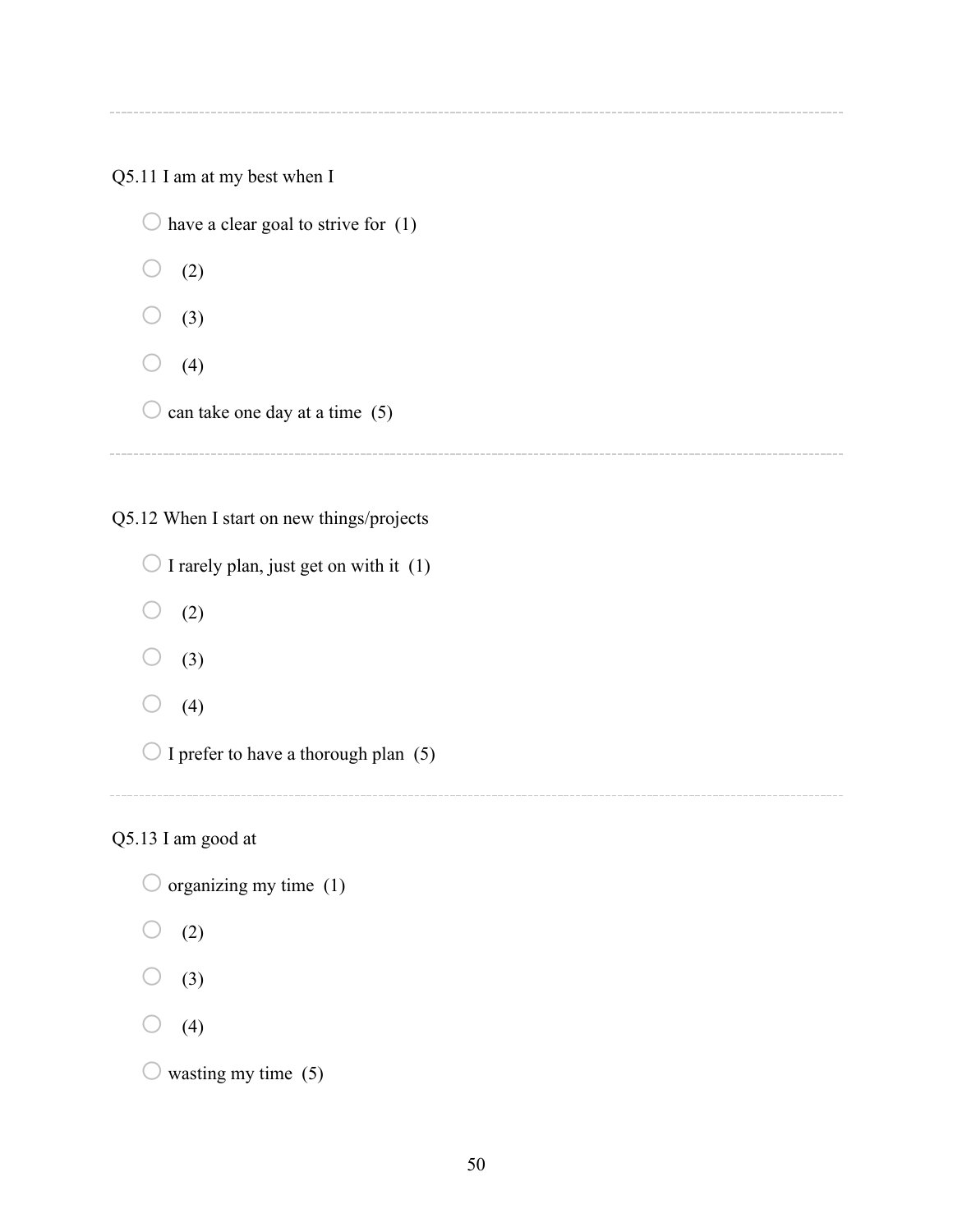---

Q5.11 I am at my best when I

- ○ have a clear goal to strive for (1)
- ○ (2)
- ○ (3)
- ○ (4)
- ○ can take one day at a time (5)

---

Q5.12 When I start on new things/projects

- ○ I rarely plan, just get on with it (1)
- ○ (2)
- ○ (3)
- ○ (4)
- ○ I prefer to have a thorough plan (5)

---

Q5.13 I am good at

- ○ organizing my time (1)
- ○ (2)
- ○ (3)
- ○ (4)
- ○ wasting my time (5)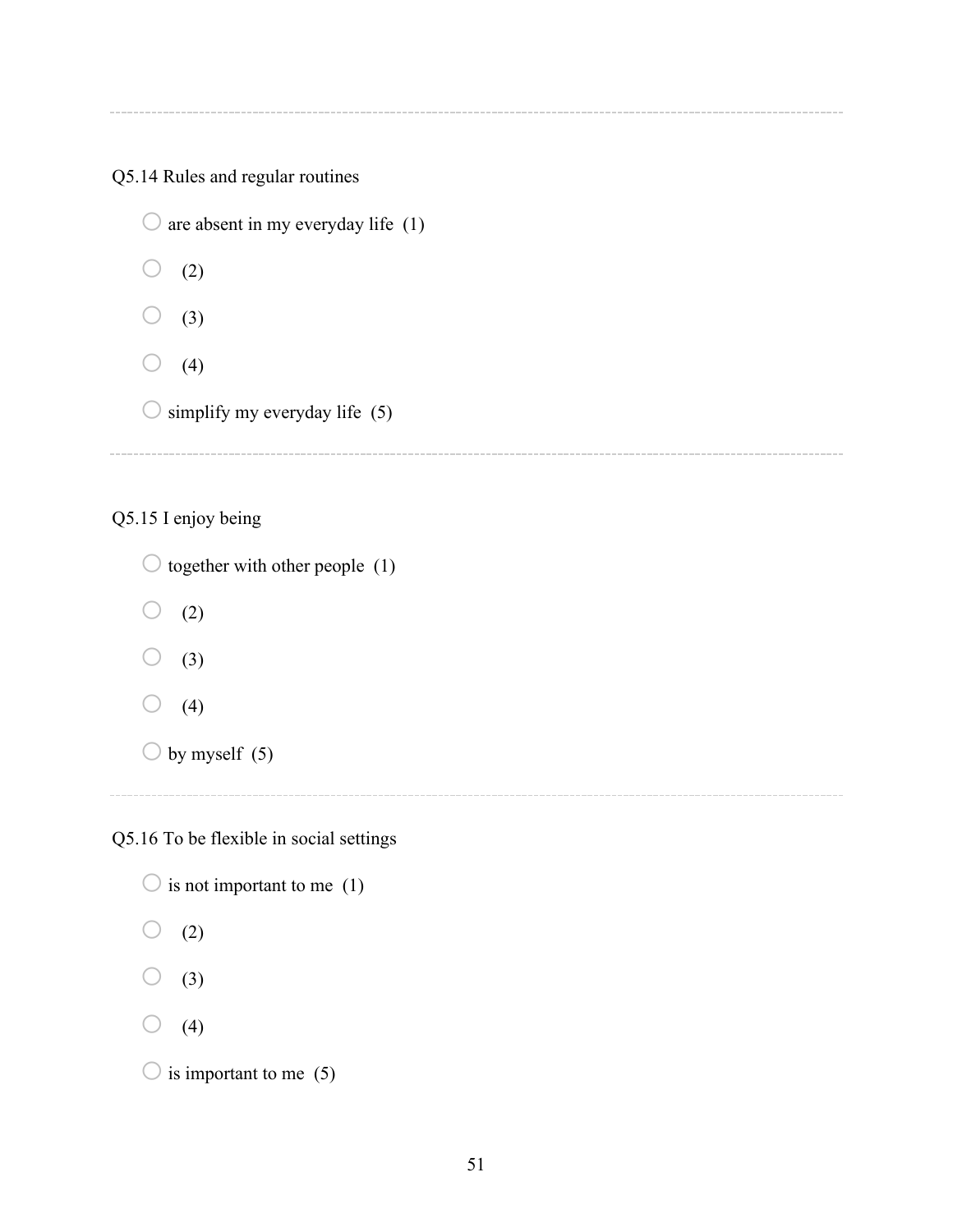Q5.14 Rules and regular routines

- are absent in my everyday life (1)
- (2)
- (3)
- (4)
- simplify my everyday life (5)

---

Q5.15 I enjoy being

- together with other people (1)
- (2)
- (3)
- (4)
- by myself (5)

---

Q5.16 To be flexible in social settings

- is not important to me (1)
- (2)
- (3)
- (4)
- is important to me (5)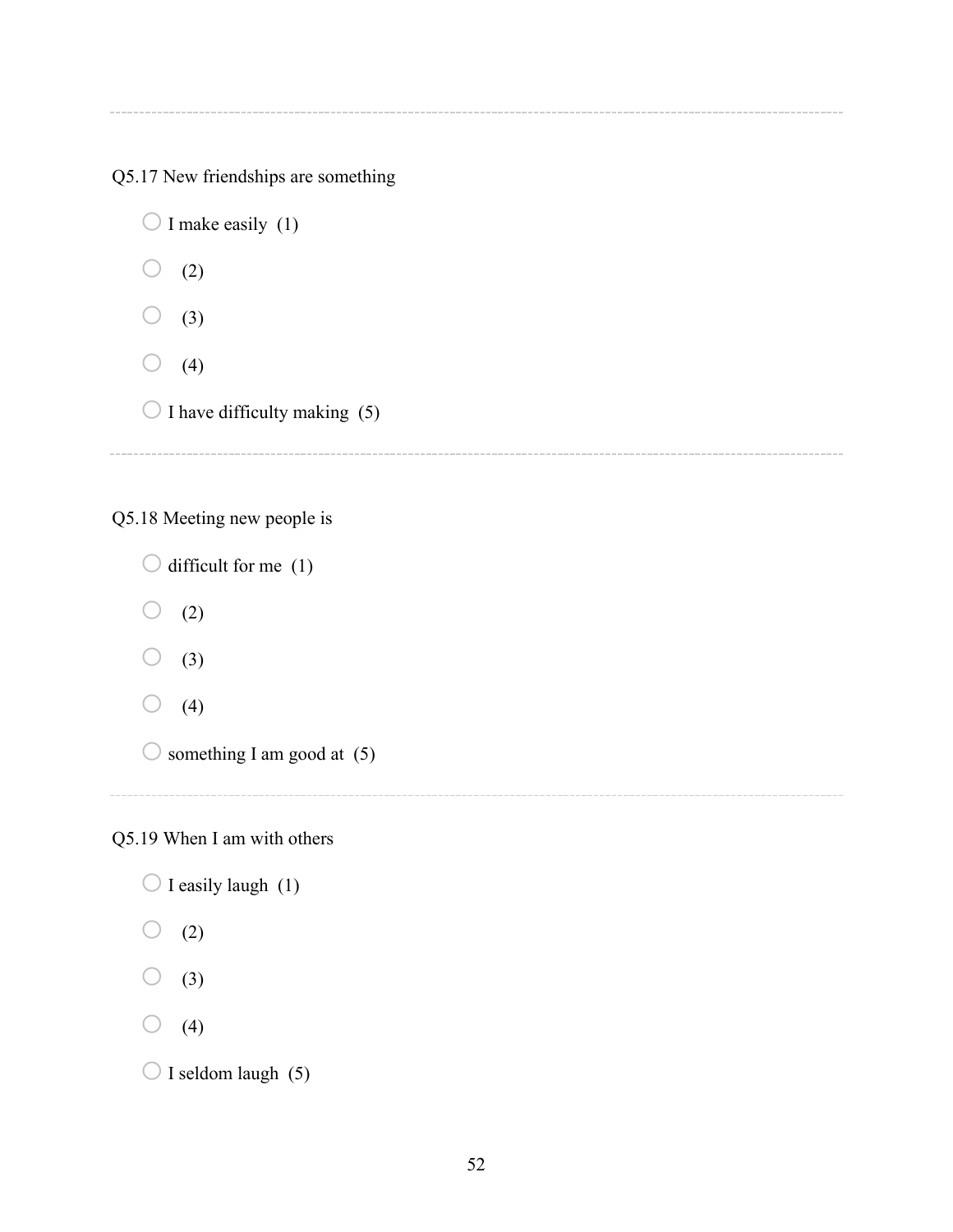---

Q5.17 New friendships are something

- ○ I make easily (1)
- ○ (2)
- ○ (3)
- ○ (4)
- ○ I have difficulty making (5)

---

Q5.18 Meeting new people is

- ○ difficult for me (1)
- ○ (2)
- ○ (3)
- ○ (4)
- ○ something I am good at (5)

---

Q5.19 When I am with others

- ○ I easily laugh (1)
- ○ (2)
- ○ (3)
- ○ (4)
- ○ I seldom laugh (5)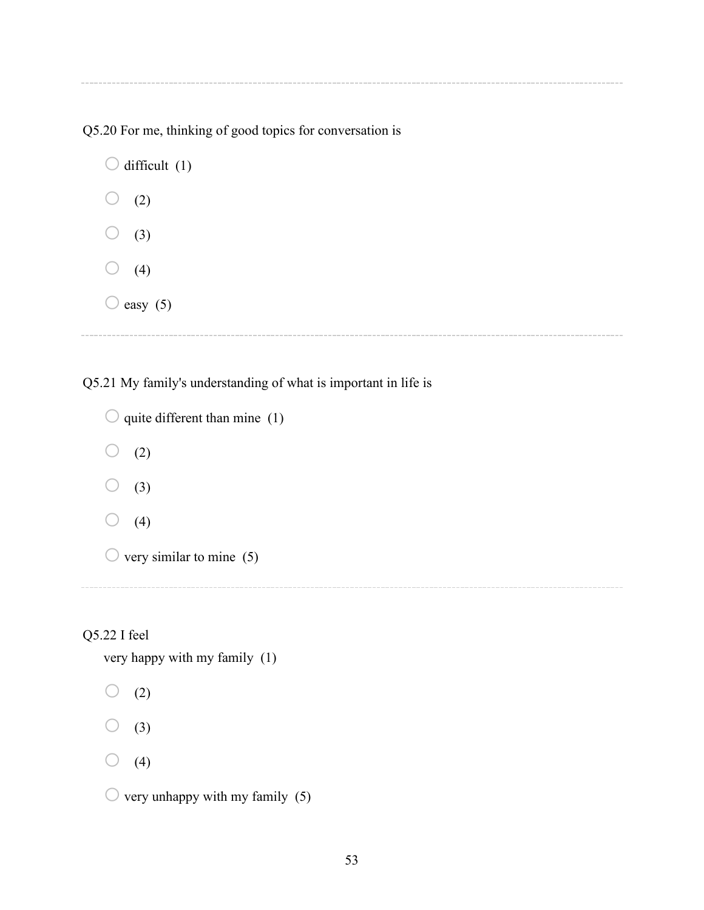---

Q5.20 For me, thinking of good topics for conversation is

- ○ difficult (1)
- ○ (2)
- ○ (3)
- ○ (4)
- ○ easy (5)

---

Q5.21 My family's understanding of what is important in life is

- ○ quite different than mine (1)
- ○ (2)
- ○ (3)
- ○ (4)
- ○ very similar to mine (5)

---

Q5.22 I feel

very happy with my family (1)

- ○ (2)
- ○ (3)
- ○ (4)
- ○ very unhappy with my family (5)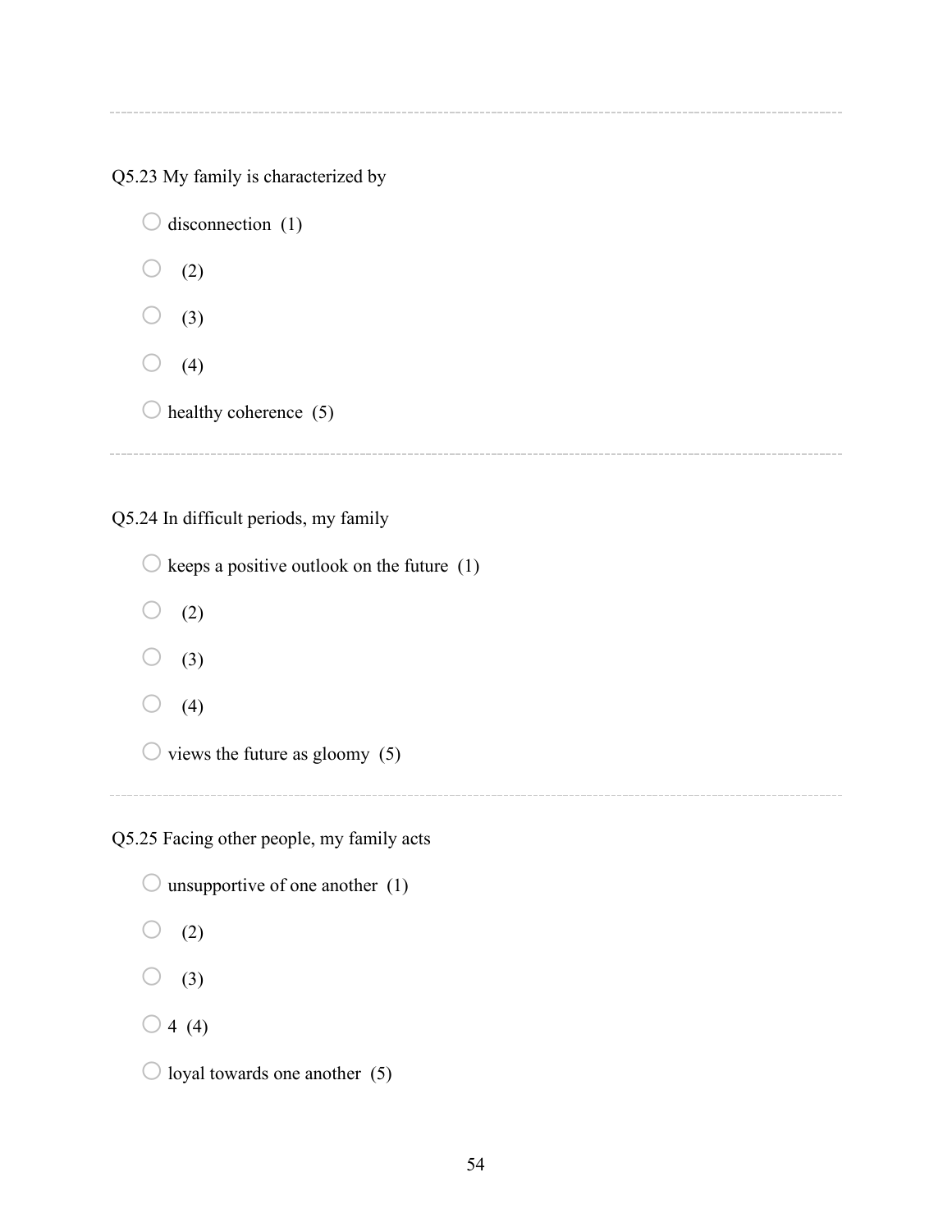Q5.23 My family is characterized by

- ○ disconnection (1)
- ○ (2)
- ○ (3)
- ○ (4)
- ○ healthy coherence (5)

---

Q5.24 In difficult periods, my family

- ○ keeps a positive outlook on the future (1)
- ○ (2)
- ○ (3)
- ○ (4)
- ○ views the future as gloomy (5)

---

Q5.25 Facing other people, my family acts

- ○ unsupportive of one another (1)
- ○ (2)
- ○ (3)
- ○ 4 (4)
- ○ loyal towards one another (5)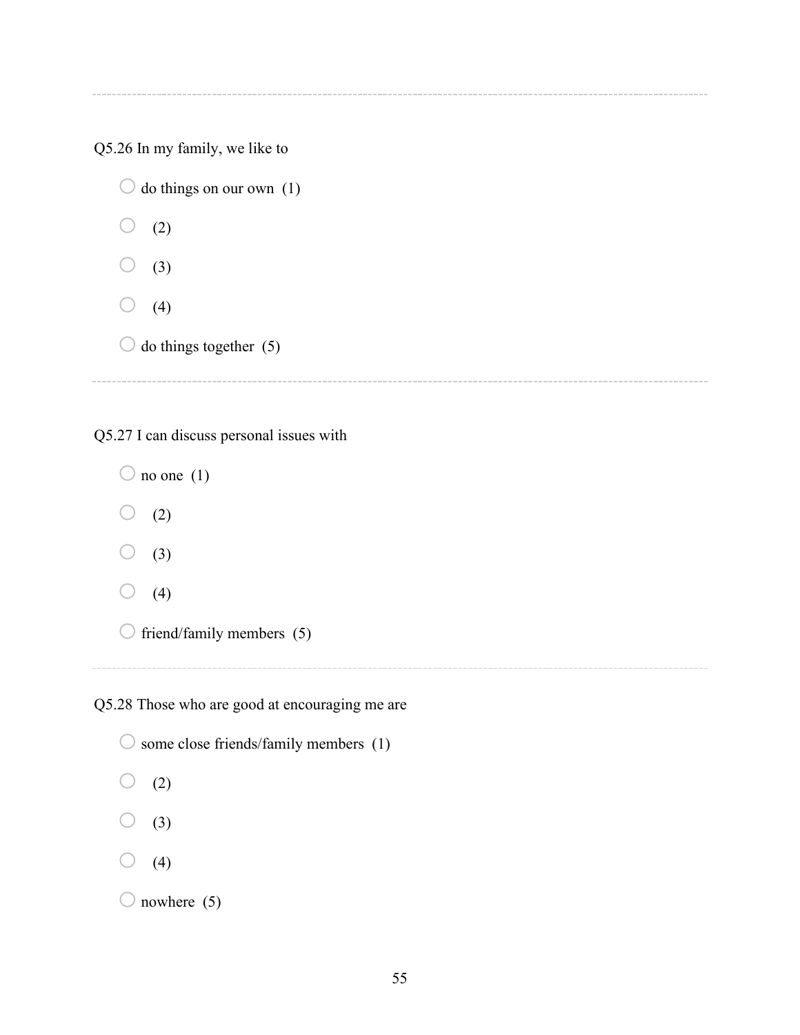---

Q5.26 In my family, we like to

- ○ do things on our own (1)
- ○ (2)
- ○ (3)
- ○ (4)
- ○ do things together (5)

---

Q5.27 I can discuss personal issues with

- ○ no one (1)
- ○ (2)
- ○ (3)
- ○ (4)
- ○ friend/family members (5)

---

Q5.28 Those who are good at encouraging me are

- ○ some close friends/family members (1)
- ○ (2)
- ○ (3)
- ○ (4)
- ○ nowhere (5)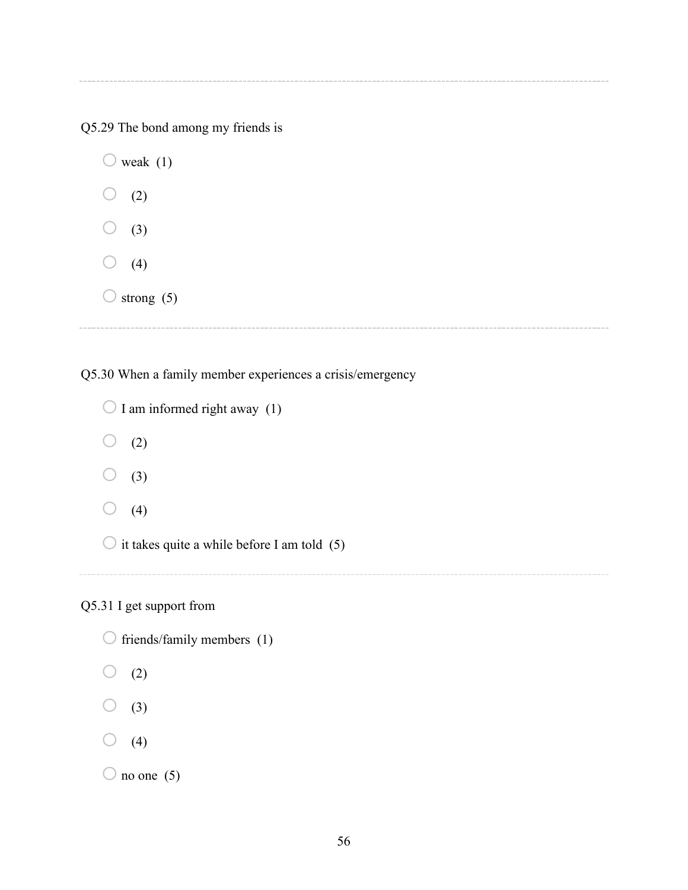---

Q5.29 The bond among my friends is

- ○ weak (1)
- ○ (2)
- ○ (3)
- ○ (4)
- ○ strong (5)

---

Q5.30 When a family member experiences a crisis/emergency

- ○ I am informed right away (1)
- ○ (2)
- ○ (3)
- ○ (4)
- ○ it takes quite a while before I am told (5)

---

Q5.31 I get support from

- ○ friends/family members (1)
- ○ (2)
- ○ (3)
- ○ (4)
- ○ no one (5)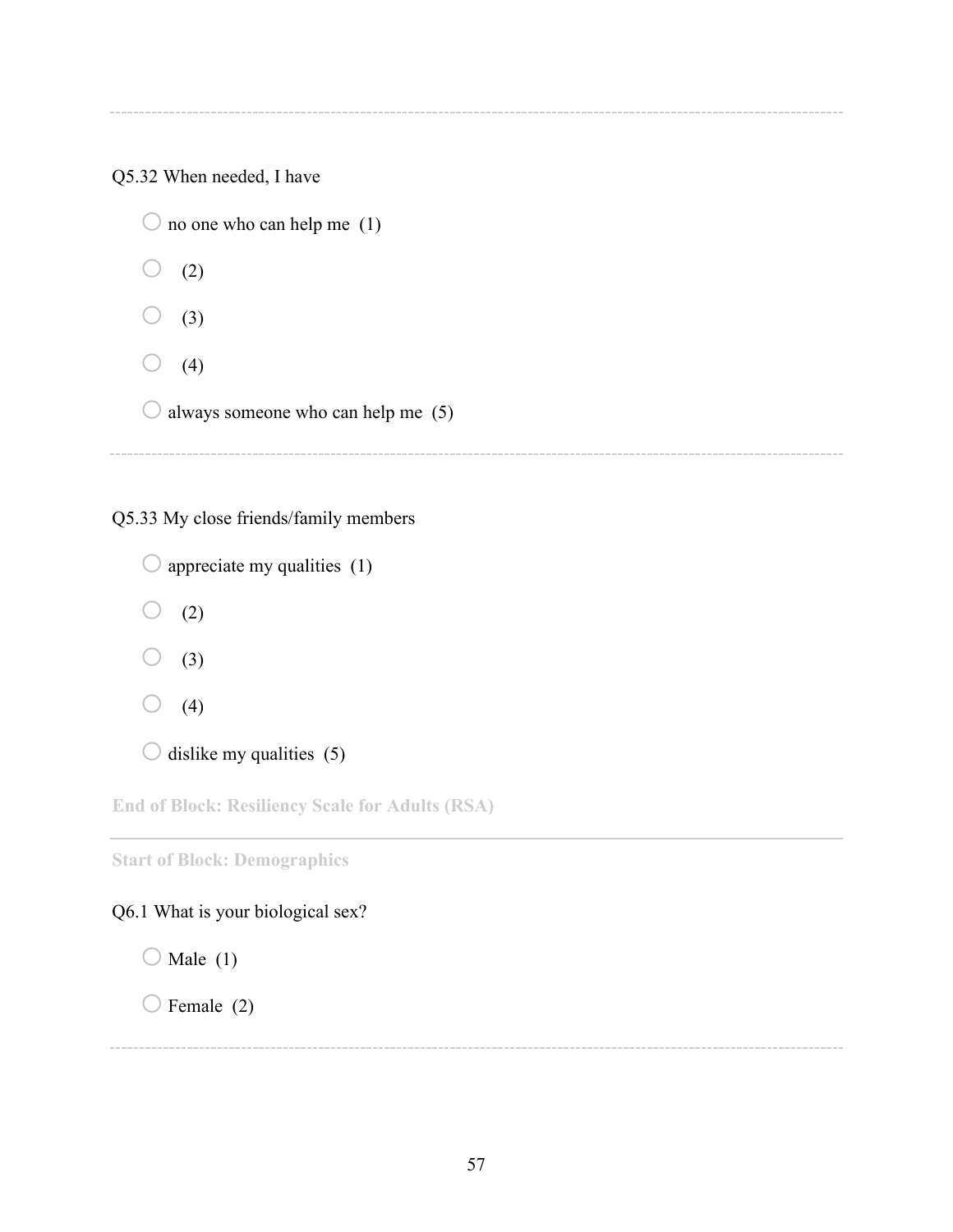Q5.32 When needed, I have

- ○ no one who can help me (1)
- ○ (2)
- ○ (3)
- ○ (4)
- ○ always someone who can help me (5)

---

Q5.33 My close friends/family members

- ○ appreciate my qualities (1)
- ○ (2)
- ○ (3)
- ○ (4)
- ○ dislike my qualities (5)

**End of Block: Resiliency Scale for Adults (RSA)**

---

**Start of Block: Demographics**

Q6.1 What is your biological sex?

- ○ Male (1)
- ○ Female (2)

---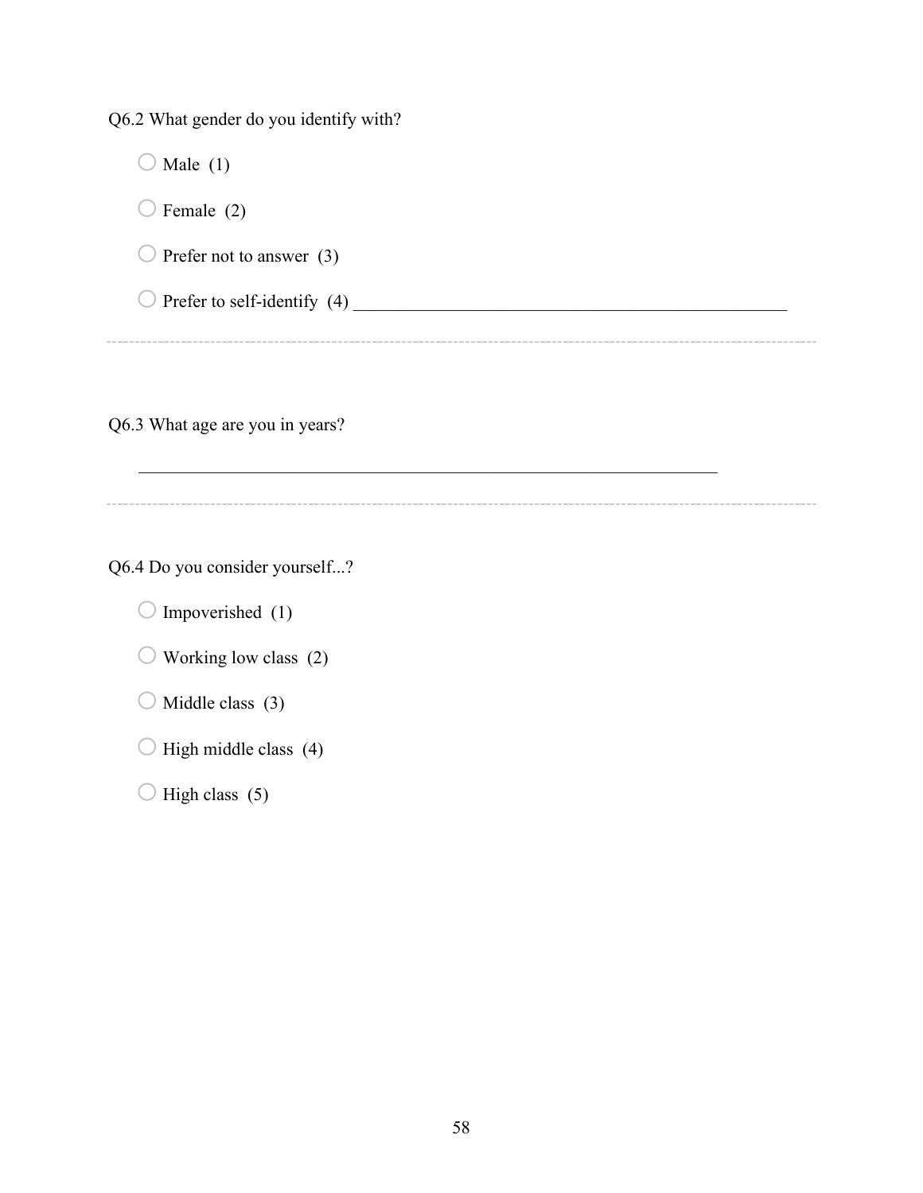Q6.2 What gender do you identify with?

- ○ Male (1)
- ○ Female (2)
- ○ Prefer not to answer (3)
- ○ Prefer to self-identify (4) ________________________________________________

---

Q6.3 What age are you in years?

________________________________________________________________

---

Q6.4 Do you consider yourself...?

- ○ Impoverished (1)
- ○ Working low class (2)
- ○ Middle class (3)
- ○ High middle class (4)
- ○ High class (5)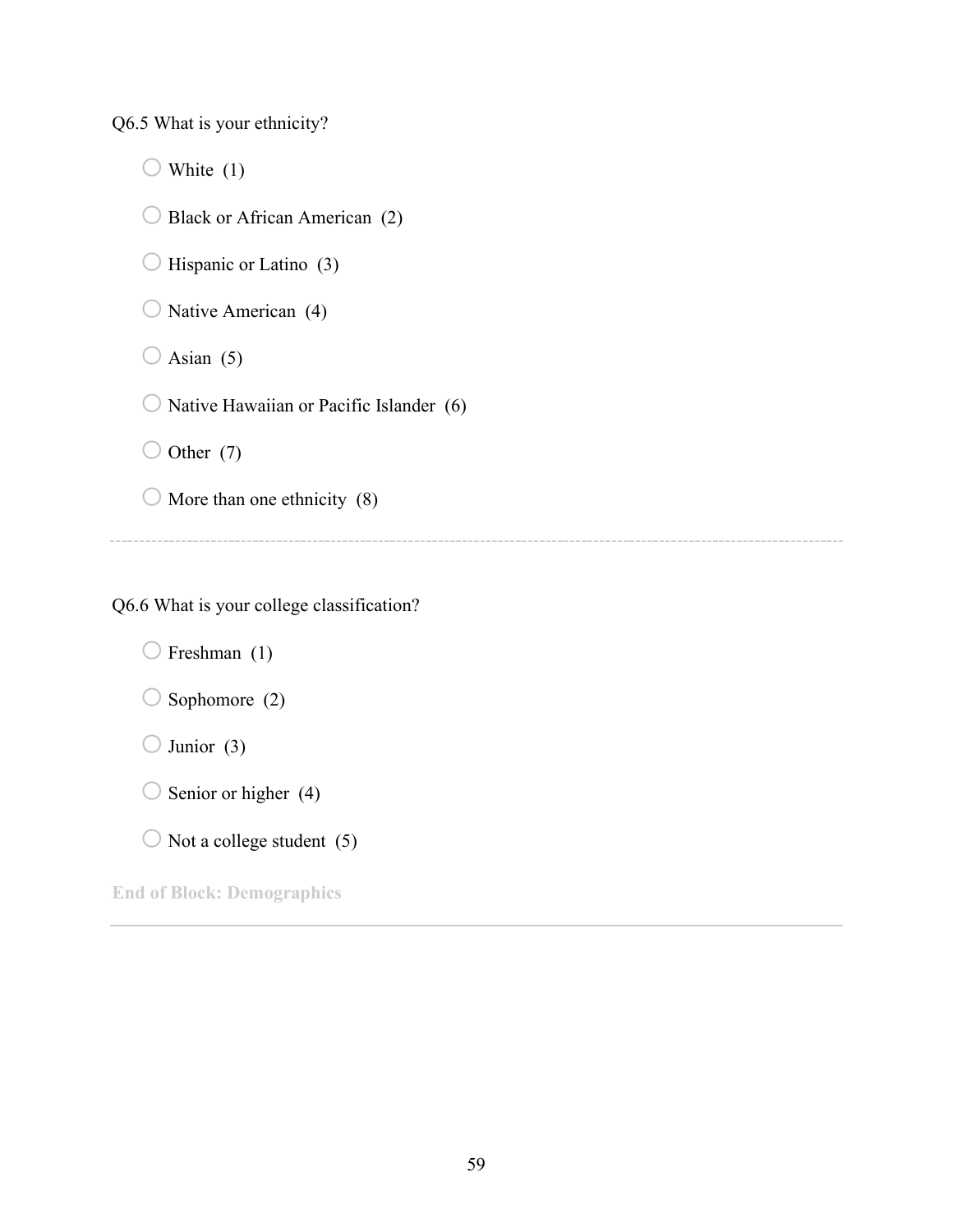Q6.5 What is your ethnicity?

- White (1)
- Black or African American (2)
- Hispanic or Latino (3)
- Native American (4)
- Asian (5)
- Native Hawaiian or Pacific Islander (6)
- Other (7)
- More than one ethnicity (8)

---

Q6.6 What is your college classification?

- Freshman (1)
- Sophomore (2)
- Junior (3)
- Senior or higher (4)
- Not a college student (5)

**End of Block: Demographics**